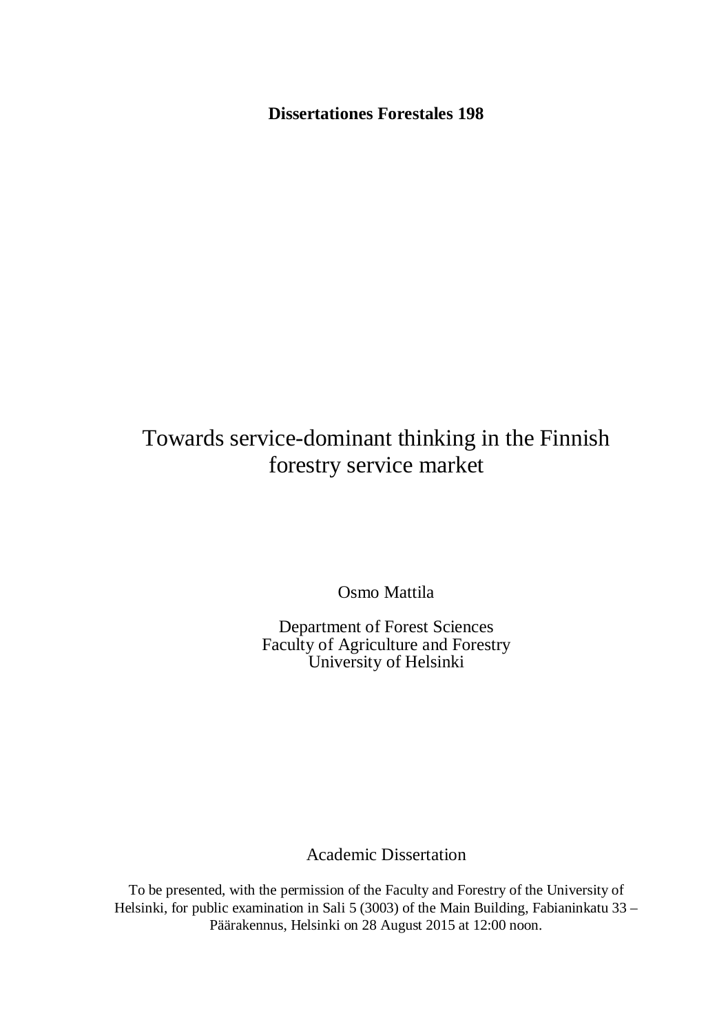**Dissertationes Forestales 198**

# Towards service-dominant thinking in the Finnish forestry service market

Osmo Mattila

Department of Forest Sciences
Faculty of Agriculture and Forestry
University of Helsinki

Academic Dissertation

To be presented, with the permission of the Faculty and Forestry of the University of Helsinki, for public examination in Sali 5 (3003) of the Main Building, Fabianinkatu 33 – Päärakennus, Helsinki on 28 August 2015 at 12:00 noon.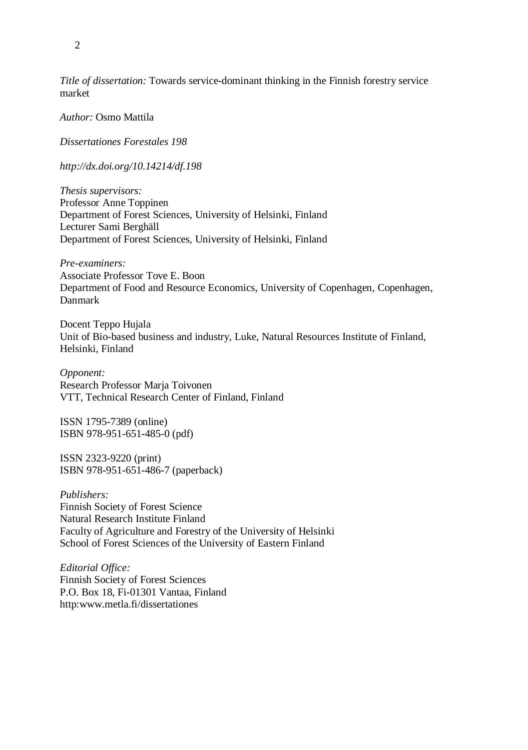*Title of dissertation:* Towards service-dominant thinking in the Finnish forestry service market

*Author:* Osmo Mattila

*Dissertationes Forestales 198*

*http://dx.doi.org/10.14214/df.198*

*Thesis supervisors:*
Professor Anne Toppinen
Department of Forest Sciences, University of Helsinki, Finland
Lecturer Sami Berghäll
Department of Forest Sciences, University of Helsinki, Finland

*Pre-examiners:*
Associate Professor Tove E. Boon
Department of Food and Resource Economics, University of Copenhagen, Copenhagen, Danmark

Docent Teppo Hujala
Unit of Bio-based business and industry, Luke, Natural Resources Institute of Finland, Helsinki, Finland

*Opponent:*
Research Professor Marja Toivonen
VTT, Technical Research Center of Finland, Finland

ISSN 1795-7389 (online)
ISBN 978-951-651-485-0 (pdf)

ISSN 2323-9220 (print)
ISBN 978-951-651-486-7 (paperback)

*Publishers:*
Finnish Society of Forest Science
Natural Research Institute Finland
Faculty of Agriculture and Forestry of the University of Helsinki
School of Forest Sciences of the University of Eastern Finland

*Editorial Office:*
Finnish Society of Forest Sciences
P.O. Box 18, Fi-01301 Vantaa, Finland
http:www.metla.fi/dissertationes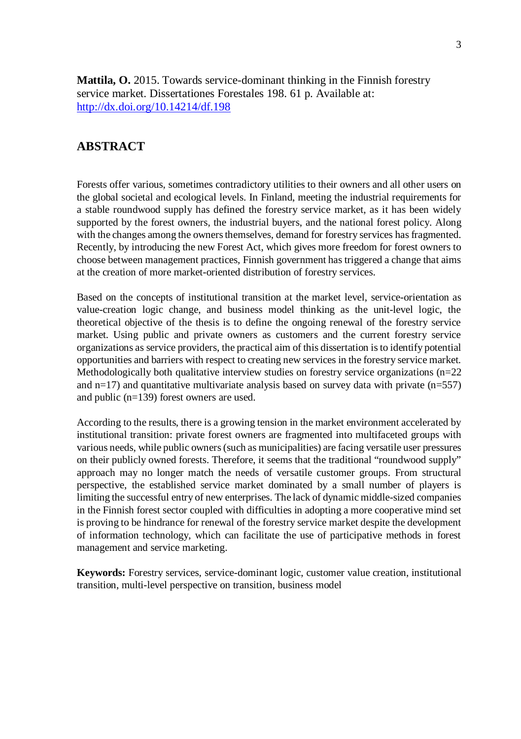**Mattila, O.** 2015. Towards service-dominant thinking in the Finnish forestry service market. Dissertationes Forestales 198. 61 p. Available at: http://dx.doi.org/10.14214/df.198

## ABSTRACT

Forests offer various, sometimes contradictory utilities to their owners and all other users on the global societal and ecological levels. In Finland, meeting the industrial requirements for a stable roundwood supply has defined the forestry service market, as it has been widely supported by the forest owners, the industrial buyers, and the national forest policy. Along with the changes among the owners themselves, demand for forestry services has fragmented. Recently, by introducing the new Forest Act, which gives more freedom for forest owners to choose between management practices, Finnish government has triggered a change that aims at the creation of more market-oriented distribution of forestry services.

Based on the concepts of institutional transition at the market level, service-orientation as value-creation logic change, and business model thinking as the unit-level logic, the theoretical objective of the thesis is to define the ongoing renewal of the forestry service market. Using public and private owners as customers and the current forestry service organizations as service providers, the practical aim of this dissertation is to identify potential opportunities and barriers with respect to creating new services in the forestry service market. Methodologically both qualitative interview studies on forestry service organizations (n=22 and n=17) and quantitative multivariate analysis based on survey data with private (n=557) and public (n=139) forest owners are used.

According to the results, there is a growing tension in the market environment accelerated by institutional transition: private forest owners are fragmented into multifaceted groups with various needs, while public owners (such as municipalities) are facing versatile user pressures on their publicly owned forests. Therefore, it seems that the traditional "roundwood supply" approach may no longer match the needs of versatile customer groups. From structural perspective, the established service market dominated by a small number of players is limiting the successful entry of new enterprises. The lack of dynamic middle-sized companies in the Finnish forest sector coupled with difficulties in adopting a more cooperative mind set is proving to be hindrance for renewal of the forestry service market despite the development of information technology, which can facilitate the use of participative methods in forest management and service marketing.

**Keywords:** Forestry services, service-dominant logic, customer value creation, institutional transition, multi-level perspective on transition, business model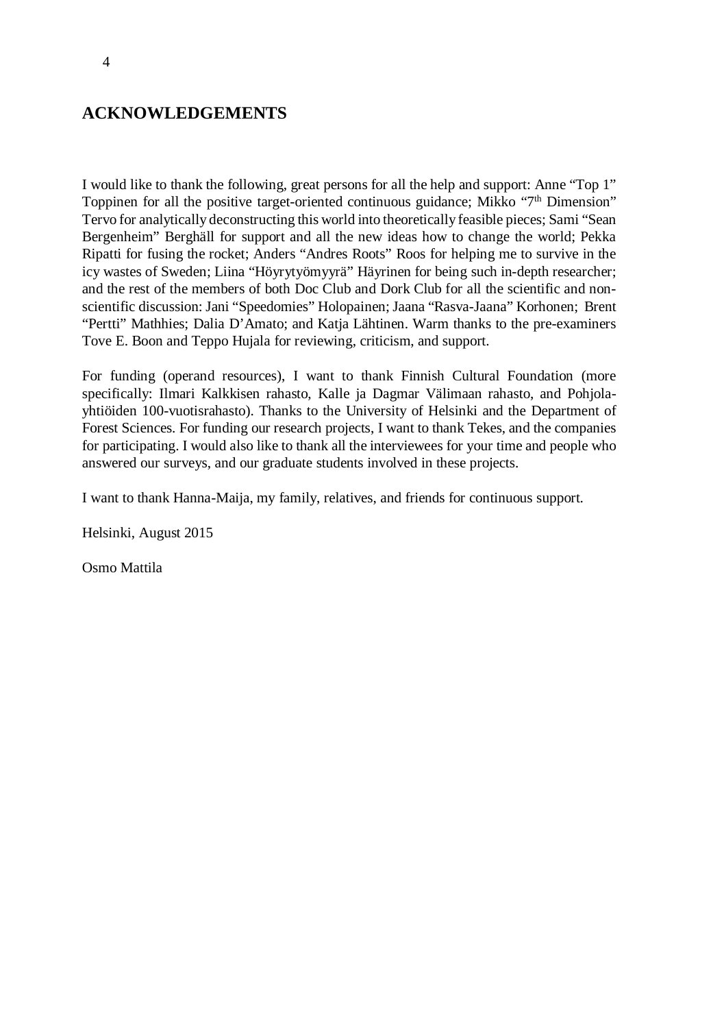# ACKNOWLEDGEMENTS

I would like to thank the following, great persons for all the help and support: Anne "Top 1" Toppinen for all the positive target-oriented continuous guidance; Mikko "7th Dimension" Tervo for analytically deconstructing this world into theoretically feasible pieces; Sami "Sean Bergenheim" Berghäll for support and all the new ideas how to change the world; Pekka Ripatti for fusing the rocket; Anders "Andres Roots" Roos for helping me to survive in the icy wastes of Sweden; Liina "Höyrytyömyyrä" Häyrinen for being such in-depth researcher; and the rest of the members of both Doc Club and Dork Club for all the scientific and non-scientific discussion: Jani "Speedomies" Holopainen; Jaana "Rasva-Jaana" Korhonen; Brent "Pertti" Mathhies; Dalia D'Amato; and Katja Lähtinen. Warm thanks to the pre-examiners Tove E. Boon and Teppo Hujala for reviewing, criticism, and support.

For funding (operand resources), I want to thank Finnish Cultural Foundation (more specifically: Ilmari Kalkkisen rahasto, Kalle ja Dagmar Välimaan rahasto, and Pohjola-yhtiöiden 100-vuotisrahasto). Thanks to the University of Helsinki and the Department of Forest Sciences. For funding our research projects, I want to thank Tekes, and the companies for participating. I would also like to thank all the interviewees for your time and people who answered our surveys, and our graduate students involved in these projects.

I want to thank Hanna-Maija, my family, relatives, and friends for continuous support.

Helsinki, August 2015

Osmo Mattila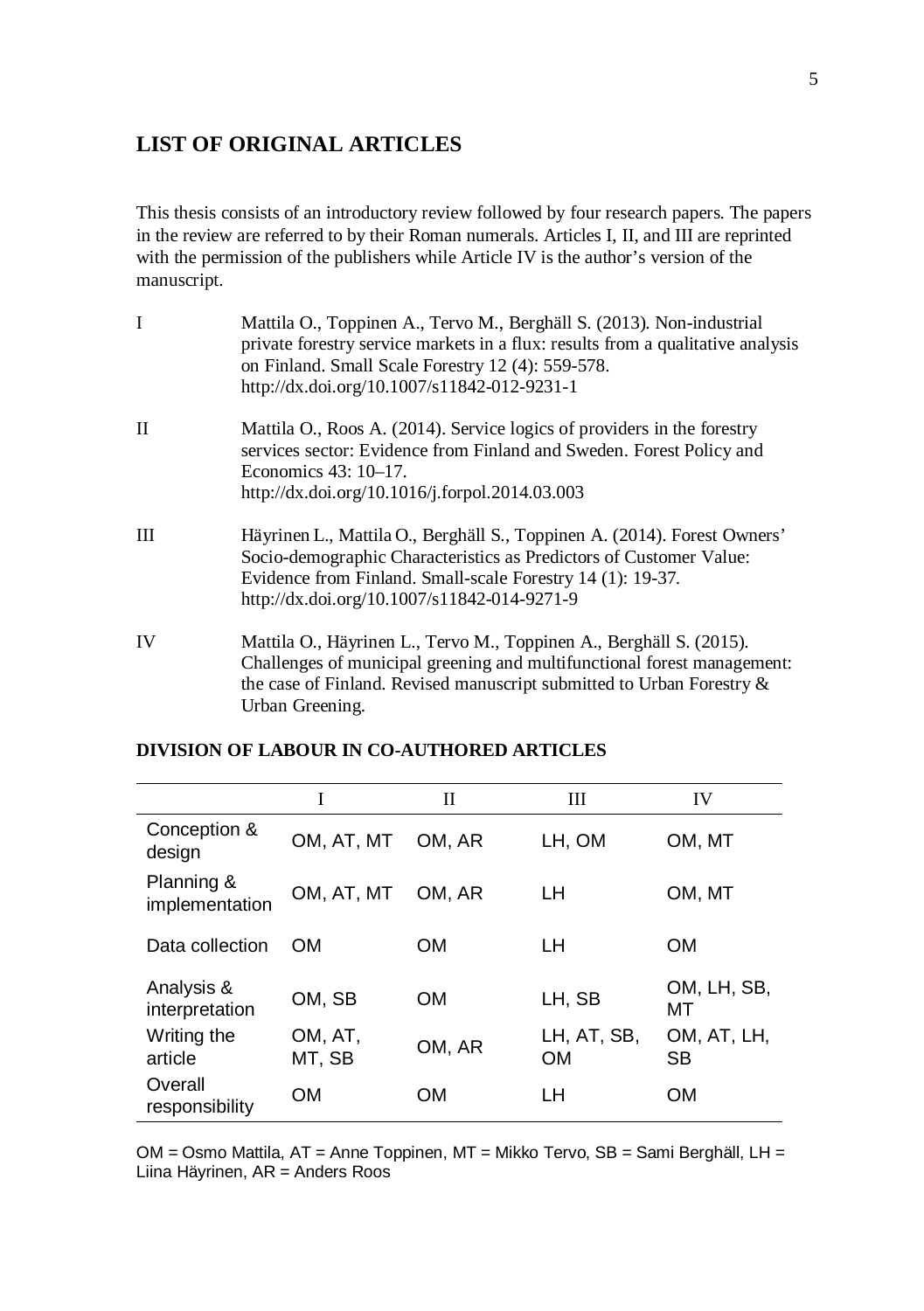## LIST OF ORIGINAL ARTICLES

This thesis consists of an introductory review followed by four research papers. The papers in the review are referred to by their Roman numerals. Articles I, II, and III are reprinted with the permission of the publishers while Article IV is the author's version of the manuscript.

I Mattila O., Toppinen A., Tervo M., Berghäll S. (2013). Non-industrial private forestry service markets in a flux: results from a qualitative analysis on Finland. Small Scale Forestry 12 (4): 559-578. http://dx.doi.org/10.1007/s11842-012-9231-1

II Mattila O., Roos A. (2014). Service logics of providers in the forestry services sector: Evidence from Finland and Sweden. Forest Policy and Economics 43: 10–17. http://dx.doi.org/10.1016/j.forpol.2014.03.003

III Häyrinen L., Mattila O., Berghäll S., Toppinen A. (2014). Forest Owners' Socio-demographic Characteristics as Predictors of Customer Value: Evidence from Finland. Small-scale Forestry 14 (1): 19-37. http://dx.doi.org/10.1007/s11842-014-9271-9

IV Mattila O., Häyrinen L., Tervo M., Toppinen A., Berghäll S. (2015). Challenges of municipal greening and multifunctional forest management: the case of Finland. Revised manuscript submitted to Urban Forestry & Urban Greening.

### DIVISION OF LABOUR IN CO-AUTHORED ARTICLES

| | I | II | III | IV |
|---|---|---|---|---|
| Conception & design | OM, AT, MT | OM, AR | LH, OM | OM, MT |
| Planning & implementation | OM, AT, MT | OM, AR | LH | OM, MT |
| Data collection | OM | OM | LH | OM |
| Analysis & interpretation | OM, SB | OM | LH, SB | OM, LH, SB, MT |
| Writing the article | OM, AT, MT, SB | OM, AR | LH, AT, SB, OM | OM, AT, LH, SB |
| Overall responsibility | OM | OM | LH | OM |

OM = Osmo Mattila, AT = Anne Toppinen, MT = Mikko Tervo, SB = Sami Berghäll, LH = Liina Häyrinen, AR = Anders Roos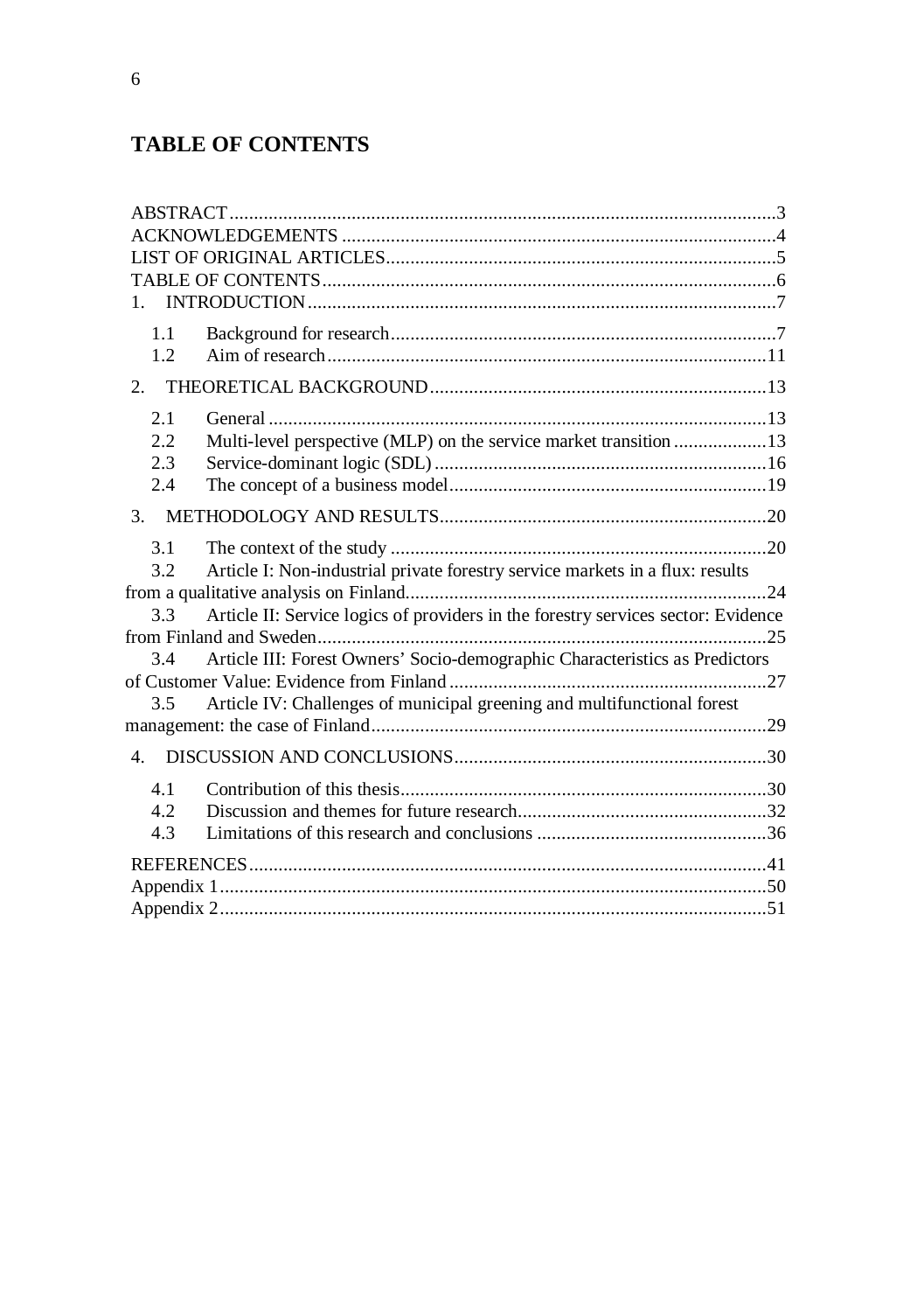# TABLE OF CONTENTS

ABSTRACT ........................................................................................................... 3
ACKNOWLEDGEMENTS ...................................................................................... 4
LIST OF ORIGINAL ARTICLES ........................................................................... 5
TABLE OF CONTENTS ......................................................................................... 6
1. INTRODUCTION ............................................................................................... 7
- 1.1 Background for research ................................................................................ 7
- 1.2 Aim of research ............................................................................................. 11

2. THEORETICAL BACKGROUND ...................................................................... 13
- 2.1 General .......................................................................................................... 13
- 2.2 Multi-level perspective (MLP) on the service market transition ................... 13
- 2.3 Service-dominant logic (SDL) ....................................................................... 16
- 2.4 The concept of a business model ................................................................... 19

3. METHODOLOGY AND RESULTS ................................................................... 20
- 3.1 The context of the study ................................................................................. 20
- 3.2 Article I: Non-industrial private forestry service markets in a flux: results from a qualitative analysis on Finland ........................................................................... 24
- 3.3 Article II: Service logics of providers in the forestry services sector: Evidence from Finland and Sweden ............................................................................... 25
- 3.4 Article III: Forest Owners' Socio-demographic Characteristics as Predictors of Customer Value: Evidence from Finland ................................................................. 27
- 3.5 Article IV: Challenges of municipal greening and multifunctional forest management: the case of Finland ............................................................................ 29

4. DISCUSSION AND CONCLUSIONS ................................................................ 30
- 4.1 Contribution of this thesis .............................................................................. 30
- 4.2 Discussion and themes for future research ..................................................... 32
- 4.3 Limitations of this research and conclusions ................................................. 36

REFERENCES ........................................................................................................ 41
Appendix 1 .............................................................................................................. 50
Appendix 2 .............................................................................................................. 51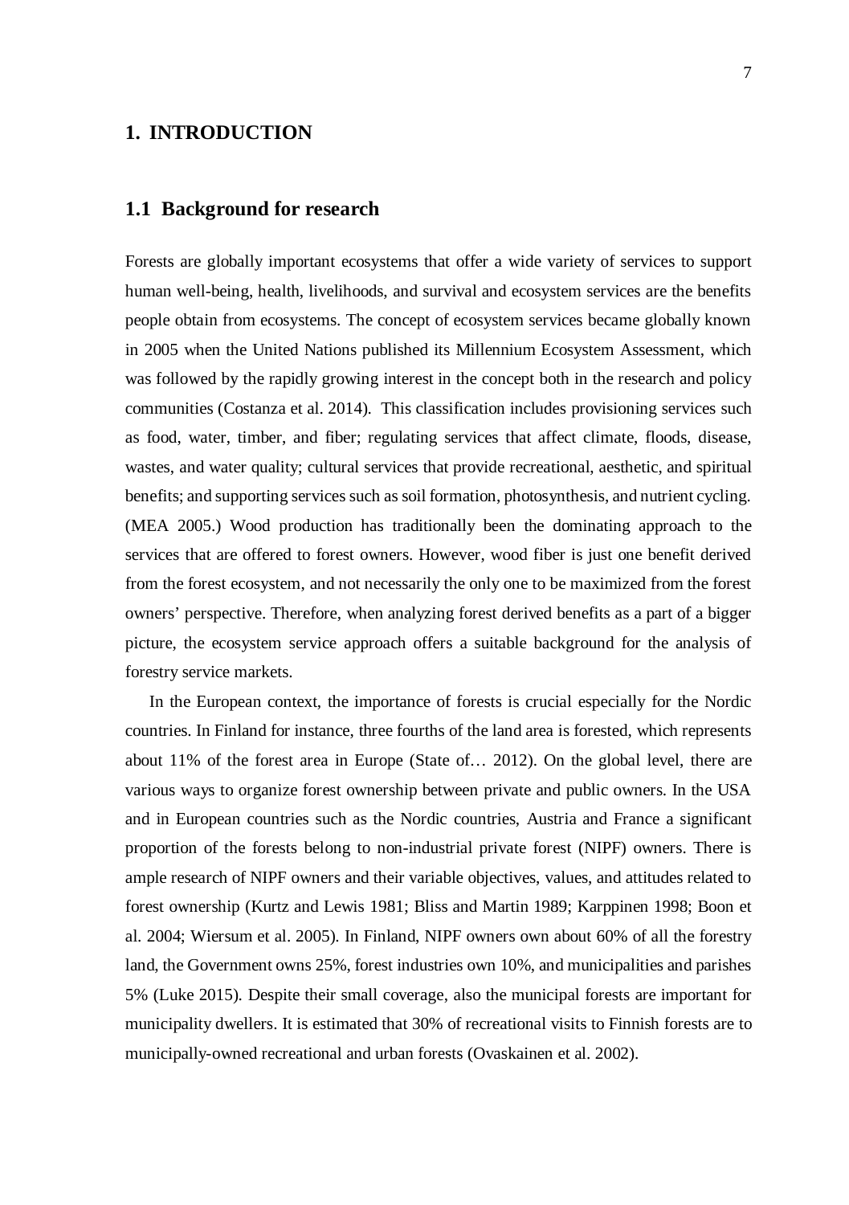# 1. INTRODUCTION

## 1.1 Background for research

Forests are globally important ecosystems that offer a wide variety of services to support human well-being, health, livelihoods, and survival and ecosystem services are the benefits people obtain from ecosystems. The concept of ecosystem services became globally known in 2005 when the United Nations published its Millennium Ecosystem Assessment, which was followed by the rapidly growing interest in the concept both in the research and policy communities (Costanza et al. 2014). This classification includes provisioning services such as food, water, timber, and fiber; regulating services that affect climate, floods, disease, wastes, and water quality; cultural services that provide recreational, aesthetic, and spiritual benefits; and supporting services such as soil formation, photosynthesis, and nutrient cycling. (MEA 2005.) Wood production has traditionally been the dominating approach to the services that are offered to forest owners. However, wood fiber is just one benefit derived from the forest ecosystem, and not necessarily the only one to be maximized from the forest owners' perspective. Therefore, when analyzing forest derived benefits as a part of a bigger picture, the ecosystem service approach offers a suitable background for the analysis of forestry service markets.

In the European context, the importance of forests is crucial especially for the Nordic countries. In Finland for instance, three fourths of the land area is forested, which represents about 11% of the forest area in Europe (State of… 2012). On the global level, there are various ways to organize forest ownership between private and public owners. In the USA and in European countries such as the Nordic countries, Austria and France a significant proportion of the forests belong to non-industrial private forest (NIPF) owners. There is ample research of NIPF owners and their variable objectives, values, and attitudes related to forest ownership (Kurtz and Lewis 1981; Bliss and Martin 1989; Karppinen 1998; Boon et al. 2004; Wiersum et al. 2005). In Finland, NIPF owners own about 60% of all the forestry land, the Government owns 25%, forest industries own 10%, and municipalities and parishes 5% (Luke 2015). Despite their small coverage, also the municipal forests are important for municipality dwellers. It is estimated that 30% of recreational visits to Finnish forests are to municipally-owned recreational and urban forests (Ovaskainen et al. 2002).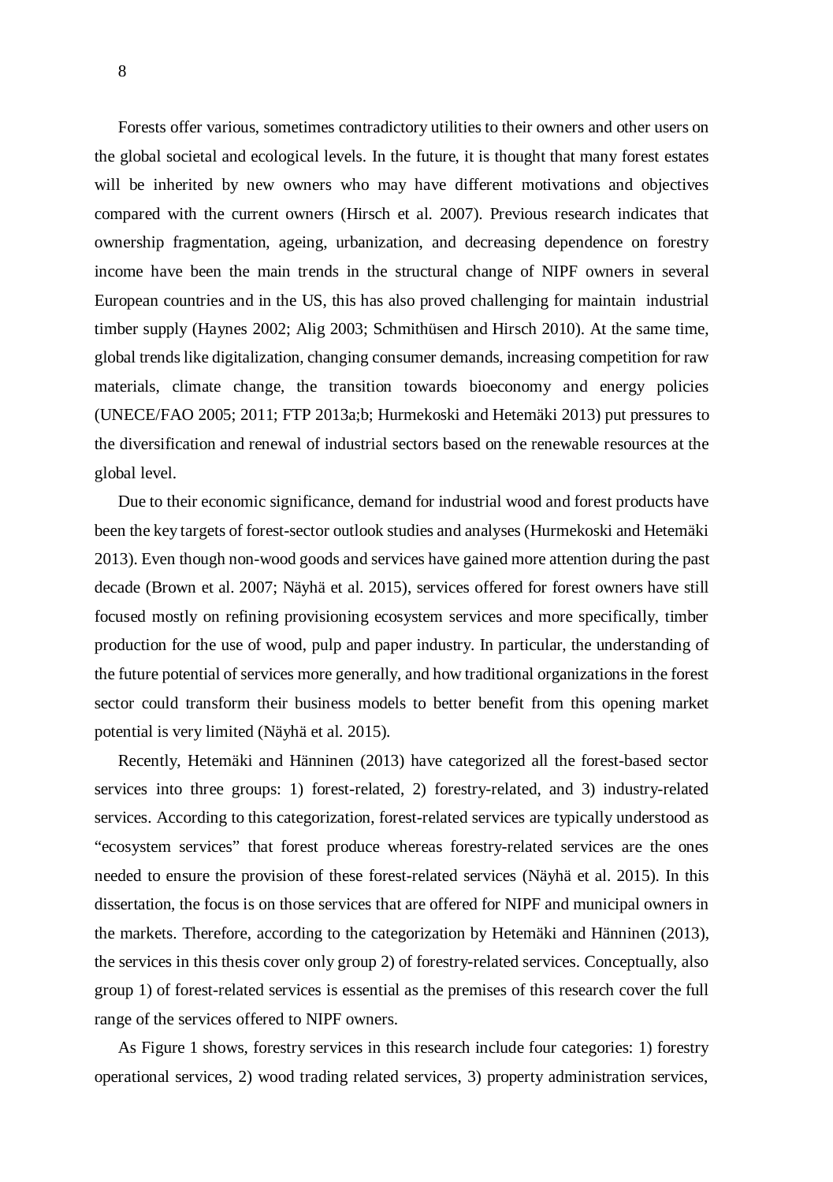Forests offer various, sometimes contradictory utilities to their owners and other users on the global societal and ecological levels. In the future, it is thought that many forest estates will be inherited by new owners who may have different motivations and objectives compared with the current owners (Hirsch et al. 2007). Previous research indicates that ownership fragmentation, ageing, urbanization, and decreasing dependence on forestry income have been the main trends in the structural change of NIPF owners in several European countries and in the US, this has also proved challenging for maintain industrial timber supply (Haynes 2002; Alig 2003; Schmithüsen and Hirsch 2010). At the same time, global trends like digitalization, changing consumer demands, increasing competition for raw materials, climate change, the transition towards bioeconomy and energy policies (UNECE/FAO 2005; 2011; FTP 2013a;b; Hurmekoski and Hetemäki 2013) put pressures to the diversification and renewal of industrial sectors based on the renewable resources at the global level.

Due to their economic significance, demand for industrial wood and forest products have been the key targets of forest-sector outlook studies and analyses (Hurmekoski and Hetemäki 2013). Even though non-wood goods and services have gained more attention during the past decade (Brown et al. 2007; Näyhä et al. 2015), services offered for forest owners have still focused mostly on refining provisioning ecosystem services and more specifically, timber production for the use of wood, pulp and paper industry. In particular, the understanding of the future potential of services more generally, and how traditional organizations in the forest sector could transform their business models to better benefit from this opening market potential is very limited (Näyhä et al. 2015).

Recently, Hetemäki and Hänninen (2013) have categorized all the forest-based sector services into three groups: 1) forest-related, 2) forestry-related, and 3) industry-related services. According to this categorization, forest-related services are typically understood as "ecosystem services" that forest produce whereas forestry-related services are the ones needed to ensure the provision of these forest-related services (Näyhä et al. 2015). In this dissertation, the focus is on those services that are offered for NIPF and municipal owners in the markets. Therefore, according to the categorization by Hetemäki and Hänninen (2013), the services in this thesis cover only group 2) of forestry-related services. Conceptually, also group 1) of forest-related services is essential as the premises of this research cover the full range of the services offered to NIPF owners.

As Figure 1 shows, forestry services in this research include four categories: 1) forestry operational services, 2) wood trading related services, 3) property administration services,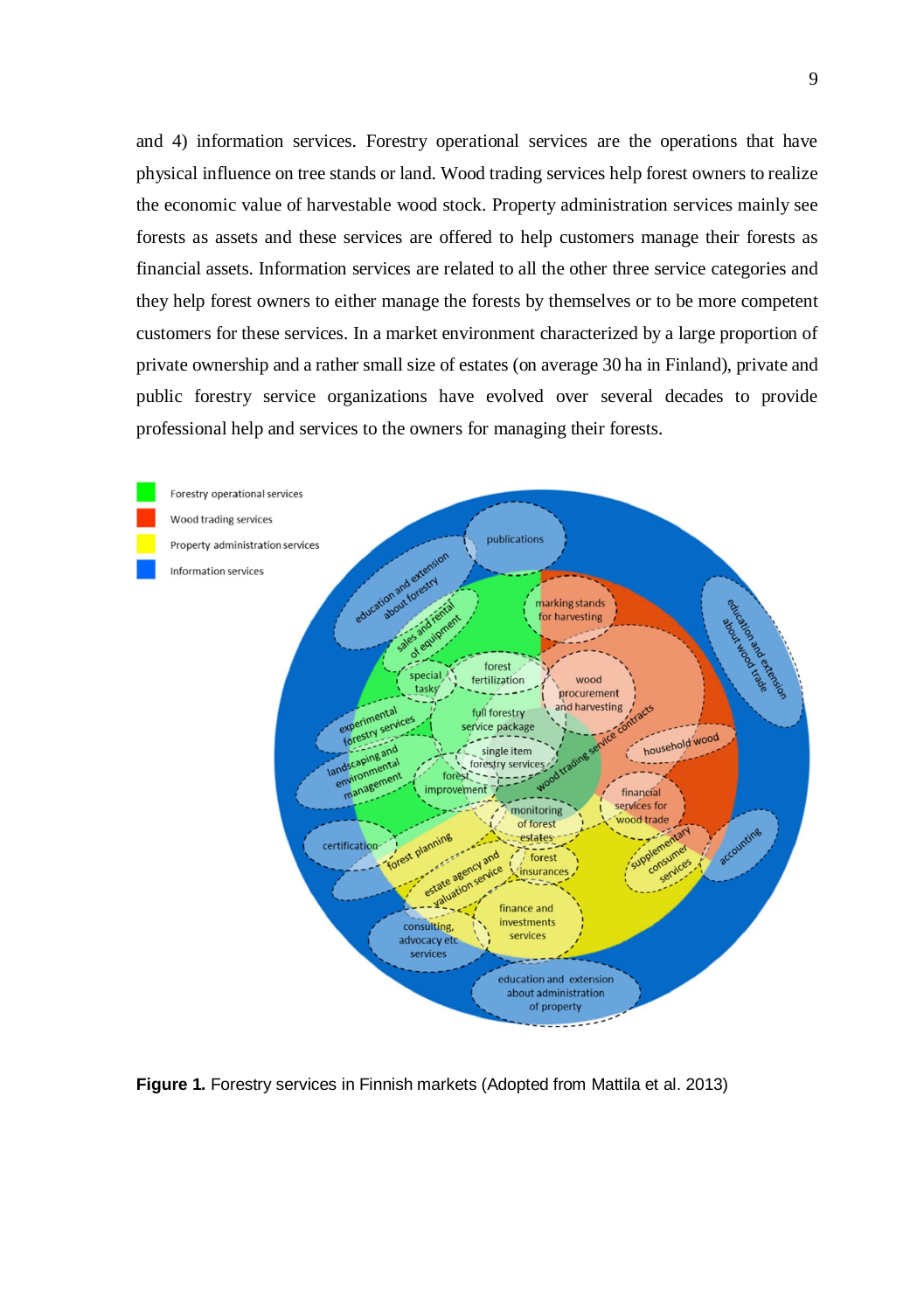and 4) information services. Forestry operational services are the operations that have physical influence on tree stands or land. Wood trading services help forest owners to realize the economic value of harvestable wood stock. Property administration services mainly see forests as assets and these services are offered to help customers manage their forests as financial assets. Information services are related to all the other three service categories and they help forest owners to either manage the forests by themselves or to be more competent customers for these services. In a market environment characterized by a large proportion of private ownership and a rather small size of estates (on average 30 ha in Finland), private and public forestry service organizations have evolved over several decades to provide professional help and services to the owners for managing their forests.

**Figure 1.** Forestry services in Finnish markets (Adopted from Mattila et al. 2013)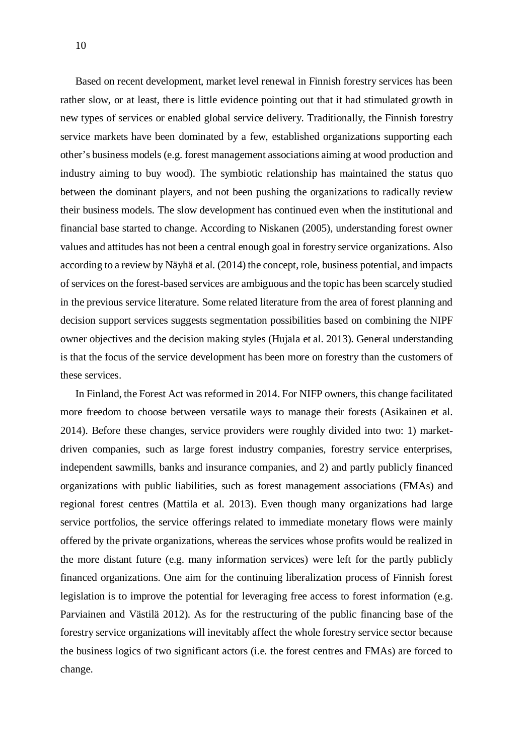Based on recent development, market level renewal in Finnish forestry services has been rather slow, or at least, there is little evidence pointing out that it had stimulated growth in new types of services or enabled global service delivery. Traditionally, the Finnish forestry service markets have been dominated by a few, established organizations supporting each other's business models (e.g. forest management associations aiming at wood production and industry aiming to buy wood). The symbiotic relationship has maintained the status quo between the dominant players, and not been pushing the organizations to radically review their business models. The slow development has continued even when the institutional and financial base started to change. According to Niskanen (2005), understanding forest owner values and attitudes has not been a central enough goal in forestry service organizations. Also according to a review by Näyhä et al. (2014) the concept, role, business potential, and impacts of services on the forest-based services are ambiguous and the topic has been scarcely studied in the previous service literature. Some related literature from the area of forest planning and decision support services suggests segmentation possibilities based on combining the NIPF owner objectives and the decision making styles (Hujala et al. 2013). General understanding is that the focus of the service development has been more on forestry than the customers of these services.

In Finland, the Forest Act was reformed in 2014. For NIFP owners, this change facilitated more freedom to choose between versatile ways to manage their forests (Asikainen et al. 2014). Before these changes, service providers were roughly divided into two: 1) market-driven companies, such as large forest industry companies, forestry service enterprises, independent sawmills, banks and insurance companies, and 2) and partly publicly financed organizations with public liabilities, such as forest management associations (FMAs) and regional forest centres (Mattila et al. 2013). Even though many organizations had large service portfolios, the service offerings related to immediate monetary flows were mainly offered by the private organizations, whereas the services whose profits would be realized in the more distant future (e.g. many information services) were left for the partly publicly financed organizations. One aim for the continuing liberalization process of Finnish forest legislation is to improve the potential for leveraging free access to forest information (e.g. Parviainen and Västilä 2012). As for the restructuring of the public financing base of the forestry service organizations will inevitably affect the whole forestry service sector because the business logics of two significant actors (i.e. the forest centres and FMAs) are forced to change.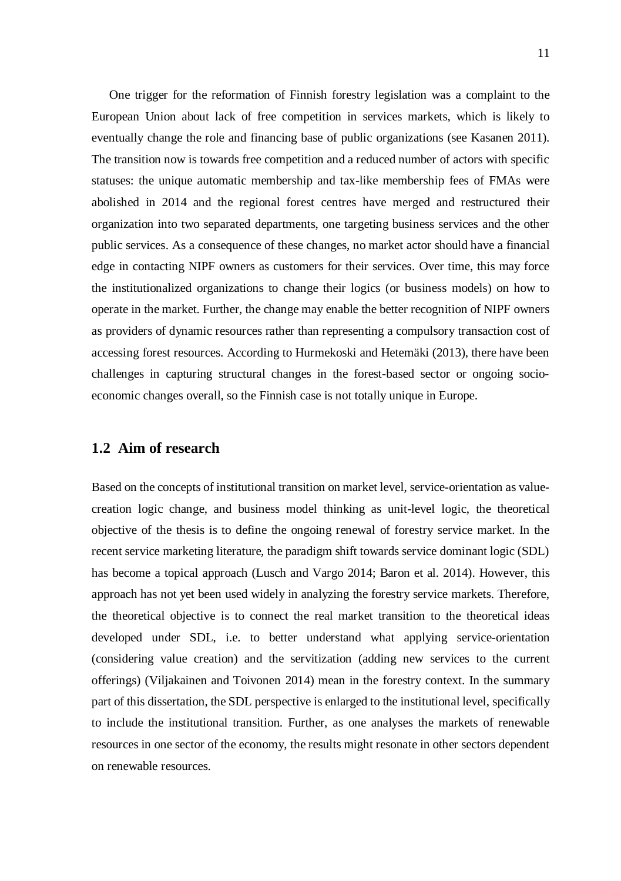One trigger for the reformation of Finnish forestry legislation was a complaint to the European Union about lack of free competition in services markets, which is likely to eventually change the role and financing base of public organizations (see Kasanen 2011). The transition now is towards free competition and a reduced number of actors with specific statuses: the unique automatic membership and tax-like membership fees of FMAs were abolished in 2014 and the regional forest centres have merged and restructured their organization into two separated departments, one targeting business services and the other public services. As a consequence of these changes, no market actor should have a financial edge in contacting NIPF owners as customers for their services. Over time, this may force the institutionalized organizations to change their logics (or business models) on how to operate in the market. Further, the change may enable the better recognition of NIPF owners as providers of dynamic resources rather than representing a compulsory transaction cost of accessing forest resources. According to Hurmekoski and Hetemäki (2013), there have been challenges in capturing structural changes in the forest-based sector or ongoing socio-economic changes overall, so the Finnish case is not totally unique in Europe.

## 1.2 Aim of research

Based on the concepts of institutional transition on market level, service-orientation as value-creation logic change, and business model thinking as unit-level logic, the theoretical objective of the thesis is to define the ongoing renewal of forestry service market. In the recent service marketing literature, the paradigm shift towards service dominant logic (SDL) has become a topical approach (Lusch and Vargo 2014; Baron et al. 2014). However, this approach has not yet been used widely in analyzing the forestry service markets. Therefore, the theoretical objective is to connect the real market transition to the theoretical ideas developed under SDL, i.e. to better understand what applying service-orientation (considering value creation) and the servitization (adding new services to the current offerings) (Viljakainen and Toivonen 2014) mean in the forestry context. In the summary part of this dissertation, the SDL perspective is enlarged to the institutional level, specifically to include the institutional transition. Further, as one analyses the markets of renewable resources in one sector of the economy, the results might resonate in other sectors dependent on renewable resources.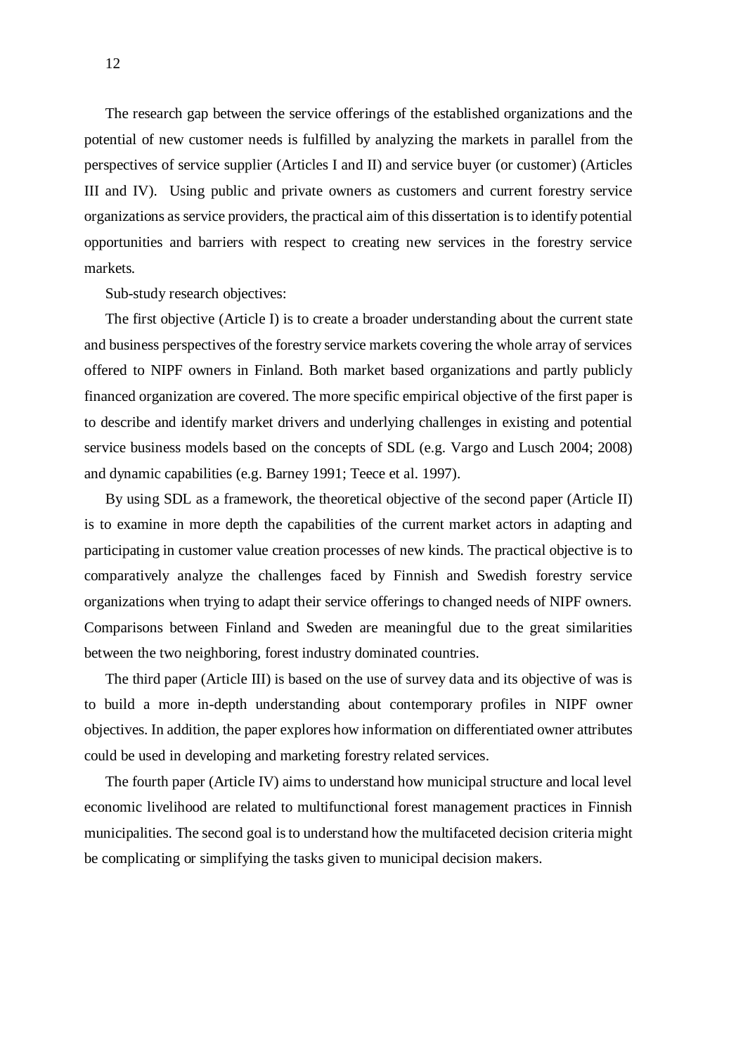The research gap between the service offerings of the established organizations and the potential of new customer needs is fulfilled by analyzing the markets in parallel from the perspectives of service supplier (Articles I and II) and service buyer (or customer) (Articles III and IV). Using public and private owners as customers and current forestry service organizations as service providers, the practical aim of this dissertation is to identify potential opportunities and barriers with respect to creating new services in the forestry service markets.

Sub-study research objectives:

The first objective (Article I) is to create a broader understanding about the current state and business perspectives of the forestry service markets covering the whole array of services offered to NIPF owners in Finland. Both market based organizations and partly publicly financed organization are covered. The more specific empirical objective of the first paper is to describe and identify market drivers and underlying challenges in existing and potential service business models based on the concepts of SDL (e.g. Vargo and Lusch 2004; 2008) and dynamic capabilities (e.g. Barney 1991; Teece et al. 1997).

By using SDL as a framework, the theoretical objective of the second paper (Article II) is to examine in more depth the capabilities of the current market actors in adapting and participating in customer value creation processes of new kinds. The practical objective is to comparatively analyze the challenges faced by Finnish and Swedish forestry service organizations when trying to adapt their service offerings to changed needs of NIPF owners. Comparisons between Finland and Sweden are meaningful due to the great similarities between the two neighboring, forest industry dominated countries.

The third paper (Article III) is based on the use of survey data and its objective of was is to build a more in-depth understanding about contemporary profiles in NIPF owner objectives. In addition, the paper explores how information on differentiated owner attributes could be used in developing and marketing forestry related services.

The fourth paper (Article IV) aims to understand how municipal structure and local level economic livelihood are related to multifunctional forest management practices in Finnish municipalities. The second goal is to understand how the multifaceted decision criteria might be complicating or simplifying the tasks given to municipal decision makers.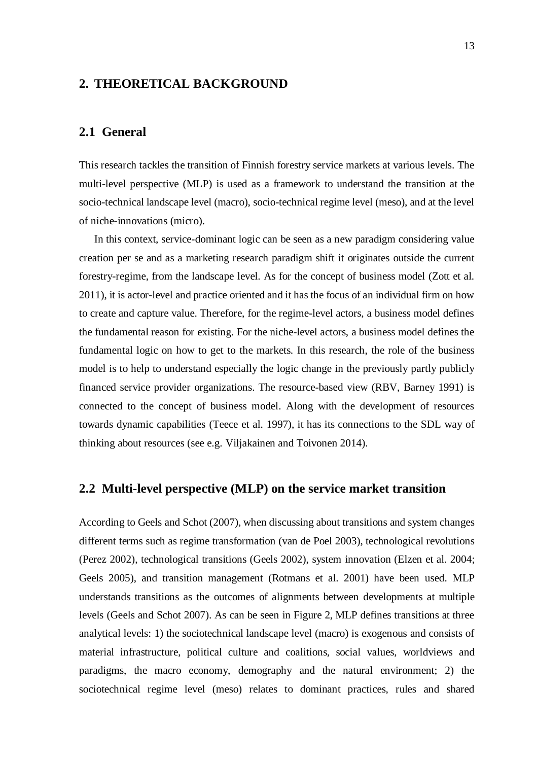# 2. THEORETICAL BACKGROUND

## 2.1 General

This research tackles the transition of Finnish forestry service markets at various levels. The multi-level perspective (MLP) is used as a framework to understand the transition at the socio-technical landscape level (macro), socio-technical regime level (meso), and at the level of niche-innovations (micro).

In this context, service-dominant logic can be seen as a new paradigm considering value creation per se and as a marketing research paradigm shift it originates outside the current forestry-regime, from the landscape level. As for the concept of business model (Zott et al. 2011), it is actor-level and practice oriented and it has the focus of an individual firm on how to create and capture value. Therefore, for the regime-level actors, a business model defines the fundamental reason for existing. For the niche-level actors, a business model defines the fundamental logic on how to get to the markets. In this research, the role of the business model is to help to understand especially the logic change in the previously partly publicly financed service provider organizations. The resource-based view (RBV, Barney 1991) is connected to the concept of business model. Along with the development of resources towards dynamic capabilities (Teece et al. 1997), it has its connections to the SDL way of thinking about resources (see e.g. Viljakainen and Toivonen 2014).

## 2.2 Multi-level perspective (MLP) on the service market transition

According to Geels and Schot (2007), when discussing about transitions and system changes different terms such as regime transformation (van de Poel 2003), technological revolutions (Perez 2002), technological transitions (Geels 2002), system innovation (Elzen et al. 2004; Geels 2005), and transition management (Rotmans et al. 2001) have been used. MLP understands transitions as the outcomes of alignments between developments at multiple levels (Geels and Schot 2007). As can be seen in Figure 2, MLP defines transitions at three analytical levels: 1) the sociotechnical landscape level (macro) is exogenous and consists of material infrastructure, political culture and coalitions, social values, worldviews and paradigms, the macro economy, demography and the natural environment; 2) the sociotechnical regime level (meso) relates to dominant practices, rules and shared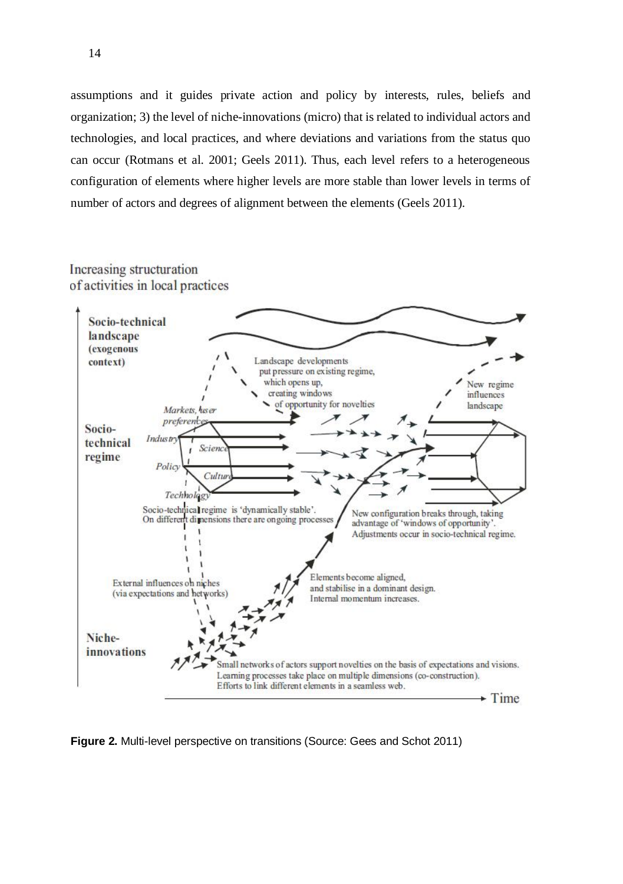assumptions and it guides private action and policy by interests, rules, beliefs and organization; 3) the level of niche-innovations (micro) that is related to individual actors and technologies, and local practices, and where deviations and variations from the status quo can occur (Rotmans et al. 2001; Geels 2011). Thus, each level refers to a heterogeneous configuration of elements where higher levels are more stable than lower levels in terms of number of actors and degrees of alignment between the elements (Geels 2011).

**Figure 2.** Multi-level perspective on transitions (Source: Gees and Schot 2011)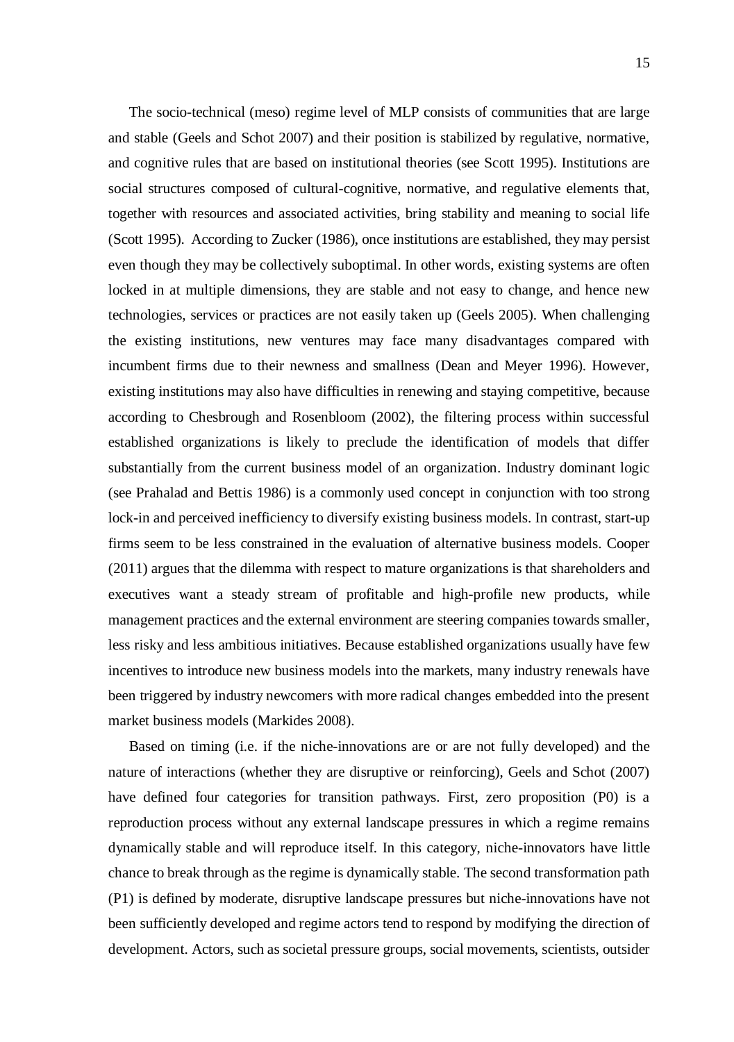The socio-technical (meso) regime level of MLP consists of communities that are large and stable (Geels and Schot 2007) and their position is stabilized by regulative, normative, and cognitive rules that are based on institutional theories (see Scott 1995). Institutions are social structures composed of cultural-cognitive, normative, and regulative elements that, together with resources and associated activities, bring stability and meaning to social life (Scott 1995). According to Zucker (1986), once institutions are established, they may persist even though they may be collectively suboptimal. In other words, existing systems are often locked in at multiple dimensions, they are stable and not easy to change, and hence new technologies, services or practices are not easily taken up (Geels 2005). When challenging the existing institutions, new ventures may face many disadvantages compared with incumbent firms due to their newness and smallness (Dean and Meyer 1996). However, existing institutions may also have difficulties in renewing and staying competitive, because according to Chesbrough and Rosenbloom (2002), the filtering process within successful established organizations is likely to preclude the identification of models that differ substantially from the current business model of an organization. Industry dominant logic (see Prahalad and Bettis 1986) is a commonly used concept in conjunction with too strong lock-in and perceived inefficiency to diversify existing business models. In contrast, start-up firms seem to be less constrained in the evaluation of alternative business models. Cooper (2011) argues that the dilemma with respect to mature organizations is that shareholders and executives want a steady stream of profitable and high-profile new products, while management practices and the external environment are steering companies towards smaller, less risky and less ambitious initiatives. Because established organizations usually have few incentives to introduce new business models into the markets, many industry renewals have been triggered by industry newcomers with more radical changes embedded into the present market business models (Markides 2008).

Based on timing (i.e. if the niche-innovations are or are not fully developed) and the nature of interactions (whether they are disruptive or reinforcing), Geels and Schot (2007) have defined four categories for transition pathways. First, zero proposition (P0) is a reproduction process without any external landscape pressures in which a regime remains dynamically stable and will reproduce itself. In this category, niche-innovators have little chance to break through as the regime is dynamically stable. The second transformation path (P1) is defined by moderate, disruptive landscape pressures but niche-innovations have not been sufficiently developed and regime actors tend to respond by modifying the direction of development. Actors, such as societal pressure groups, social movements, scientists, outsider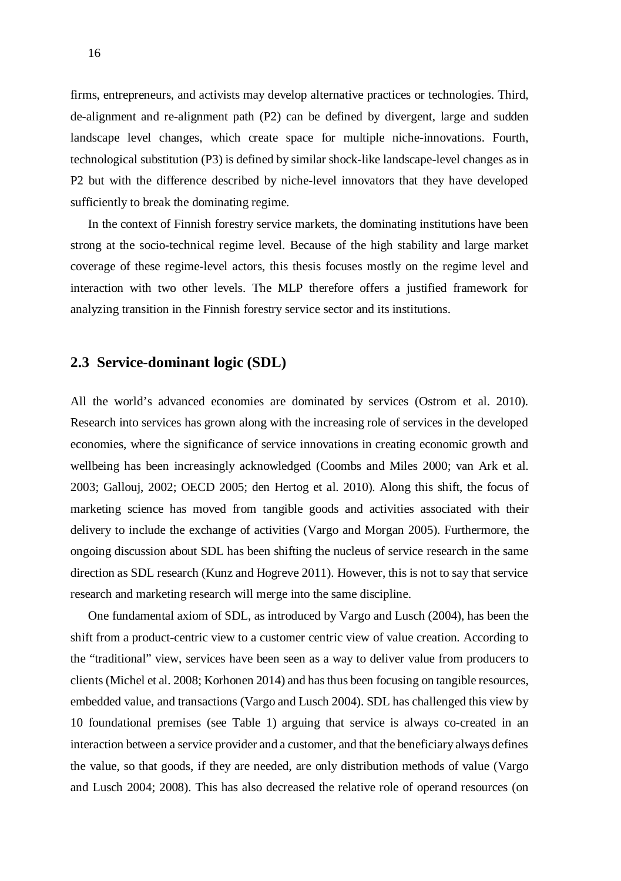firms, entrepreneurs, and activists may develop alternative practices or technologies. Third, de-alignment and re-alignment path (P2) can be defined by divergent, large and sudden landscape level changes, which create space for multiple niche-innovations. Fourth, technological substitution (P3) is defined by similar shock-like landscape-level changes as in P2 but with the difference described by niche-level innovators that they have developed sufficiently to break the dominating regime.

In the context of Finnish forestry service markets, the dominating institutions have been strong at the socio-technical regime level. Because of the high stability and large market coverage of these regime-level actors, this thesis focuses mostly on the regime level and interaction with two other levels. The MLP therefore offers a justified framework for analyzing transition in the Finnish forestry service sector and its institutions.

## 2.3 Service-dominant logic (SDL)

All the world's advanced economies are dominated by services (Ostrom et al. 2010). Research into services has grown along with the increasing role of services in the developed economies, where the significance of service innovations in creating economic growth and wellbeing has been increasingly acknowledged (Coombs and Miles 2000; van Ark et al. 2003; Gallouj, 2002; OECD 2005; den Hertog et al. 2010). Along this shift, the focus of marketing science has moved from tangible goods and activities associated with their delivery to include the exchange of activities (Vargo and Morgan 2005). Furthermore, the ongoing discussion about SDL has been shifting the nucleus of service research in the same direction as SDL research (Kunz and Hogreve 2011). However, this is not to say that service research and marketing research will merge into the same discipline.

One fundamental axiom of SDL, as introduced by Vargo and Lusch (2004), has been the shift from a product-centric view to a customer centric view of value creation. According to the "traditional" view, services have been seen as a way to deliver value from producers to clients (Michel et al. 2008; Korhonen 2014) and has thus been focusing on tangible resources, embedded value, and transactions (Vargo and Lusch 2004). SDL has challenged this view by 10 foundational premises (see Table 1) arguing that service is always co-created in an interaction between a service provider and a customer, and that the beneficiary always defines the value, so that goods, if they are needed, are only distribution methods of value (Vargo and Lusch 2004; 2008). This has also decreased the relative role of operand resources (on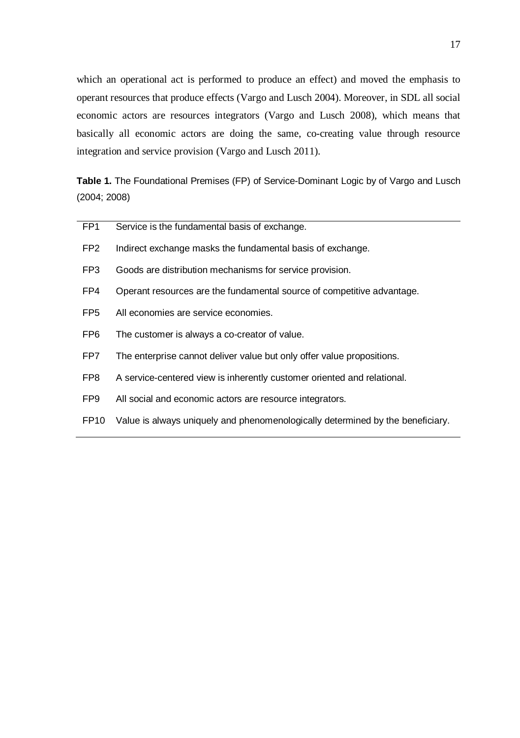which an operational act is performed to produce an effect) and moved the emphasis to operant resources that produce effects (Vargo and Lusch 2004). Moreover, in SDL all social economic actors are resources integrators (Vargo and Lusch 2008), which means that basically all economic actors are doing the same, co-creating value through resource integration and service provision (Vargo and Lusch 2011).

**Table 1.** The Foundational Premises (FP) of Service-Dominant Logic by of Vargo and Lusch (2004; 2008)

| | |
|---|---|
| FP1 | Service is the fundamental basis of exchange. |
| FP2 | Indirect exchange masks the fundamental basis of exchange. |
| FP3 | Goods are distribution mechanisms for service provision. |
| FP4 | Operant resources are the fundamental source of competitive advantage. |
| FP5 | All economies are service economies. |
| FP6 | The customer is always a co-creator of value. |
| FP7 | The enterprise cannot deliver value but only offer value propositions. |
| FP8 | A service-centered view is inherently customer oriented and relational. |
| FP9 | All social and economic actors are resource integrators. |
| FP10 | Value is always uniquely and phenomenologically determined by the beneficiary. |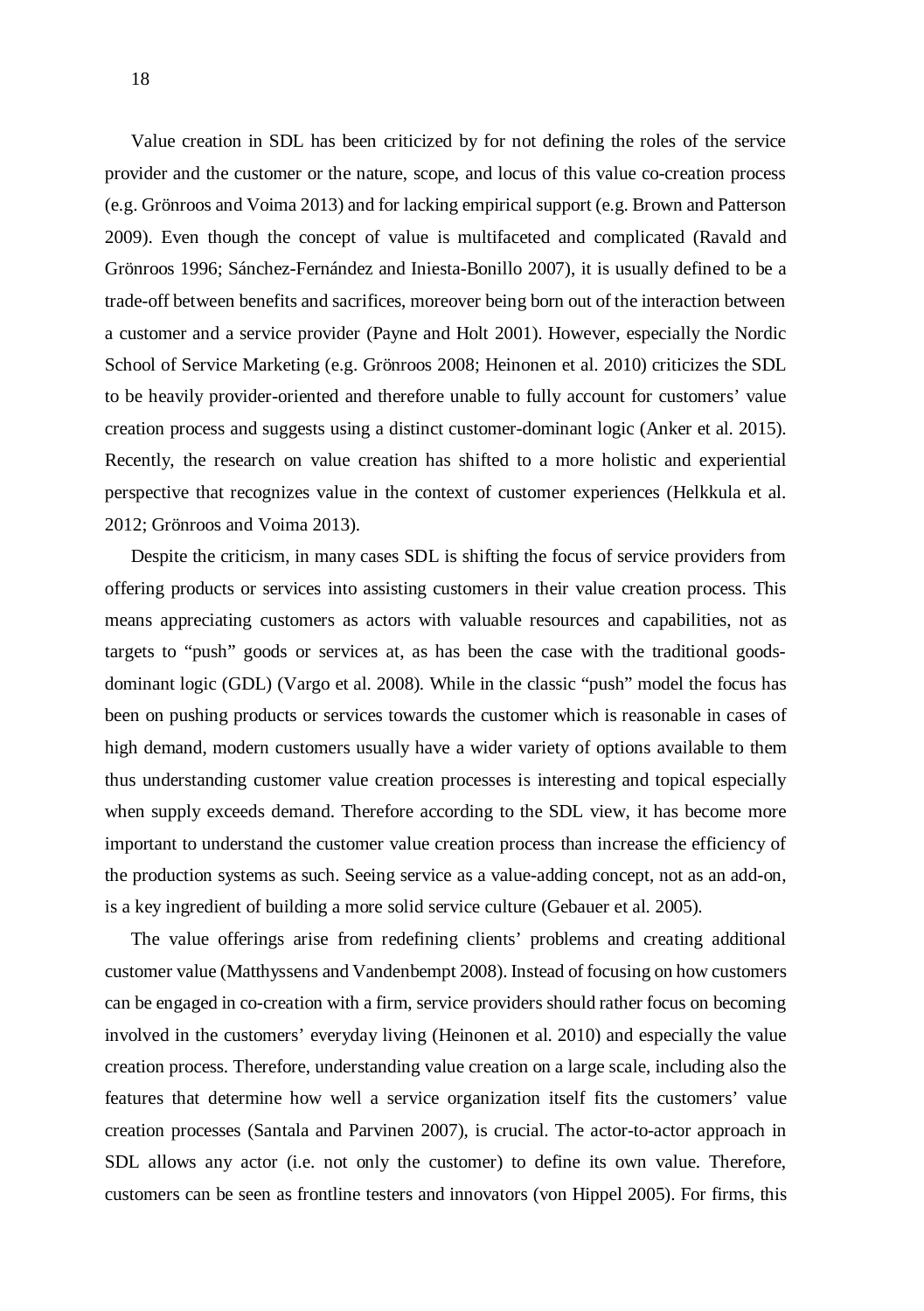Value creation in SDL has been criticized by for not defining the roles of the service provider and the customer or the nature, scope, and locus of this value co-creation process (e.g. Grönroos and Voima 2013) and for lacking empirical support (e.g. Brown and Patterson 2009). Even though the concept of value is multifaceted and complicated (Ravald and Grönroos 1996; Sánchez-Fernández and Iniesta-Bonillo 2007), it is usually defined to be a trade-off between benefits and sacrifices, moreover being born out of the interaction between a customer and a service provider (Payne and Holt 2001). However, especially the Nordic School of Service Marketing (e.g. Grönroos 2008; Heinonen et al. 2010) criticizes the SDL to be heavily provider-oriented and therefore unable to fully account for customers' value creation process and suggests using a distinct customer-dominant logic (Anker et al. 2015). Recently, the research on value creation has shifted to a more holistic and experiential perspective that recognizes value in the context of customer experiences (Helkkula et al. 2012; Grönroos and Voima 2013).

Despite the criticism, in many cases SDL is shifting the focus of service providers from offering products or services into assisting customers in their value creation process. This means appreciating customers as actors with valuable resources and capabilities, not as targets to "push" goods or services at, as has been the case with the traditional goods-dominant logic (GDL) (Vargo et al. 2008). While in the classic "push" model the focus has been on pushing products or services towards the customer which is reasonable in cases of high demand, modern customers usually have a wider variety of options available to them thus understanding customer value creation processes is interesting and topical especially when supply exceeds demand. Therefore according to the SDL view, it has become more important to understand the customer value creation process than increase the efficiency of the production systems as such. Seeing service as a value-adding concept, not as an add-on, is a key ingredient of building a more solid service culture (Gebauer et al. 2005).

The value offerings arise from redefining clients' problems and creating additional customer value (Matthyssens and Vandenbempt 2008). Instead of focusing on how customers can be engaged in co-creation with a firm, service providers should rather focus on becoming involved in the customers' everyday living (Heinonen et al. 2010) and especially the value creation process. Therefore, understanding value creation on a large scale, including also the features that determine how well a service organization itself fits the customers' value creation processes (Santala and Parvinen 2007), is crucial. The actor-to-actor approach in SDL allows any actor (i.e. not only the customer) to define its own value. Therefore, customers can be seen as frontline testers and innovators (von Hippel 2005). For firms, this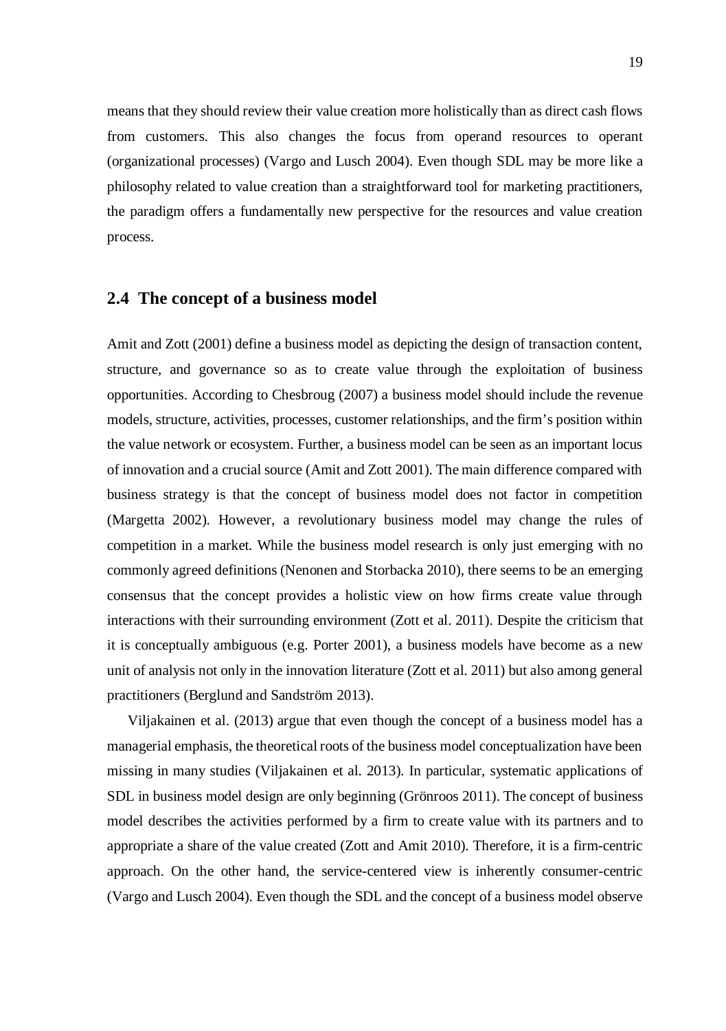means that they should review their value creation more holistically than as direct cash flows from customers. This also changes the focus from operand resources to operant (organizational processes) (Vargo and Lusch 2004). Even though SDL may be more like a philosophy related to value creation than a straightforward tool for marketing practitioners, the paradigm offers a fundamentally new perspective for the resources and value creation process.

## 2.4 The concept of a business model

Amit and Zott (2001) define a business model as depicting the design of transaction content, structure, and governance so as to create value through the exploitation of business opportunities. According to Chesbroug (2007) a business model should include the revenue models, structure, activities, processes, customer relationships, and the firm's position within the value network or ecosystem. Further, a business model can be seen as an important locus of innovation and a crucial source (Amit and Zott 2001). The main difference compared with business strategy is that the concept of business model does not factor in competition (Margetta 2002). However, a revolutionary business model may change the rules of competition in a market. While the business model research is only just emerging with no commonly agreed definitions (Nenonen and Storbacka 2010), there seems to be an emerging consensus that the concept provides a holistic view on how firms create value through interactions with their surrounding environment (Zott et al. 2011). Despite the criticism that it is conceptually ambiguous (e.g. Porter 2001), a business models have become as a new unit of analysis not only in the innovation literature (Zott et al. 2011) but also among general practitioners (Berglund and Sandström 2013).

Viljakainen et al. (2013) argue that even though the concept of a business model has a managerial emphasis, the theoretical roots of the business model conceptualization have been missing in many studies (Viljakainen et al. 2013). In particular, systematic applications of SDL in business model design are only beginning (Grönroos 2011). The concept of business model describes the activities performed by a firm to create value with its partners and to appropriate a share of the value created (Zott and Amit 2010). Therefore, it is a firm-centric approach. On the other hand, the service-centered view is inherently consumer-centric (Vargo and Lusch 2004). Even though the SDL and the concept of a business model observe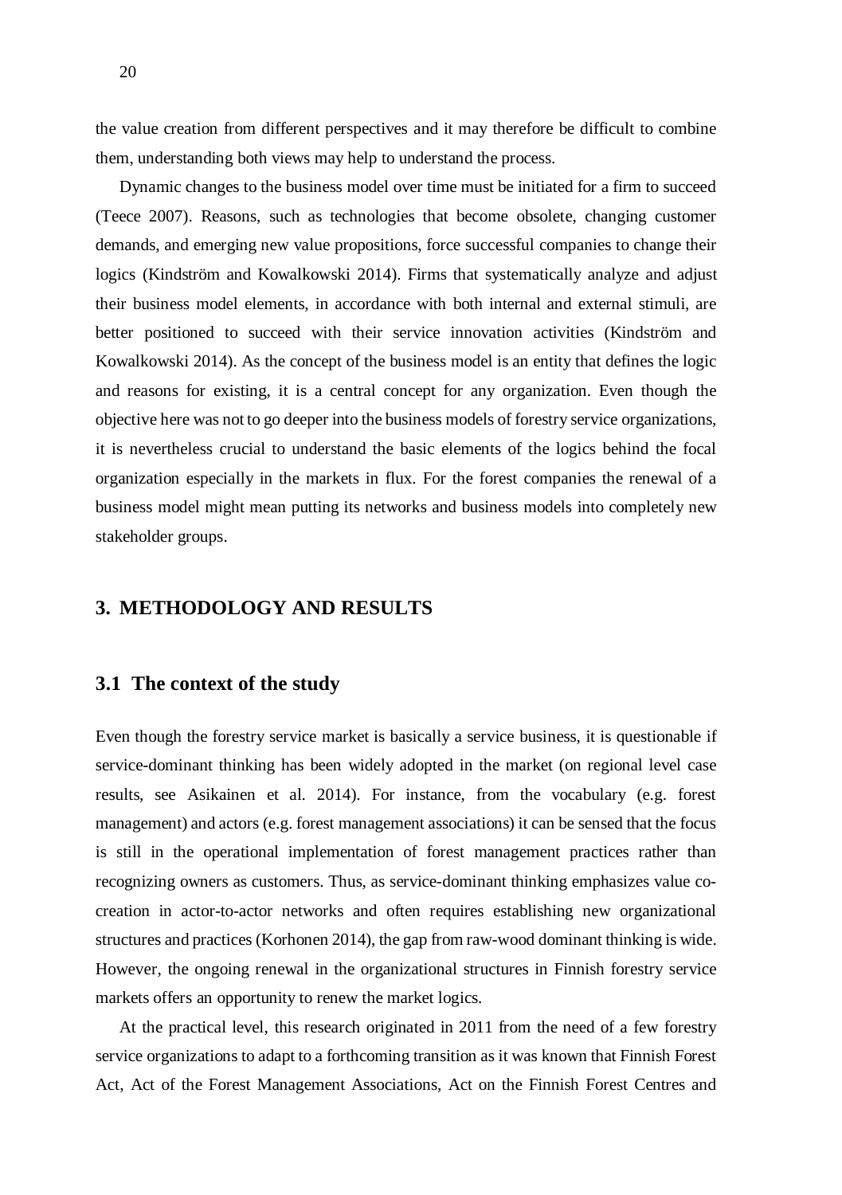the value creation from different perspectives and it may therefore be difficult to combine them, understanding both views may help to understand the process.

Dynamic changes to the business model over time must be initiated for a firm to succeed (Teece 2007). Reasons, such as technologies that become obsolete, changing customer demands, and emerging new value propositions, force successful companies to change their logics (Kindström and Kowalkowski 2014). Firms that systematically analyze and adjust their business model elements, in accordance with both internal and external stimuli, are better positioned to succeed with their service innovation activities (Kindström and Kowalkowski 2014). As the concept of the business model is an entity that defines the logic and reasons for existing, it is a central concept for any organization. Even though the objective here was not to go deeper into the business models of forestry service organizations, it is nevertheless crucial to understand the basic elements of the logics behind the focal organization especially in the markets in flux. For the forest companies the renewal of a business model might mean putting its networks and business models into completely new stakeholder groups.

# 3. METHODOLOGY AND RESULTS

## 3.1 The context of the study

Even though the forestry service market is basically a service business, it is questionable if service-dominant thinking has been widely adopted in the market (on regional level case results, see Asikainen et al. 2014). For instance, from the vocabulary (e.g. forest management) and actors (e.g. forest management associations) it can be sensed that the focus is still in the operational implementation of forest management practices rather than recognizing owners as customers. Thus, as service-dominant thinking emphasizes value co-creation in actor-to-actor networks and often requires establishing new organizational structures and practices (Korhonen 2014), the gap from raw-wood dominant thinking is wide. However, the ongoing renewal in the organizational structures in Finnish forestry service markets offers an opportunity to renew the market logics.

At the practical level, this research originated in 2011 from the need of a few forestry service organizations to adapt to a forthcoming transition as it was known that Finnish Forest Act, Act of the Forest Management Associations, Act on the Finnish Forest Centres and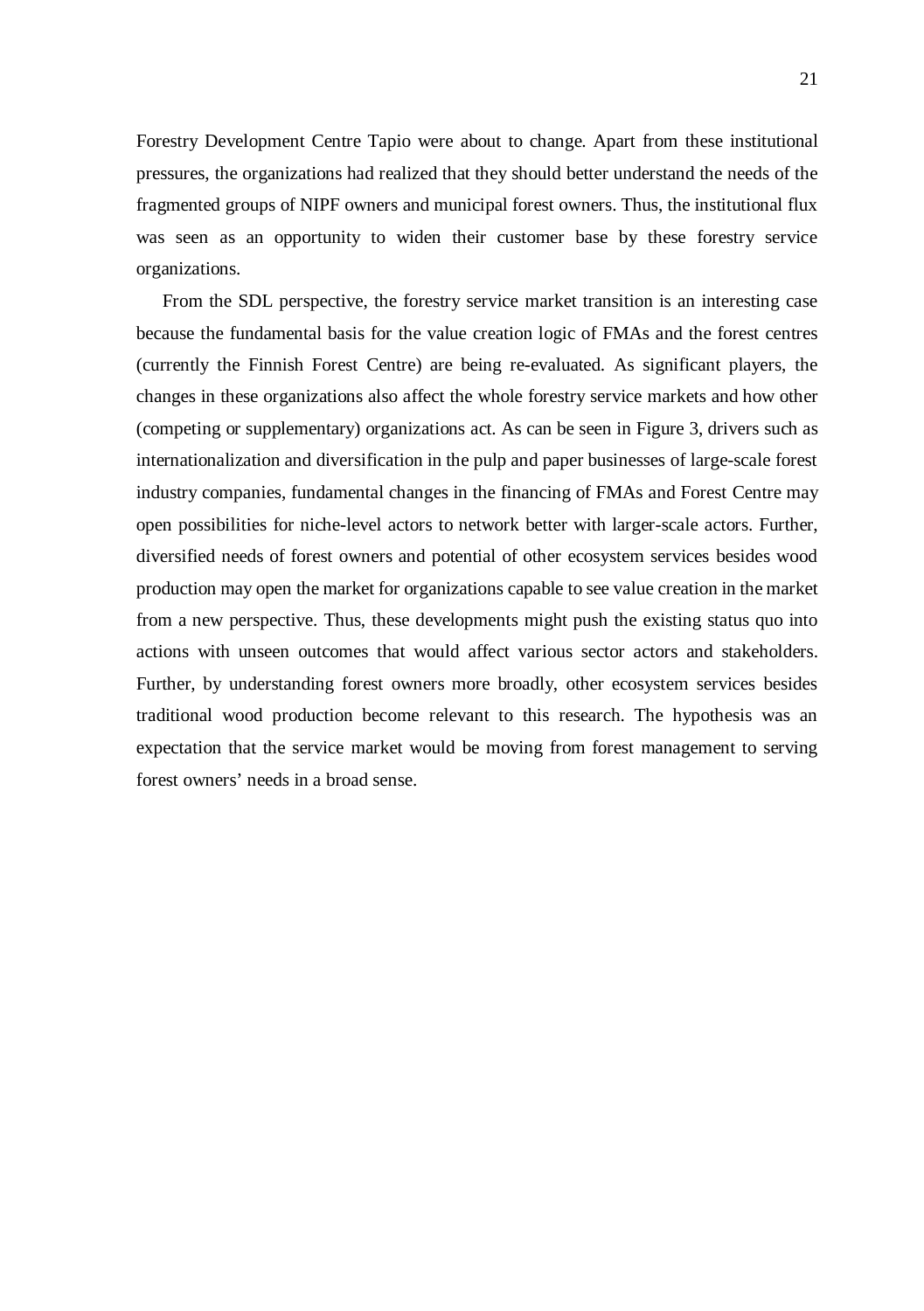Forestry Development Centre Tapio were about to change. Apart from these institutional pressures, the organizations had realized that they should better understand the needs of the fragmented groups of NIPF owners and municipal forest owners. Thus, the institutional flux was seen as an opportunity to widen their customer base by these forestry service organizations.

From the SDL perspective, the forestry service market transition is an interesting case because the fundamental basis for the value creation logic of FMAs and the forest centres (currently the Finnish Forest Centre) are being re-evaluated. As significant players, the changes in these organizations also affect the whole forestry service markets and how other (competing or supplementary) organizations act. As can be seen in Figure 3, drivers such as internationalization and diversification in the pulp and paper businesses of large-scale forest industry companies, fundamental changes in the financing of FMAs and Forest Centre may open possibilities for niche-level actors to network better with larger-scale actors. Further, diversified needs of forest owners and potential of other ecosystem services besides wood production may open the market for organizations capable to see value creation in the market from a new perspective. Thus, these developments might push the existing status quo into actions with unseen outcomes that would affect various sector actors and stakeholders. Further, by understanding forest owners more broadly, other ecosystem services besides traditional wood production become relevant to this research. The hypothesis was an expectation that the service market would be moving from forest management to serving forest owners' needs in a broad sense.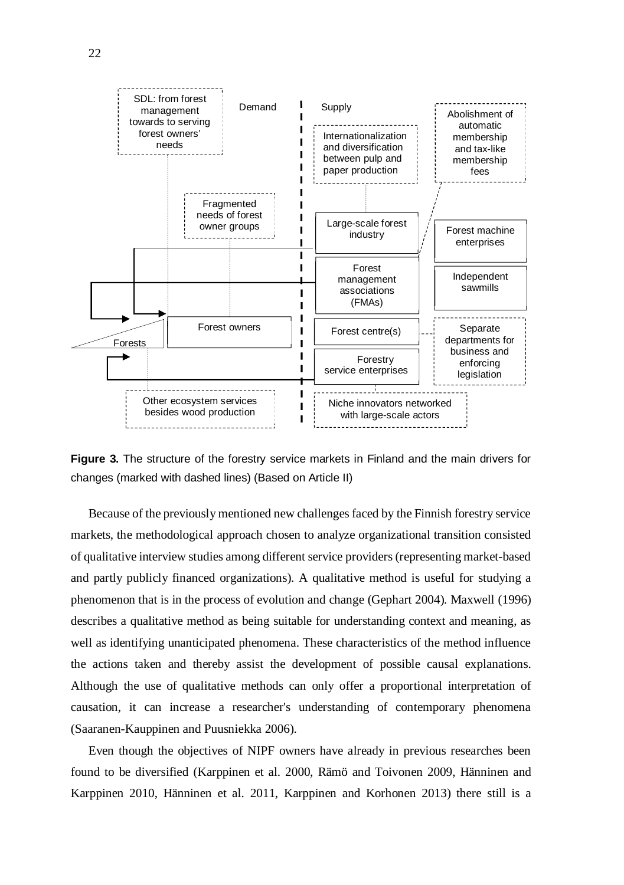SDL: from forest management towards serving forest owners' needs

Demand

Supply

Internationalization and diversification between pulp and paper production

Abolishment of automatic membership and tax-like membership fees

Fragmented needs of forest owner groups

Large-scale forest industry

Forest machine enterprises

Forest management associations (FMAs)

Independent sawmills

Forest owners

Forests

Forest centre(s)

Separate departments for business and enforcing legislation

Forestry service enterprises

Other ecosystem services besides wood production

Niche innovators networked with large-scale actors

**Figure 3.** The structure of the forestry service markets in Finland and the main drivers for changes (marked with dashed lines) (Based on Article II)

Because of the previously mentioned new challenges faced by the Finnish forestry service markets, the methodological approach chosen to analyze organizational transition consisted of qualitative interview studies among different service providers (representing market-based and partly publicly financed organizations). A qualitative method is useful for studying a phenomenon that is in the process of evolution and change (Gephart 2004). Maxwell (1996) describes a qualitative method as being suitable for understanding context and meaning, as well as identifying unanticipated phenomena. These characteristics of the method influence the actions taken and thereby assist the development of possible causal explanations. Although the use of qualitative methods can only offer a proportional interpretation of causation, it can increase a researcher's understanding of contemporary phenomena (Saaranen-Kauppinen and Puusniekka 2006).

Even though the objectives of NIPF owners have already in previous researches been found to be diversified (Karppinen et al. 2000, Rämö and Toivonen 2009, Hänninen and Karppinen 2010, Hänninen et al. 2011, Karppinen and Korhonen 2013) there still is a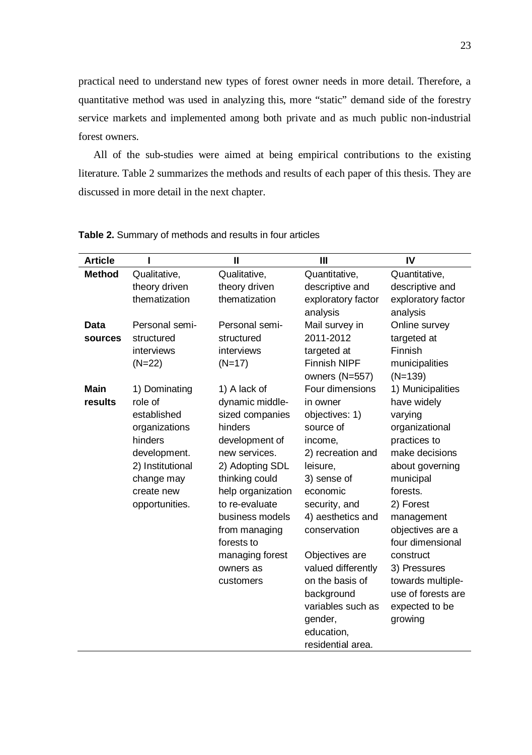practical need to understand new types of forest owner needs in more detail. Therefore, a quantitative method was used in analyzing this, more "static" demand side of the forestry service markets and implemented among both private and as much public non-industrial forest owners.

All of the sub-studies were aimed at being empirical contributions to the existing literature. Table 2 summarizes the methods and results of each paper of this thesis. They are discussed in more detail in the next chapter.

**Table 2.** Summary of methods and results in four articles

| Article | I | II | III | IV |
|---|---|---|---|---|
| **Method** | Qualitative, theory driven thematization | Qualitative, theory driven thematization | Quantitative, descriptive and exploratory factor analysis | Quantitative, descriptive and exploratory factor analysis |
| **Data sources** | Personal semi-structured interviews (N=22) | Personal semi-structured interviews (N=17) | Mail survey in 2011-2012 targeted at Finnish NIPF owners (N=557) | Online survey targeted at Finnish municipalities (N=139) |
| **Main results** | 1) Dominating role of established organizations hinders development. 2) Institutional change may create new opportunities. | 1) A lack of dynamic middle-sized companies hinders development of new services. 2) Adopting SDL thinking could help organization to re-evaluate business models from managing forests to managing forest owners as customers | Four dimensions in owner objectives: 1) source of income, 2) recreation and leisure, 3) sense of economic security, and 4) aesthetics and conservation<br><br>Objectives are valued differently on the basis of background variables such as gender, education, residential area. | 1) Municipalities have widely varying organizational practices to make decisions about governing municipal forests. 2) Forest management objectives are a four dimensional construct 3) Pressures towards multiple-use of forests are expected to be growing |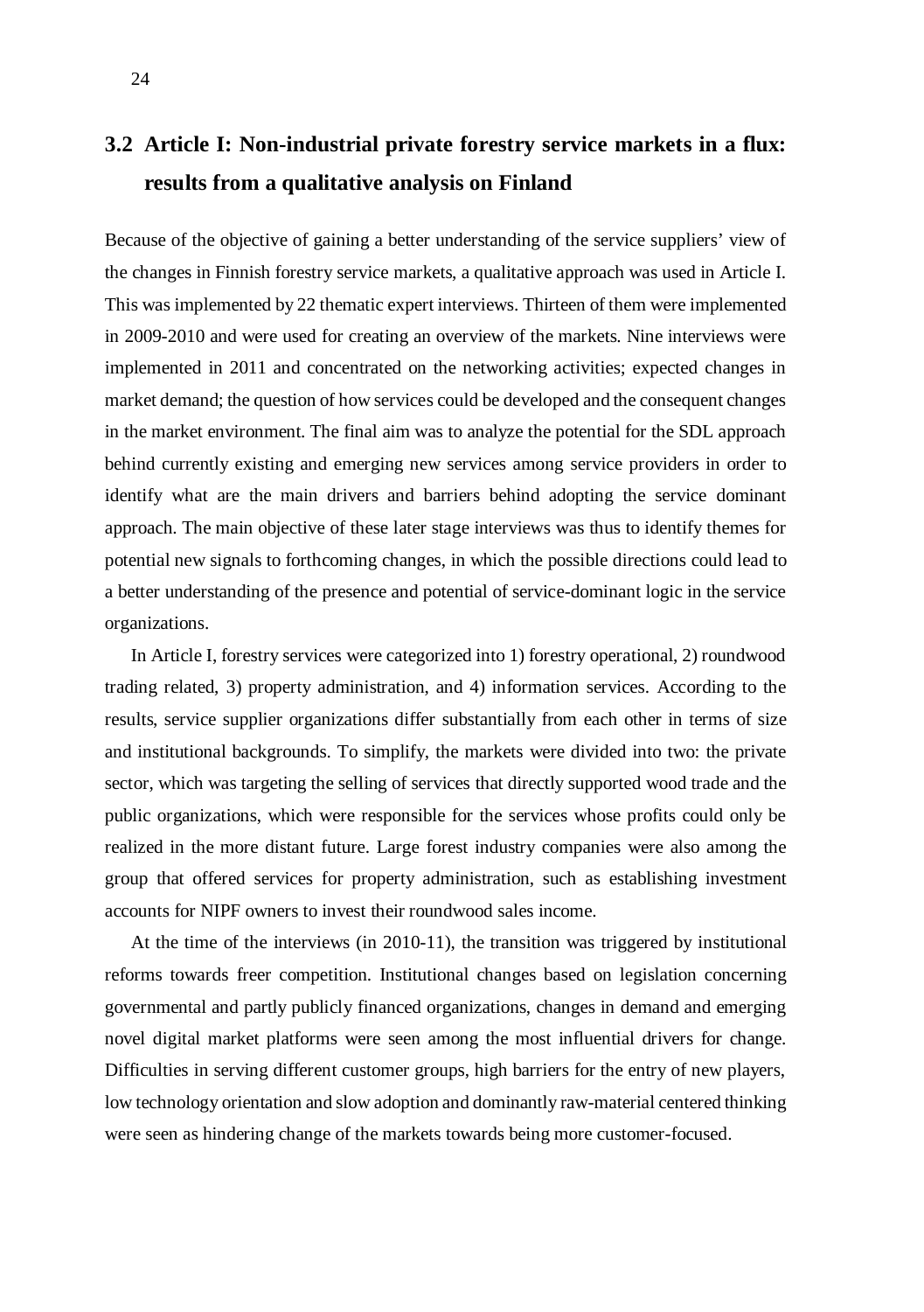## 3.2 Article I: Non-industrial private forestry service markets in a flux: results from a qualitative analysis on Finland

Because of the objective of gaining a better understanding of the service suppliers' view of the changes in Finnish forestry service markets, a qualitative approach was used in Article I. This was implemented by 22 thematic expert interviews. Thirteen of them were implemented in 2009-2010 and were used for creating an overview of the markets. Nine interviews were implemented in 2011 and concentrated on the networking activities; expected changes in market demand; the question of how services could be developed and the consequent changes in the market environment. The final aim was to analyze the potential for the SDL approach behind currently existing and emerging new services among service providers in order to identify what are the main drivers and barriers behind adopting the service dominant approach. The main objective of these later stage interviews was thus to identify themes for potential new signals to forthcoming changes, in which the possible directions could lead to a better understanding of the presence and potential of service-dominant logic in the service organizations.

In Article I, forestry services were categorized into 1) forestry operational, 2) roundwood trading related, 3) property administration, and 4) information services. According to the results, service supplier organizations differ substantially from each other in terms of size and institutional backgrounds. To simplify, the markets were divided into two: the private sector, which was targeting the selling of services that directly supported wood trade and the public organizations, which were responsible for the services whose profits could only be realized in the more distant future. Large forest industry companies were also among the group that offered services for property administration, such as establishing investment accounts for NIPF owners to invest their roundwood sales income.

At the time of the interviews (in 2010-11), the transition was triggered by institutional reforms towards freer competition. Institutional changes based on legislation concerning governmental and partly publicly financed organizations, changes in demand and emerging novel digital market platforms were seen among the most influential drivers for change. Difficulties in serving different customer groups, high barriers for the entry of new players, low technology orientation and slow adoption and dominantly raw-material centered thinking were seen as hindering change of the markets towards being more customer-focused.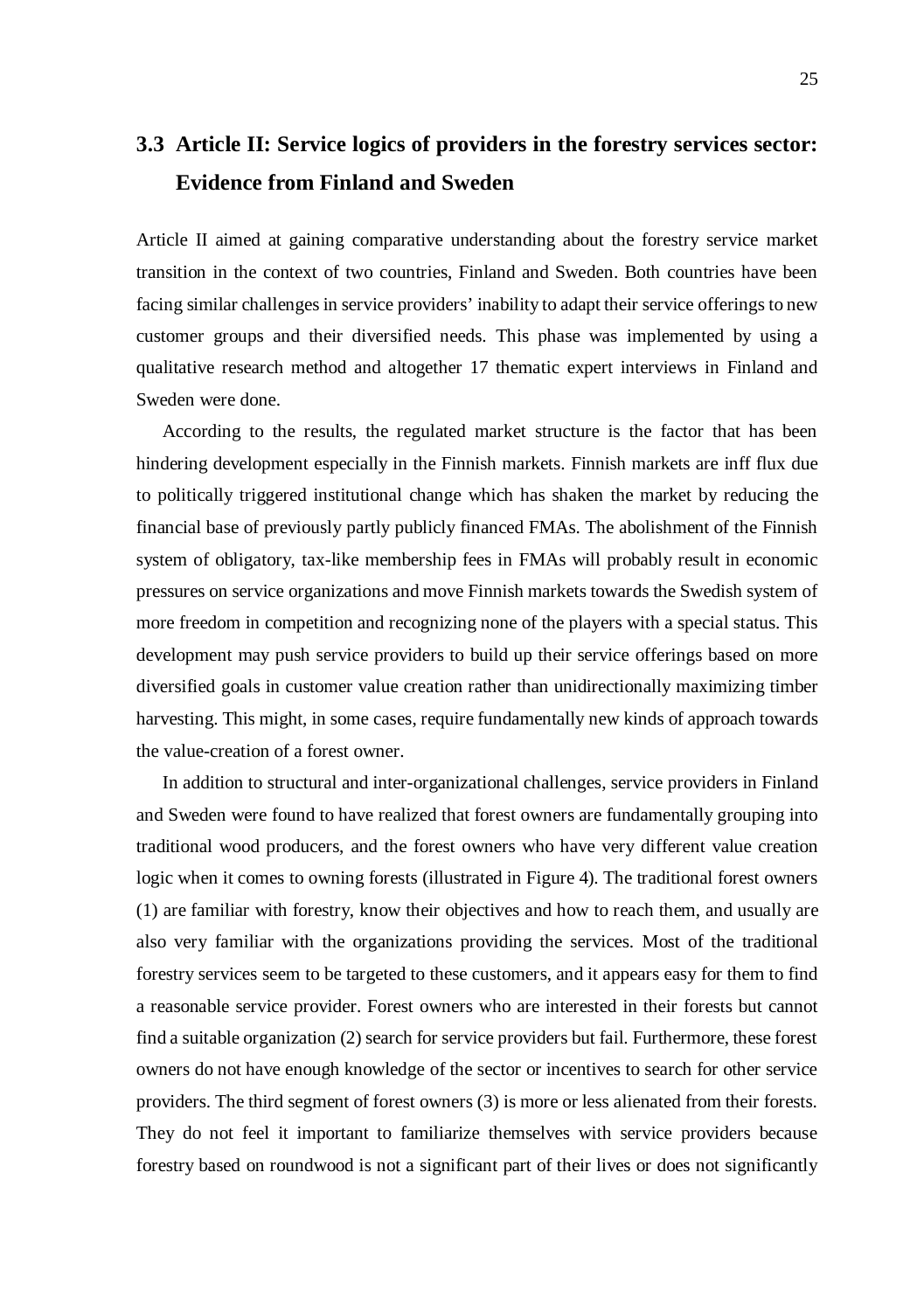## 3.3 Article II: Service logics of providers in the forestry services sector: Evidence from Finland and Sweden

Article II aimed at gaining comparative understanding about the forestry service market transition in the context of two countries, Finland and Sweden. Both countries have been facing similar challenges in service providers' inability to adapt their service offerings to new customer groups and their diversified needs. This phase was implemented by using a qualitative research method and altogether 17 thematic expert interviews in Finland and Sweden were done.

According to the results, the regulated market structure is the factor that has been hindering development especially in the Finnish markets. Finnish markets are inff flux due to politically triggered institutional change which has shaken the market by reducing the financial base of previously partly publicly financed FMAs. The abolishment of the Finnish system of obligatory, tax-like membership fees in FMAs will probably result in economic pressures on service organizations and move Finnish markets towards the Swedish system of more freedom in competition and recognizing none of the players with a special status. This development may push service providers to build up their service offerings based on more diversified goals in customer value creation rather than unidirectionally maximizing timber harvesting. This might, in some cases, require fundamentally new kinds of approach towards the value-creation of a forest owner.

In addition to structural and inter-organizational challenges, service providers in Finland and Sweden were found to have realized that forest owners are fundamentally grouping into traditional wood producers, and the forest owners who have very different value creation logic when it comes to owning forests (illustrated in Figure 4). The traditional forest owners (1) are familiar with forestry, know their objectives and how to reach them, and usually are also very familiar with the organizations providing the services. Most of the traditional forestry services seem to be targeted to these customers, and it appears easy for them to find a reasonable service provider. Forest owners who are interested in their forests but cannot find a suitable organization (2) search for service providers but fail. Furthermore, these forest owners do not have enough knowledge of the sector or incentives to search for other service providers. The third segment of forest owners (3) is more or less alienated from their forests. They do not feel it important to familiarize themselves with service providers because forestry based on roundwood is not a significant part of their lives or does not significantly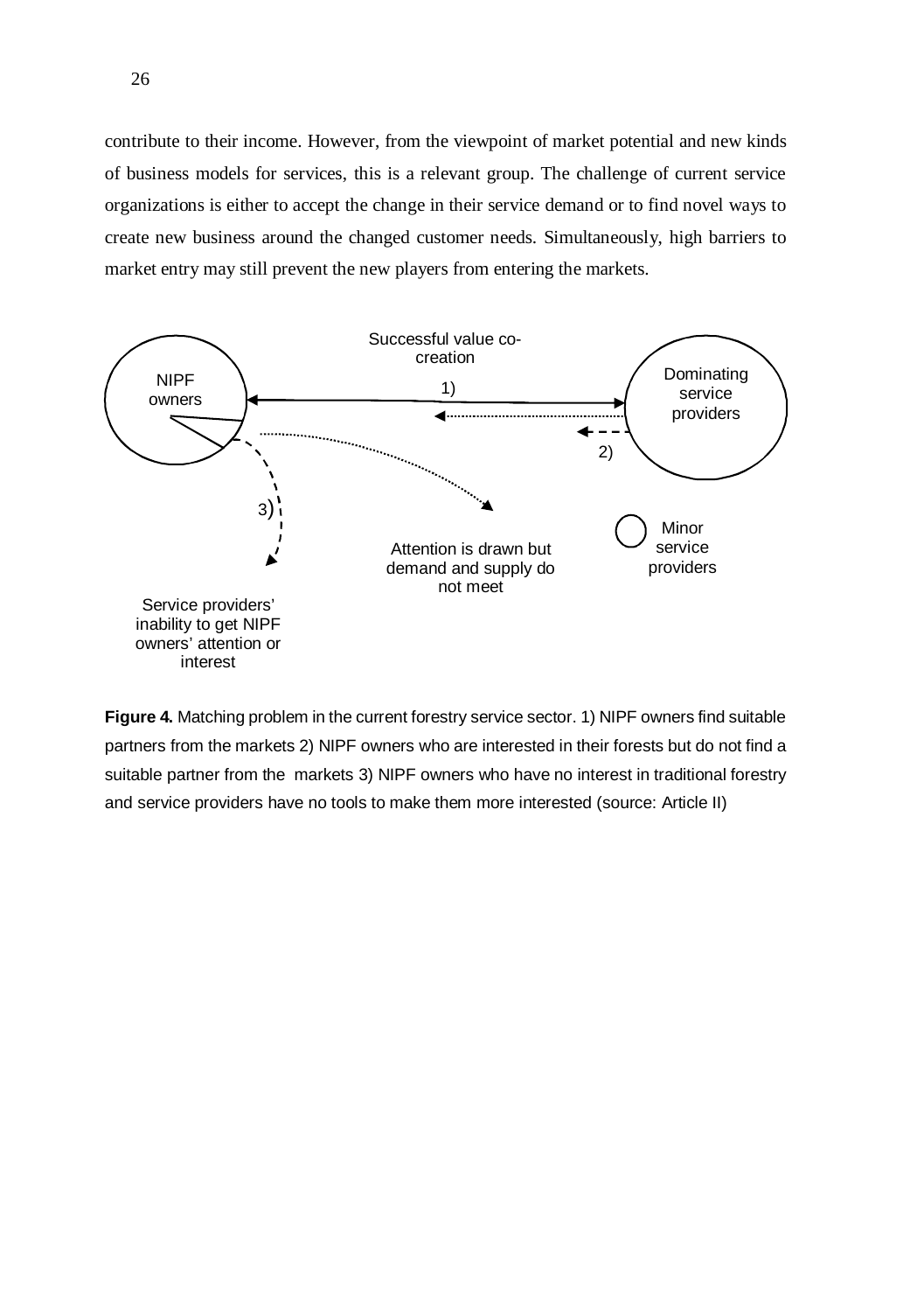contribute to their income. However, from the viewpoint of market potential and new kinds of business models for services, this is a relevant group. The challenge of current service organizations is either to accept the change in their service demand or to find novel ways to create new business around the changed customer needs. Simultaneously, high barriers to market entry may still prevent the new players from entering the markets.

Successful value co-creation

NIPF owners

1)

Dominating service providers

2)

3)

Attention is drawn but demand and supply do not meet

Minor service providers

Service providers' inability to get NIPF owners' attention or interest

**Figure 4.** Matching problem in the current forestry service sector. 1) NIPF owners find suitable partners from the markets 2) NIPF owners who are interested in their forests but do not find a suitable partner from the markets 3) NIPF owners who have no interest in traditional forestry and service providers have no tools to make them more interested (source: Article II)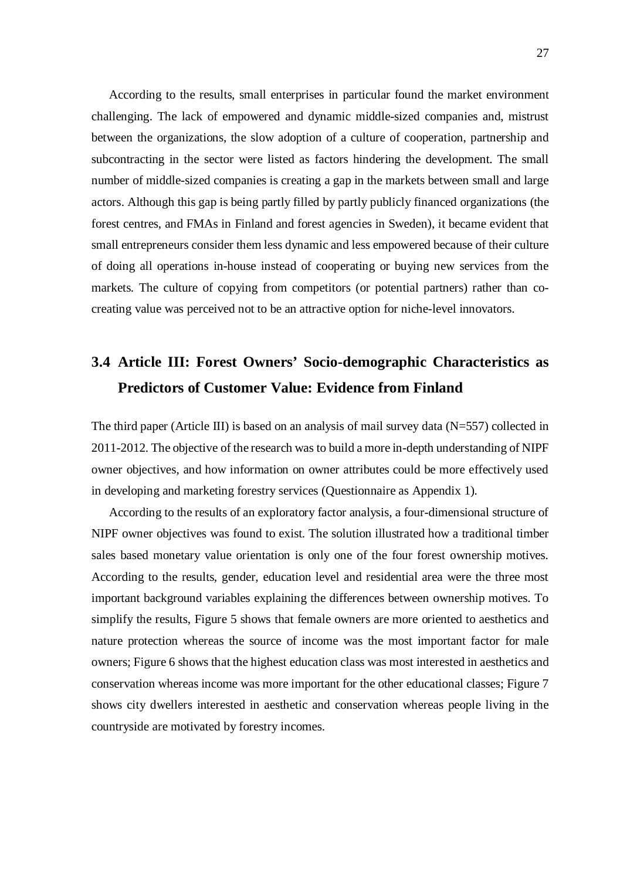According to the results, small enterprises in particular found the market environment challenging. The lack of empowered and dynamic middle-sized companies and, mistrust between the organizations, the slow adoption of a culture of cooperation, partnership and subcontracting in the sector were listed as factors hindering the development. The small number of middle-sized companies is creating a gap in the markets between small and large actors. Although this gap is being partly filled by partly publicly financed organizations (the forest centres, and FMAs in Finland and forest agencies in Sweden), it became evident that small entrepreneurs consider them less dynamic and less empowered because of their culture of doing all operations in-house instead of cooperating or buying new services from the markets. The culture of copying from competitors (or potential partners) rather than co-creating value was perceived not to be an attractive option for niche-level innovators.

## 3.4 Article III: Forest Owners' Socio-demographic Characteristics as Predictors of Customer Value: Evidence from Finland

The third paper (Article III) is based on an analysis of mail survey data (N=557) collected in 2011-2012. The objective of the research was to build a more in-depth understanding of NIPF owner objectives, and how information on owner attributes could be more effectively used in developing and marketing forestry services (Questionnaire as Appendix 1).

According to the results of an exploratory factor analysis, a four-dimensional structure of NIPF owner objectives was found to exist. The solution illustrated how a traditional timber sales based monetary value orientation is only one of the four forest ownership motives. According to the results, gender, education level and residential area were the three most important background variables explaining the differences between ownership motives. To simplify the results, Figure 5 shows that female owners are more oriented to aesthetics and nature protection whereas the source of income was the most important factor for male owners; Figure 6 shows that the highest education class was most interested in aesthetics and conservation whereas income was more important for the other educational classes; Figure 7 shows city dwellers interested in aesthetic and conservation whereas people living in the countryside are motivated by forestry incomes.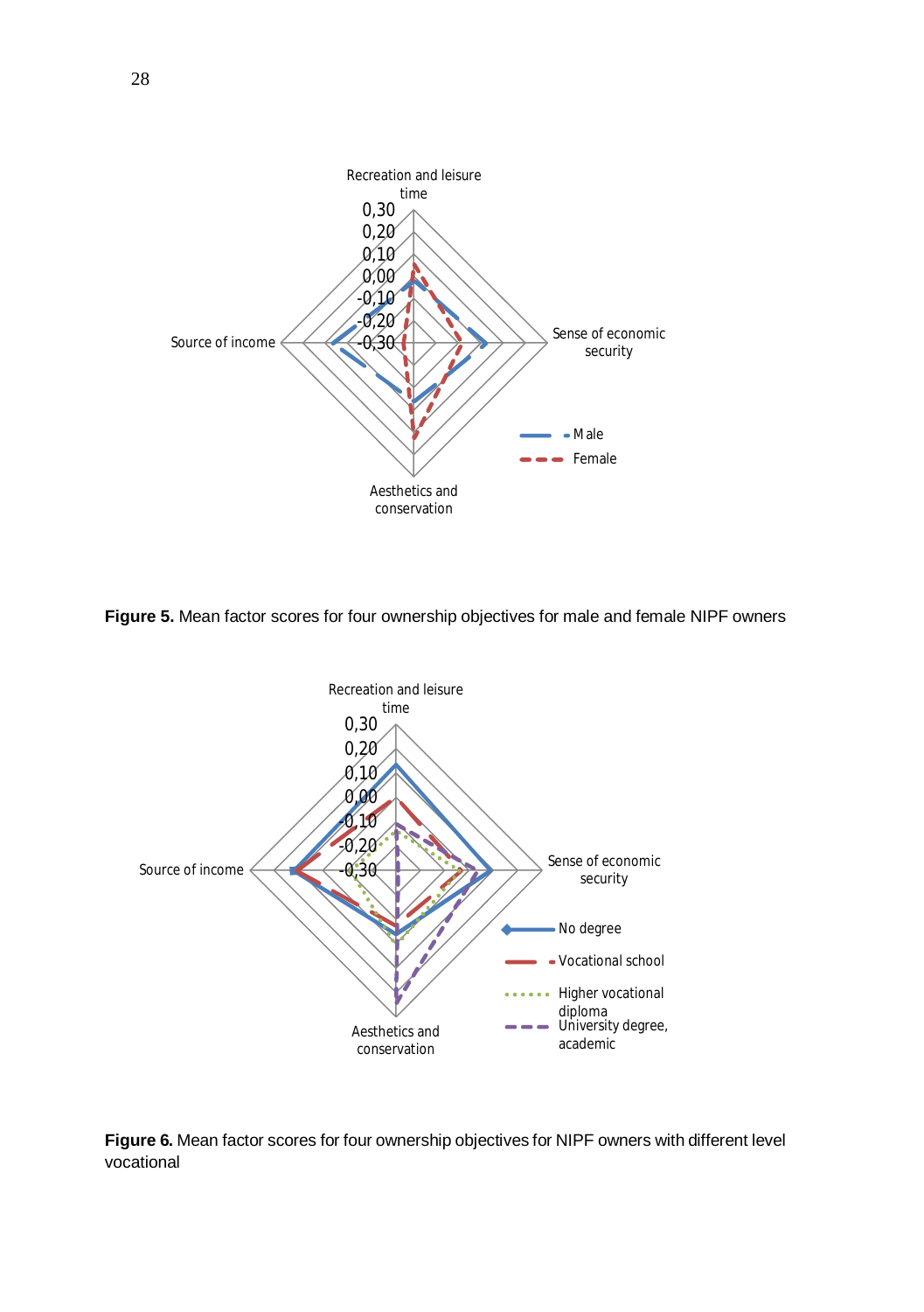**Figure 5.** Mean factor scores for four ownership objectives for male and female NIPF owners

**Figure 6.** Mean factor scores for four ownership objectives for NIPF owners with different level vocational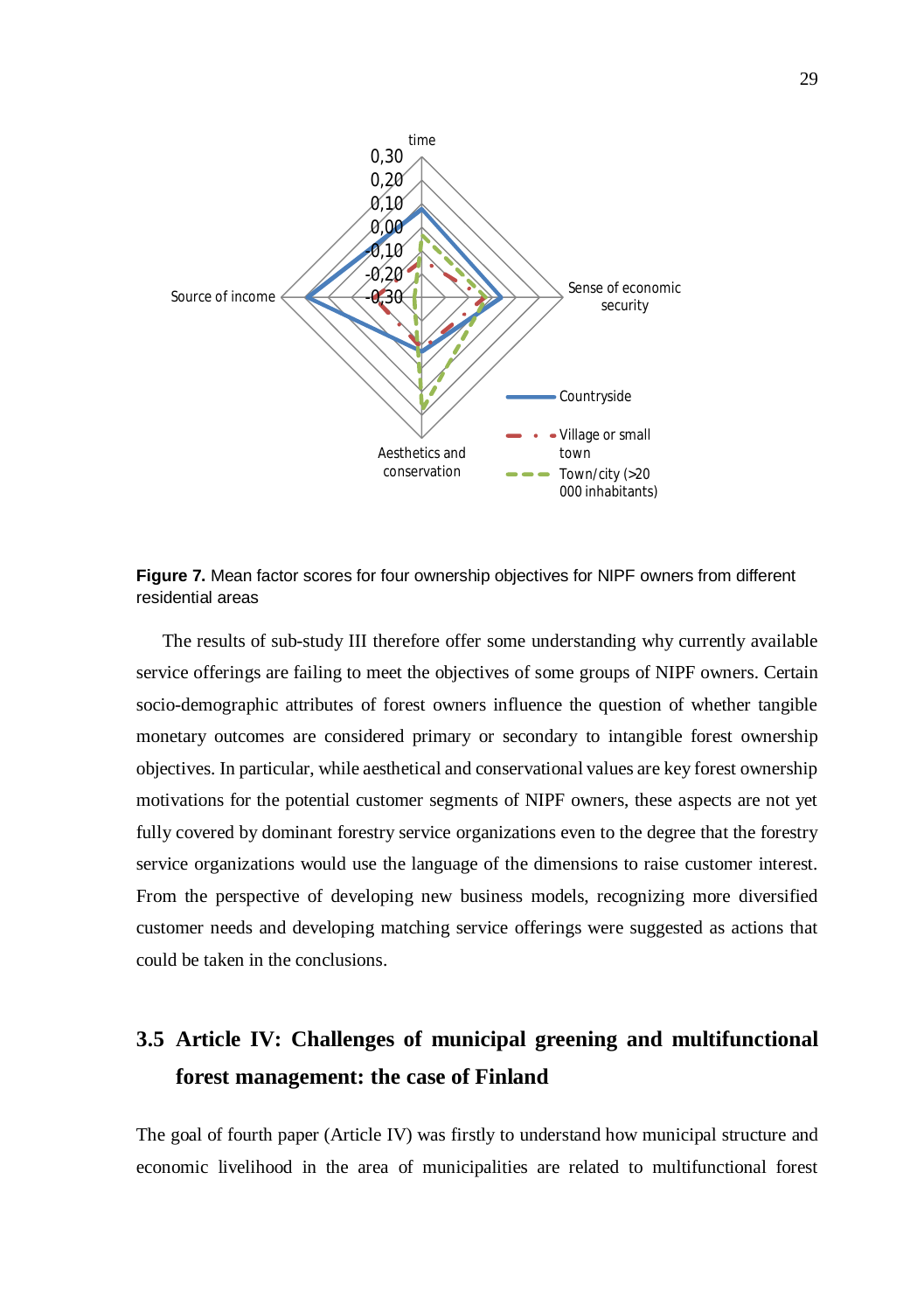**Figure 7.** Mean factor scores for four ownership objectives for NIPF owners from different residential areas

The results of sub-study III therefore offer some understanding why currently available service offerings are failing to meet the objectives of some groups of NIPF owners. Certain socio-demographic attributes of forest owners influence the question of whether tangible monetary outcomes are considered primary or secondary to intangible forest ownership objectives. In particular, while aesthetical and conservational values are key forest ownership motivations for the potential customer segments of NIPF owners, these aspects are not yet fully covered by dominant forestry service organizations even to the degree that the forestry service organizations would use the language of the dimensions to raise customer interest. From the perspective of developing new business models, recognizing more diversified customer needs and developing matching service offerings were suggested as actions that could be taken in the conclusions.

## 3.5 Article IV: Challenges of municipal greening and multifunctional forest management: the case of Finland

The goal of fourth paper (Article IV) was firstly to understand how municipal structure and economic livelihood in the area of municipalities are related to multifunctional forest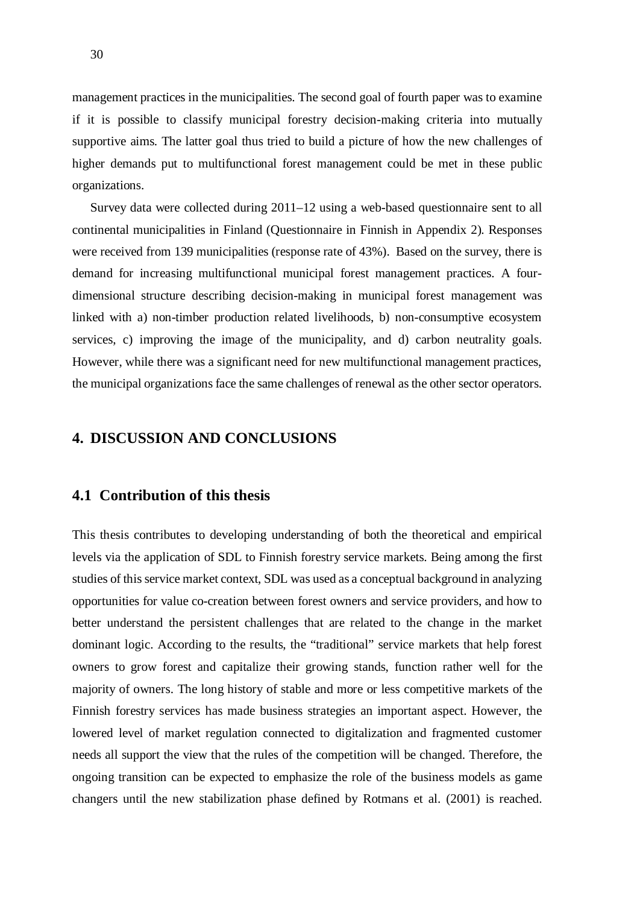management practices in the municipalities. The second goal of fourth paper was to examine if it is possible to classify municipal forestry decision-making criteria into mutually supportive aims. The latter goal thus tried to build a picture of how the new challenges of higher demands put to multifunctional forest management could be met in these public organizations.

Survey data were collected during 2011–12 using a web-based questionnaire sent to all continental municipalities in Finland (Questionnaire in Finnish in Appendix 2). Responses were received from 139 municipalities (response rate of 43%). Based on the survey, there is demand for increasing multifunctional municipal forest management practices. A four-dimensional structure describing decision-making in municipal forest management was linked with a) non-timber production related livelihoods, b) non-consumptive ecosystem services, c) improving the image of the municipality, and d) carbon neutrality goals. However, while there was a significant need for new multifunctional management practices, the municipal organizations face the same challenges of renewal as the other sector operators.

# 4. DISCUSSION AND CONCLUSIONS

## 4.1 Contribution of this thesis

This thesis contributes to developing understanding of both the theoretical and empirical levels via the application of SDL to Finnish forestry service markets. Being among the first studies of this service market context, SDL was used as a conceptual background in analyzing opportunities for value co-creation between forest owners and service providers, and how to better understand the persistent challenges that are related to the change in the market dominant logic. According to the results, the "traditional" service markets that help forest owners to grow forest and capitalize their growing stands, function rather well for the majority of owners. The long history of stable and more or less competitive markets of the Finnish forestry services has made business strategies an important aspect. However, the lowered level of market regulation connected to digitalization and fragmented customer needs all support the view that the rules of the competition will be changed. Therefore, the ongoing transition can be expected to emphasize the role of the business models as game changers until the new stabilization phase defined by Rotmans et al. (2001) is reached.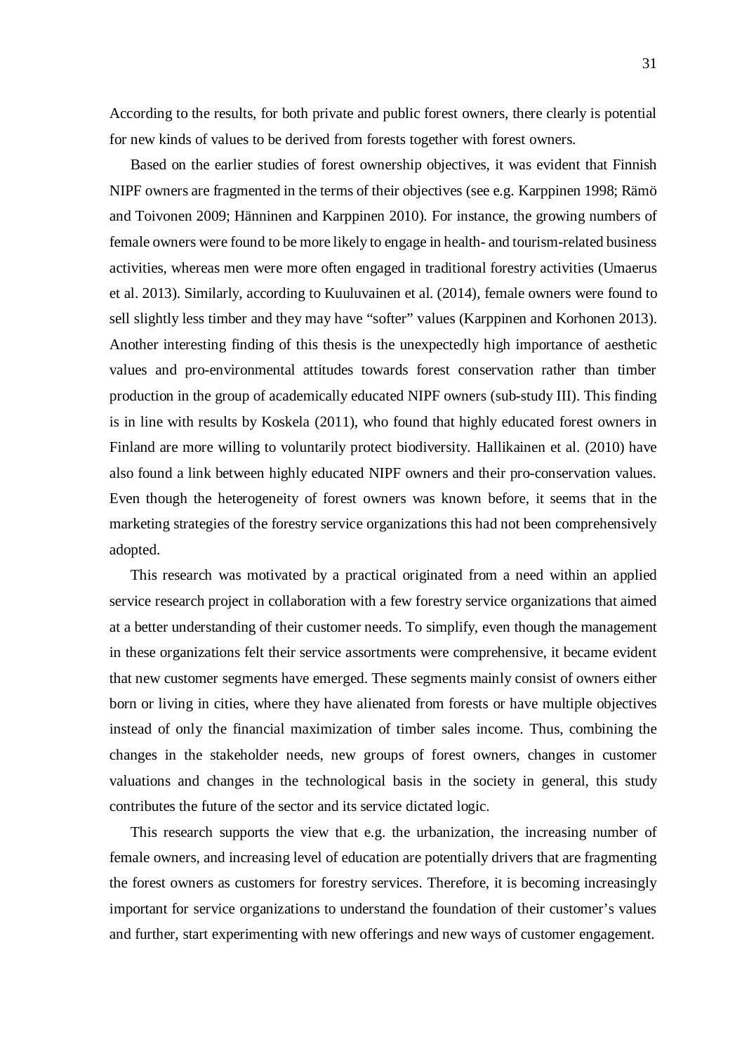According to the results, for both private and public forest owners, there clearly is potential for new kinds of values to be derived from forests together with forest owners.

Based on the earlier studies of forest ownership objectives, it was evident that Finnish NIPF owners are fragmented in the terms of their objectives (see e.g. Karppinen 1998; Rämö and Toivonen 2009; Hänninen and Karppinen 2010). For instance, the growing numbers of female owners were found to be more likely to engage in health- and tourism-related business activities, whereas men were more often engaged in traditional forestry activities (Umaerus et al. 2013). Similarly, according to Kuuluvainen et al. (2014), female owners were found to sell slightly less timber and they may have "softer" values (Karppinen and Korhonen 2013). Another interesting finding of this thesis is the unexpectedly high importance of aesthetic values and pro-environmental attitudes towards forest conservation rather than timber production in the group of academically educated NIPF owners (sub-study III). This finding is in line with results by Koskela (2011), who found that highly educated forest owners in Finland are more willing to voluntarily protect biodiversity. Hallikainen et al. (2010) have also found a link between highly educated NIPF owners and their pro-conservation values. Even though the heterogeneity of forest owners was known before, it seems that in the marketing strategies of the forestry service organizations this had not been comprehensively adopted.

This research was motivated by a practical originated from a need within an applied service research project in collaboration with a few forestry service organizations that aimed at a better understanding of their customer needs. To simplify, even though the management in these organizations felt their service assortments were comprehensive, it became evident that new customer segments have emerged. These segments mainly consist of owners either born or living in cities, where they have alienated from forests or have multiple objectives instead of only the financial maximization of timber sales income. Thus, combining the changes in the stakeholder needs, new groups of forest owners, changes in customer valuations and changes in the technological basis in the society in general, this study contributes the future of the sector and its service dictated logic.

This research supports the view that e.g. the urbanization, the increasing number of female owners, and increasing level of education are potentially drivers that are fragmenting the forest owners as customers for forestry services. Therefore, it is becoming increasingly important for service organizations to understand the foundation of their customer's values and further, start experimenting with new offerings and new ways of customer engagement.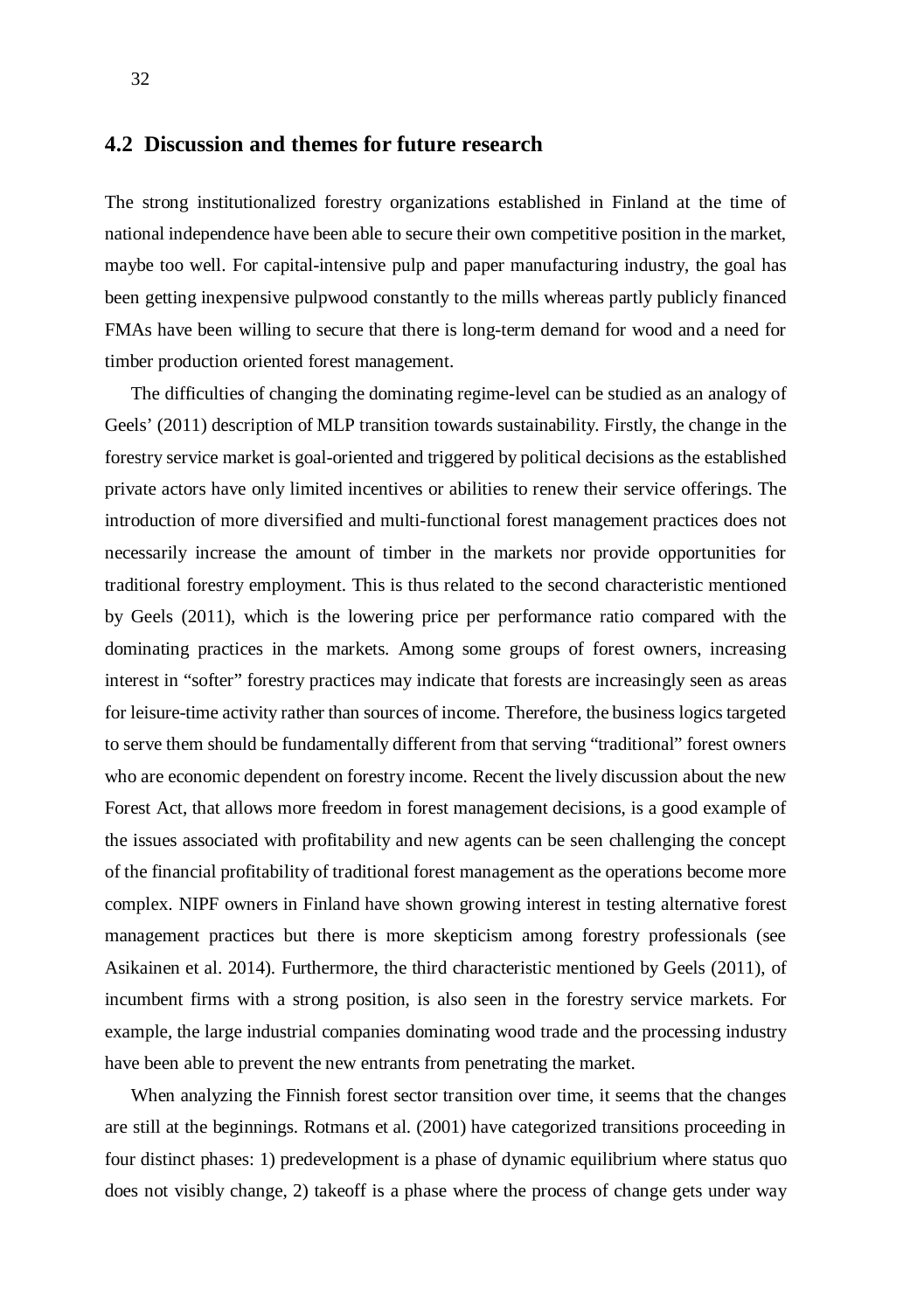## 4.2 Discussion and themes for future research

The strong institutionalized forestry organizations established in Finland at the time of national independence have been able to secure their own competitive position in the market, maybe too well. For capital-intensive pulp and paper manufacturing industry, the goal has been getting inexpensive pulpwood constantly to the mills whereas partly publicly financed FMAs have been willing to secure that there is long-term demand for wood and a need for timber production oriented forest management.

The difficulties of changing the dominating regime-level can be studied as an analogy of Geels' (2011) description of MLP transition towards sustainability. Firstly, the change in the forestry service market is goal-oriented and triggered by political decisions as the established private actors have only limited incentives or abilities to renew their service offerings. The introduction of more diversified and multi-functional forest management practices does not necessarily increase the amount of timber in the markets nor provide opportunities for traditional forestry employment. This is thus related to the second characteristic mentioned by Geels (2011), which is the lowering price per performance ratio compared with the dominating practices in the markets. Among some groups of forest owners, increasing interest in "softer" forestry practices may indicate that forests are increasingly seen as areas for leisure-time activity rather than sources of income. Therefore, the business logics targeted to serve them should be fundamentally different from that serving "traditional" forest owners who are economic dependent on forestry income. Recent the lively discussion about the new Forest Act, that allows more freedom in forest management decisions, is a good example of the issues associated with profitability and new agents can be seen challenging the concept of the financial profitability of traditional forest management as the operations become more complex. NIPF owners in Finland have shown growing interest in testing alternative forest management practices but there is more skepticism among forestry professionals (see Asikainen et al. 2014). Furthermore, the third characteristic mentioned by Geels (2011), of incumbent firms with a strong position, is also seen in the forestry service markets. For example, the large industrial companies dominating wood trade and the processing industry have been able to prevent the new entrants from penetrating the market.

When analyzing the Finnish forest sector transition over time, it seems that the changes are still at the beginnings. Rotmans et al. (2001) have categorized transitions proceeding in four distinct phases: 1) predevelopment is a phase of dynamic equilibrium where status quo does not visibly change, 2) takeoff is a phase where the process of change gets under way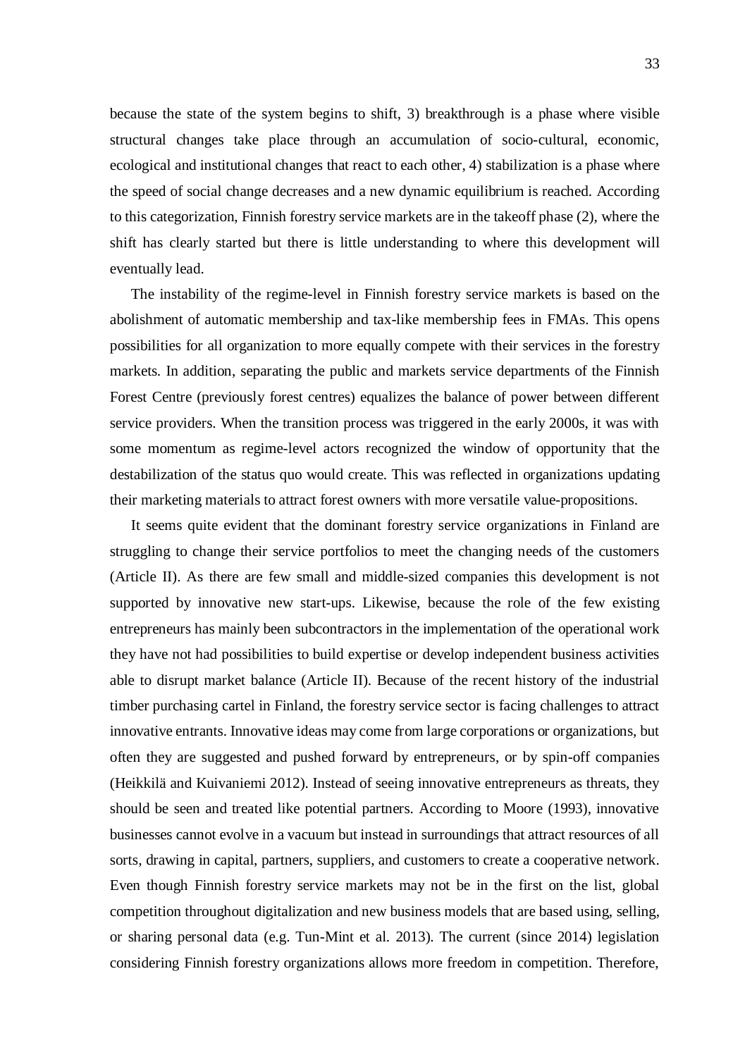because the state of the system begins to shift, 3) breakthrough is a phase where visible structural changes take place through an accumulation of socio-cultural, economic, ecological and institutional changes that react to each other, 4) stabilization is a phase where the speed of social change decreases and a new dynamic equilibrium is reached. According to this categorization, Finnish forestry service markets are in the takeoff phase (2), where the shift has clearly started but there is little understanding to where this development will eventually lead.

The instability of the regime-level in Finnish forestry service markets is based on the abolishment of automatic membership and tax-like membership fees in FMAs. This opens possibilities for all organization to more equally compete with their services in the forestry markets. In addition, separating the public and markets service departments of the Finnish Forest Centre (previously forest centres) equalizes the balance of power between different service providers. When the transition process was triggered in the early 2000s, it was with some momentum as regime-level actors recognized the window of opportunity that the destabilization of the status quo would create. This was reflected in organizations updating their marketing materials to attract forest owners with more versatile value-propositions.

It seems quite evident that the dominant forestry service organizations in Finland are struggling to change their service portfolios to meet the changing needs of the customers (Article II). As there are few small and middle-sized companies this development is not supported by innovative new start-ups. Likewise, because the role of the few existing entrepreneurs has mainly been subcontractors in the implementation of the operational work they have not had possibilities to build expertise or develop independent business activities able to disrupt market balance (Article II). Because of the recent history of the industrial timber purchasing cartel in Finland, the forestry service sector is facing challenges to attract innovative entrants. Innovative ideas may come from large corporations or organizations, but often they are suggested and pushed forward by entrepreneurs, or by spin-off companies (Heikkilä and Kuivaniemi 2012). Instead of seeing innovative entrepreneurs as threats, they should be seen and treated like potential partners. According to Moore (1993), innovative businesses cannot evolve in a vacuum but instead in surroundings that attract resources of all sorts, drawing in capital, partners, suppliers, and customers to create a cooperative network. Even though Finnish forestry service markets may not be in the first on the list, global competition throughout digitalization and new business models that are based using, selling, or sharing personal data (e.g. Tun-Mint et al. 2013). The current (since 2014) legislation considering Finnish forestry organizations allows more freedom in competition. Therefore,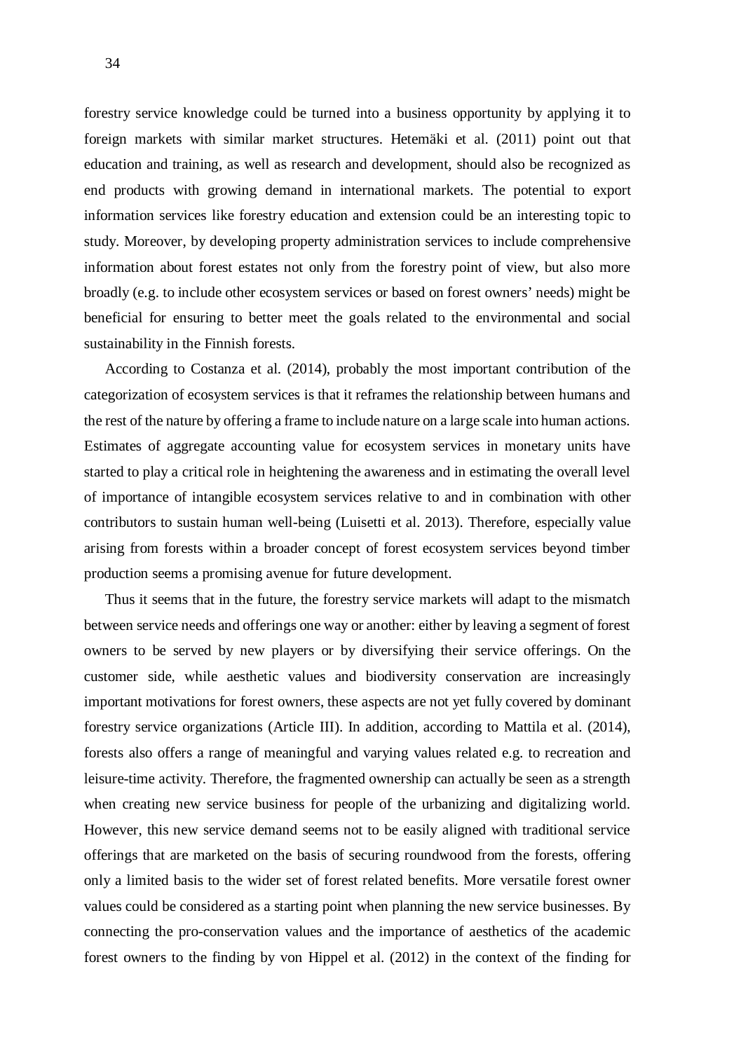forestry service knowledge could be turned into a business opportunity by applying it to foreign markets with similar market structures. Hetemäki et al. (2011) point out that education and training, as well as research and development, should also be recognized as end products with growing demand in international markets. The potential to export information services like forestry education and extension could be an interesting topic to study. Moreover, by developing property administration services to include comprehensive information about forest estates not only from the forestry point of view, but also more broadly (e.g. to include other ecosystem services or based on forest owners' needs) might be beneficial for ensuring to better meet the goals related to the environmental and social sustainability in the Finnish forests.

According to Costanza et al. (2014), probably the most important contribution of the categorization of ecosystem services is that it reframes the relationship between humans and the rest of the nature by offering a frame to include nature on a large scale into human actions. Estimates of aggregate accounting value for ecosystem services in monetary units have started to play a critical role in heightening the awareness and in estimating the overall level of importance of intangible ecosystem services relative to and in combination with other contributors to sustain human well-being (Luisetti et al. 2013). Therefore, especially value arising from forests within a broader concept of forest ecosystem services beyond timber production seems a promising avenue for future development.

Thus it seems that in the future, the forestry service markets will adapt to the mismatch between service needs and offerings one way or another: either by leaving a segment of forest owners to be served by new players or by diversifying their service offerings. On the customer side, while aesthetic values and biodiversity conservation are increasingly important motivations for forest owners, these aspects are not yet fully covered by dominant forestry service organizations (Article III). In addition, according to Mattila et al. (2014), forests also offers a range of meaningful and varying values related e.g. to recreation and leisure-time activity. Therefore, the fragmented ownership can actually be seen as a strength when creating new service business for people of the urbanizing and digitalizing world. However, this new service demand seems not to be easily aligned with traditional service offerings that are marketed on the basis of securing roundwood from the forests, offering only a limited basis to the wider set of forest related benefits. More versatile forest owner values could be considered as a starting point when planning the new service businesses. By connecting the pro-conservation values and the importance of aesthetics of the academic forest owners to the finding by von Hippel et al. (2012) in the context of the finding for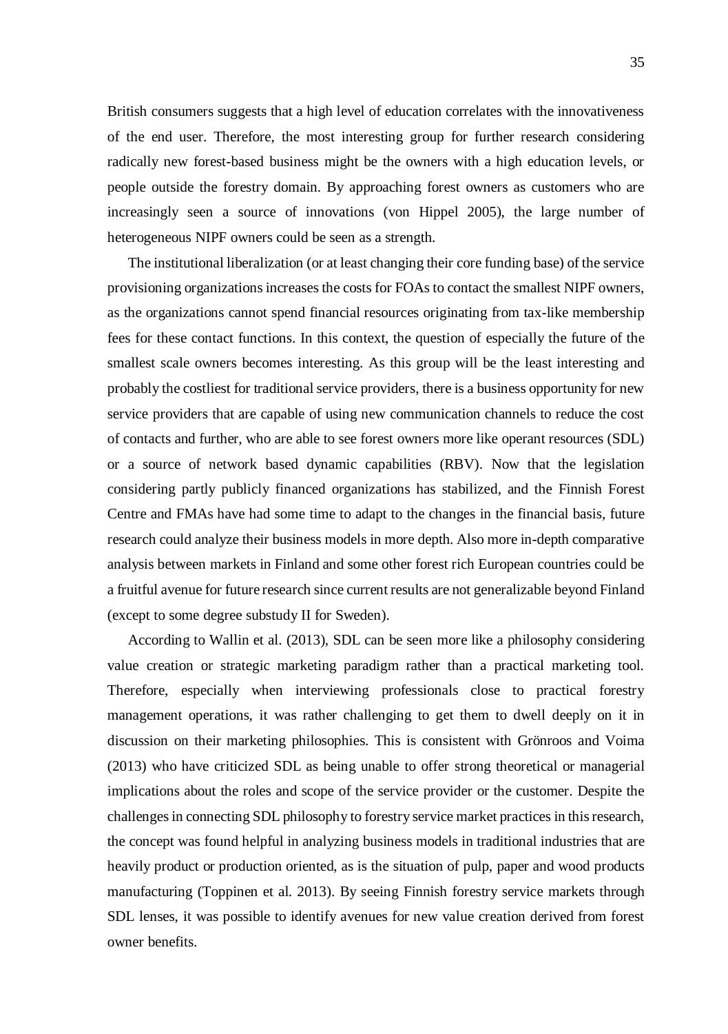British consumers suggests that a high level of education correlates with the innovativeness of the end user. Therefore, the most interesting group for further research considering radically new forest-based business might be the owners with a high education levels, or people outside the forestry domain. By approaching forest owners as customers who are increasingly seen a source of innovations (von Hippel 2005), the large number of heterogeneous NIPF owners could be seen as a strength.

The institutional liberalization (or at least changing their core funding base) of the service provisioning organizations increases the costs for FOAs to contact the smallest NIPF owners, as the organizations cannot spend financial resources originating from tax-like membership fees for these contact functions. In this context, the question of especially the future of the smallest scale owners becomes interesting. As this group will be the least interesting and probably the costliest for traditional service providers, there is a business opportunity for new service providers that are capable of using new communication channels to reduce the cost of contacts and further, who are able to see forest owners more like operant resources (SDL) or a source of network based dynamic capabilities (RBV). Now that the legislation considering partly publicly financed organizations has stabilized, and the Finnish Forest Centre and FMAs have had some time to adapt to the changes in the financial basis, future research could analyze their business models in more depth. Also more in-depth comparative analysis between markets in Finland and some other forest rich European countries could be a fruitful avenue for future research since current results are not generalizable beyond Finland (except to some degree substudy II for Sweden).

According to Wallin et al. (2013), SDL can be seen more like a philosophy considering value creation or strategic marketing paradigm rather than a practical marketing tool. Therefore, especially when interviewing professionals close to practical forestry management operations, it was rather challenging to get them to dwell deeply on it in discussion on their marketing philosophies. This is consistent with Grönroos and Voima (2013) who have criticized SDL as being unable to offer strong theoretical or managerial implications about the roles and scope of the service provider or the customer. Despite the challenges in connecting SDL philosophy to forestry service market practices in this research, the concept was found helpful in analyzing business models in traditional industries that are heavily product or production oriented, as is the situation of pulp, paper and wood products manufacturing (Toppinen et al. 2013). By seeing Finnish forestry service markets through SDL lenses, it was possible to identify avenues for new value creation derived from forest owner benefits.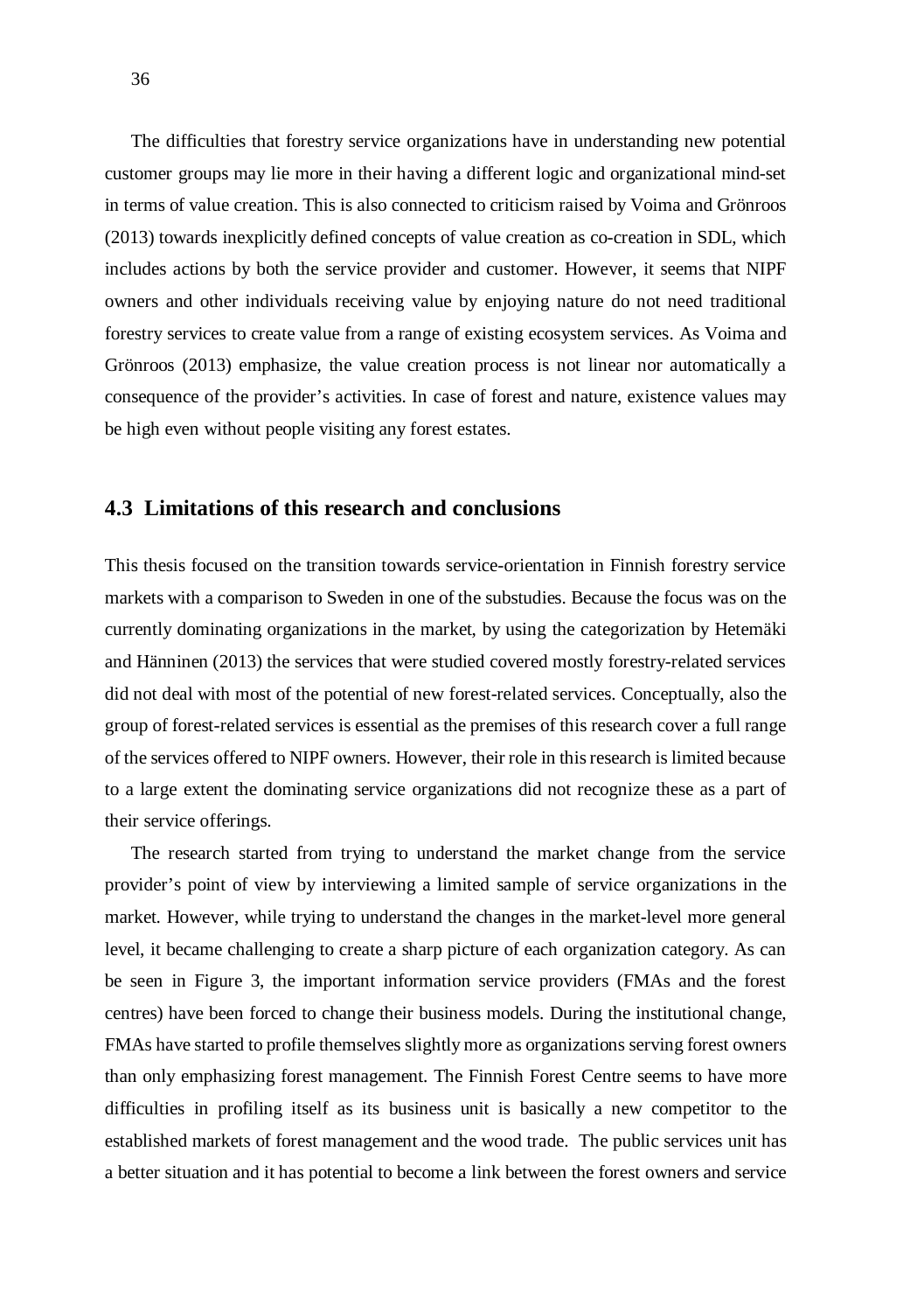The difficulties that forestry service organizations have in understanding new potential customer groups may lie more in their having a different logic and organizational mind-set in terms of value creation. This is also connected to criticism raised by Voima and Grönroos (2013) towards inexplicitly defined concepts of value creation as co-creation in SDL, which includes actions by both the service provider and customer. However, it seems that NIPF owners and other individuals receiving value by enjoying nature do not need traditional forestry services to create value from a range of existing ecosystem services. As Voima and Grönroos (2013) emphasize, the value creation process is not linear nor automatically a consequence of the provider's activities. In case of forest and nature, existence values may be high even without people visiting any forest estates.

## 4.3 Limitations of this research and conclusions

This thesis focused on the transition towards service-orientation in Finnish forestry service markets with a comparison to Sweden in one of the substudies. Because the focus was on the currently dominating organizations in the market, by using the categorization by Hetemäki and Hänninen (2013) the services that were studied covered mostly forestry-related services did not deal with most of the potential of new forest-related services. Conceptually, also the group of forest-related services is essential as the premises of this research cover a full range of the services offered to NIPF owners. However, their role in this research is limited because to a large extent the dominating service organizations did not recognize these as a part of their service offerings.

The research started from trying to understand the market change from the service provider's point of view by interviewing a limited sample of service organizations in the market. However, while trying to understand the changes in the market-level more general level, it became challenging to create a sharp picture of each organization category. As can be seen in Figure 3, the important information service providers (FMAs and the forest centres) have been forced to change their business models. During the institutional change, FMAs have started to profile themselves slightly more as organizations serving forest owners than only emphasizing forest management. The Finnish Forest Centre seems to have more difficulties in profiling itself as its business unit is basically a new competitor to the established markets of forest management and the wood trade. The public services unit has a better situation and it has potential to become a link between the forest owners and service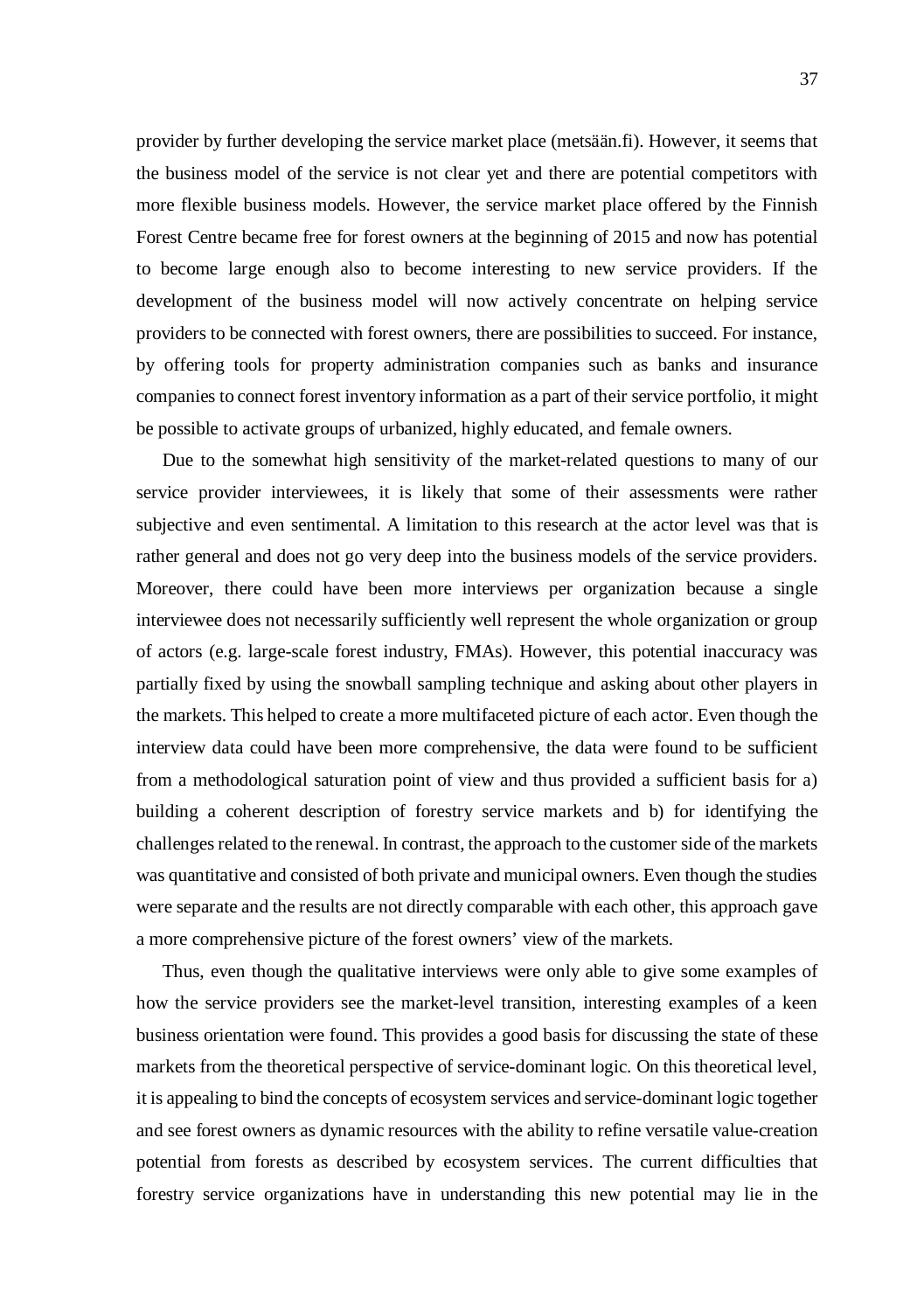provider by further developing the service market place (metsään.fi). However, it seems that the business model of the service is not clear yet and there are potential competitors with more flexible business models. However, the service market place offered by the Finnish Forest Centre became free for forest owners at the beginning of 2015 and now has potential to become large enough also to become interesting to new service providers. If the development of the business model will now actively concentrate on helping service providers to be connected with forest owners, there are possibilities to succeed. For instance, by offering tools for property administration companies such as banks and insurance companies to connect forest inventory information as a part of their service portfolio, it might be possible to activate groups of urbanized, highly educated, and female owners.

Due to the somewhat high sensitivity of the market-related questions to many of our service provider interviewees, it is likely that some of their assessments were rather subjective and even sentimental. A limitation to this research at the actor level was that is rather general and does not go very deep into the business models of the service providers. Moreover, there could have been more interviews per organization because a single interviewee does not necessarily sufficiently well represent the whole organization or group of actors (e.g. large-scale forest industry, FMAs). However, this potential inaccuracy was partially fixed by using the snowball sampling technique and asking about other players in the markets. This helped to create a more multifaceted picture of each actor. Even though the interview data could have been more comprehensive, the data were found to be sufficient from a methodological saturation point of view and thus provided a sufficient basis for a) building a coherent description of forestry service markets and b) for identifying the challenges related to the renewal. In contrast, the approach to the customer side of the markets was quantitative and consisted of both private and municipal owners. Even though the studies were separate and the results are not directly comparable with each other, this approach gave a more comprehensive picture of the forest owners' view of the markets.

Thus, even though the qualitative interviews were only able to give some examples of how the service providers see the market-level transition, interesting examples of a keen business orientation were found. This provides a good basis for discussing the state of these markets from the theoretical perspective of service-dominant logic. On this theoretical level, it is appealing to bind the concepts of ecosystem services and service-dominant logic together and see forest owners as dynamic resources with the ability to refine versatile value-creation potential from forests as described by ecosystem services. The current difficulties that forestry service organizations have in understanding this new potential may lie in the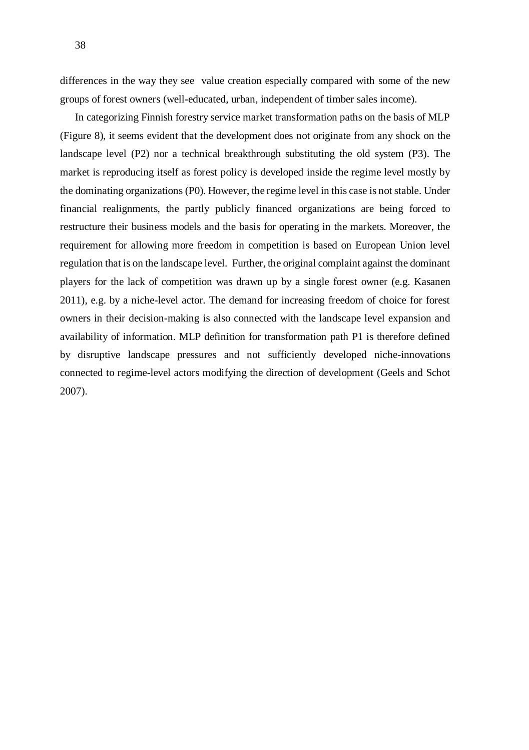differences in the way they see value creation especially compared with some of the new groups of forest owners (well-educated, urban, independent of timber sales income).

In categorizing Finnish forestry service market transformation paths on the basis of MLP (Figure 8), it seems evident that the development does not originate from any shock on the landscape level (P2) nor a technical breakthrough substituting the old system (P3). The market is reproducing itself as forest policy is developed inside the regime level mostly by the dominating organizations (P0). However, the regime level in this case is not stable. Under financial realignments, the partly publicly financed organizations are being forced to restructure their business models and the basis for operating in the markets. Moreover, the requirement for allowing more freedom in competition is based on European Union level regulation that is on the landscape level. Further, the original complaint against the dominant players for the lack of competition was drawn up by a single forest owner (e.g. Kasanen 2011), e.g. by a niche-level actor. The demand for increasing freedom of choice for forest owners in their decision-making is also connected with the landscape level expansion and availability of information. MLP definition for transformation path P1 is therefore defined by disruptive landscape pressures and not sufficiently developed niche-innovations connected to regime-level actors modifying the direction of development (Geels and Schot 2007).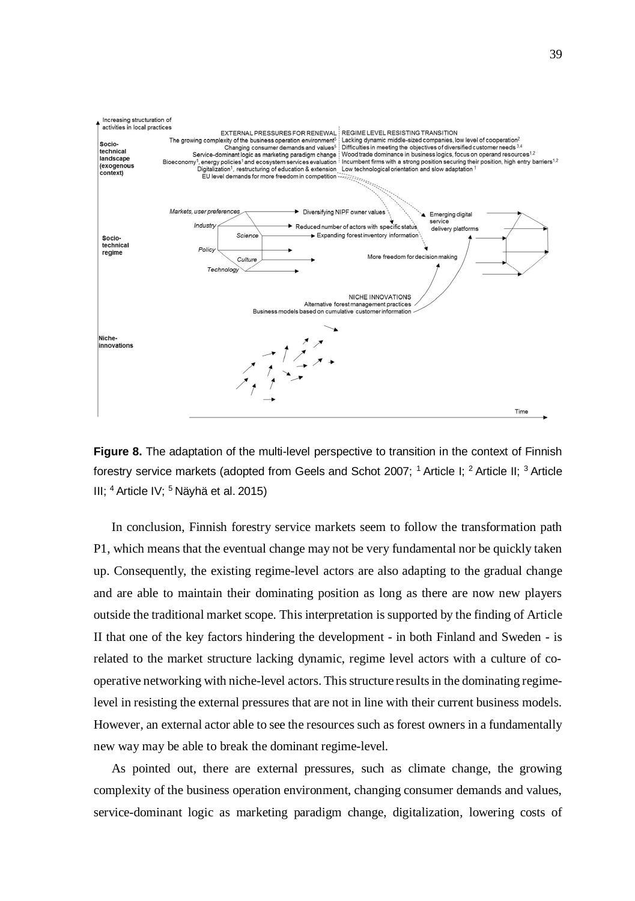**Figure 8.** The adaptation of the multi-level perspective to transition in the context of Finnish forestry service markets (adopted from Geels and Schot 2007; [1] Article I; [2] Article II; [3] Article III; [4] Article IV; [5] Näyhä et al. 2015)

In conclusion, Finnish forestry service markets seem to follow the transformation path P1, which means that the eventual change may not be very fundamental nor be quickly taken up. Consequently, the existing regime-level actors are also adapting to the gradual change and are able to maintain their dominating position as long as there are now new players outside the traditional market scope. This interpretation is supported by the finding of Article II that one of the key factors hindering the development - in both Finland and Sweden - is related to the market structure lacking dynamic, regime level actors with a culture of co-operative networking with niche-level actors. This structure results in the dominating regime-level in resisting the external pressures that are not in line with their current business models. However, an external actor able to see the resources such as forest owners in a fundamentally new way may be able to break the dominant regime-level.

As pointed out, there are external pressures, such as climate change, the growing complexity of the business operation environment, changing consumer demands and values, service-dominant logic as marketing paradigm change, digitalization, lowering costs of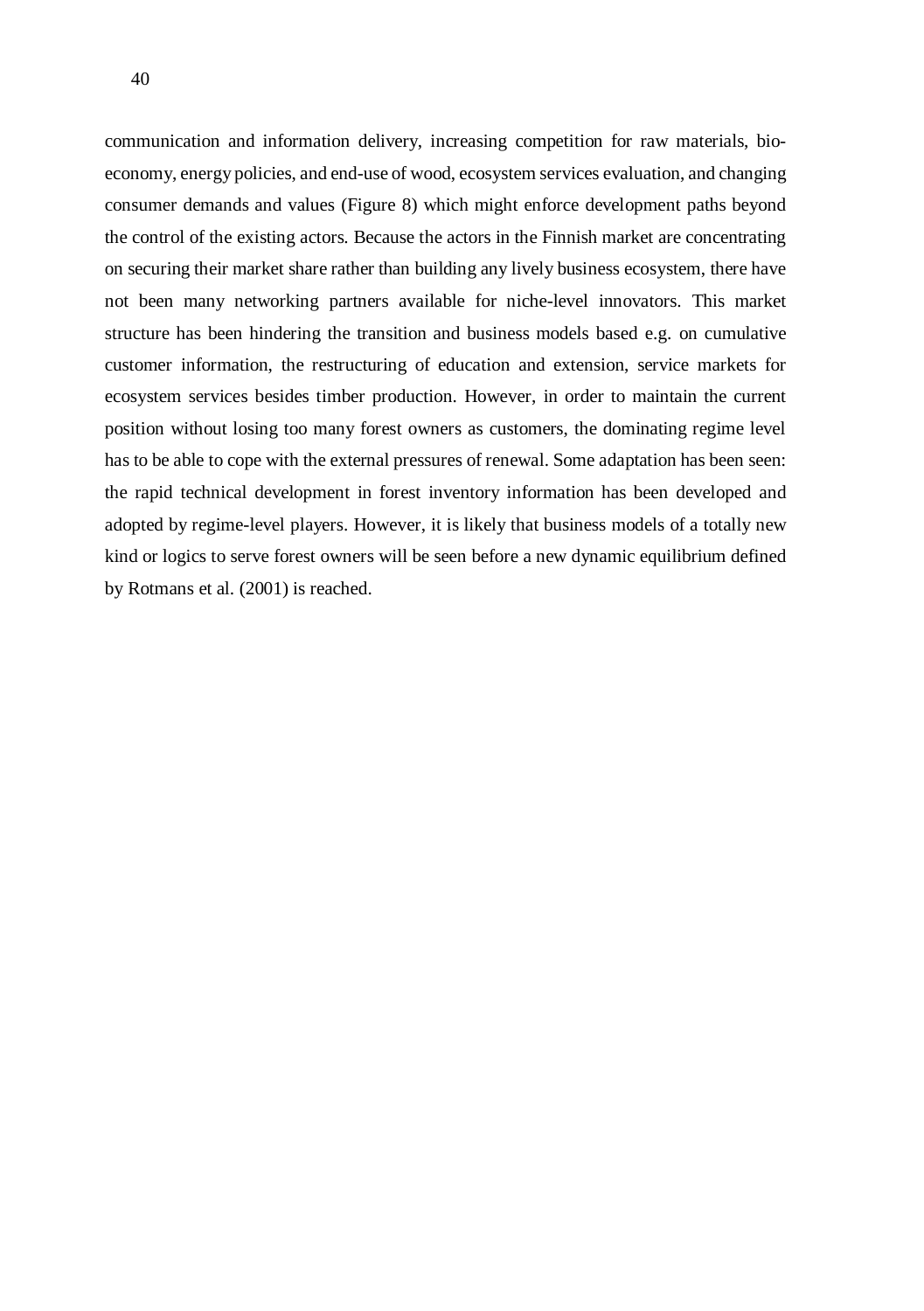communication and information delivery, increasing competition for raw materials, bio-economy, energy policies, and end-use of wood, ecosystem services evaluation, and changing consumer demands and values (Figure 8) which might enforce development paths beyond the control of the existing actors. Because the actors in the Finnish market are concentrating on securing their market share rather than building any lively business ecosystem, there have not been many networking partners available for niche-level innovators. This market structure has been hindering the transition and business models based e.g. on cumulative customer information, the restructuring of education and extension, service markets for ecosystem services besides timber production. However, in order to maintain the current position without losing too many forest owners as customers, the dominating regime level has to be able to cope with the external pressures of renewal. Some adaptation has been seen: the rapid technical development in forest inventory information has been developed and adopted by regime-level players. However, it is likely that business models of a totally new kind or logics to serve forest owners will be seen before a new dynamic equilibrium defined by Rotmans et al. (2001) is reached.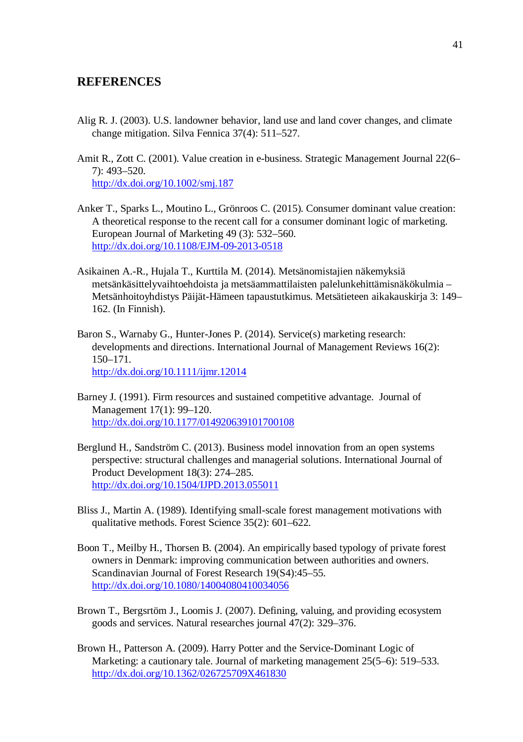## REFERENCES

Alig R. J. (2003). U.S. landowner behavior, land use and land cover changes, and climate change mitigation. Silva Fennica 37(4): 511–527.

Amit R., Zott C. (2001). Value creation in e-business. Strategic Management Journal 22(6–7): 493–520. http://dx.doi.org/10.1002/smj.187

Anker T., Sparks L., Moutino L., Grönroos C. (2015). Consumer dominant value creation: A theoretical response to the recent call for a consumer dominant logic of marketing. European Journal of Marketing 49 (3): 532–560. http://dx.doi.org/10.1108/EJM-09-2013-0518

Asikainen A.-R., Hujala T., Kurttila M. (2014). Metsänomistajien näkemyksiä metsänkäsittelyvaihtoehdoista ja metsäammattilaisten palelunkehittämisnäkökulmia – Metsänhoitoyhdistys Päijät-Hämeen tapaustutkimus. Metsätieteen aikakauskirja 3: 149–162. (In Finnish).

Baron S., Warnaby G., Hunter-Jones P. (2014). Service(s) marketing research: developments and directions. International Journal of Management Reviews 16(2): 150–171. http://dx.doi.org/10.1111/ijmr.12014

Barney J. (1991). Firm resources and sustained competitive advantage. Journal of Management 17(1): 99–120. http://dx.doi.org/10.1177/014920639101700108

Berglund H., Sandström C. (2013). Business model innovation from an open systems perspective: structural challenges and managerial solutions. International Journal of Product Development 18(3): 274–285. http://dx.doi.org/10.1504/IJPD.2013.055011

Bliss J., Martin A. (1989). Identifying small-scale forest management motivations with qualitative methods. Forest Science 35(2): 601–622.

Boon T., Meilby H., Thorsen B. (2004). An empirically based typology of private forest owners in Denmark: improving communication between authorities and owners. Scandinavian Journal of Forest Research 19(S4):45–55. http://dx.doi.org/10.1080/14004080410034056

Brown T., Bergsrtöm J., Loomis J. (2007). Defining, valuing, and providing ecosystem goods and services. Natural researches journal 47(2): 329–376.

Brown H., Patterson A. (2009). Harry Potter and the Service-Dominant Logic of Marketing: a cautionary tale. Journal of marketing management 25(5–6): 519–533. http://dx.doi.org/10.1362/026725709X461830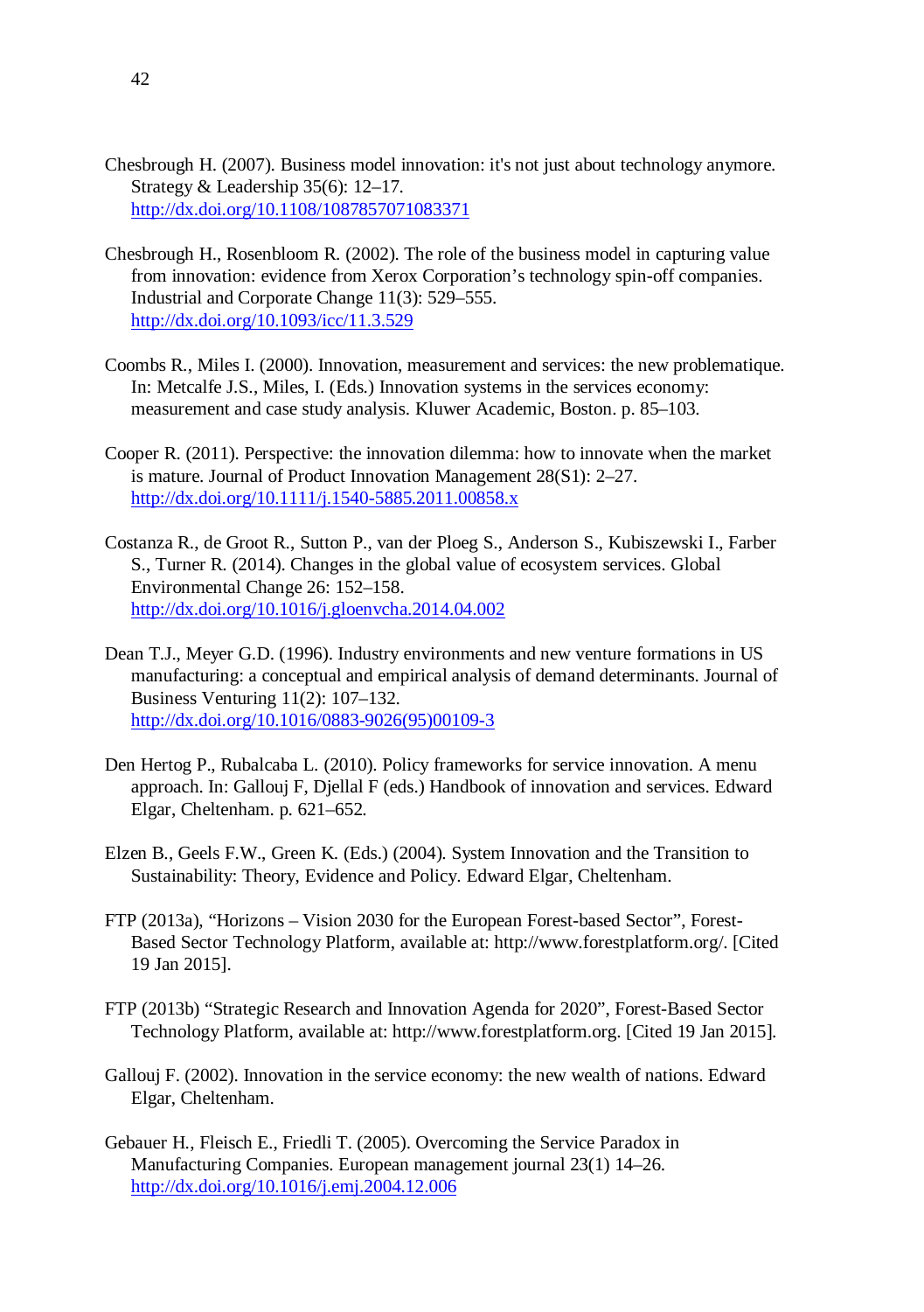Chesbrough H. (2007). Business model innovation: it's not just about technology anymore. Strategy & Leadership 35(6): 12–17. http://dx.doi.org/10.1108/10878570710833714

Chesbrough H., Rosenbloom R. (2002). The role of the business model in capturing value from innovation: evidence from Xerox Corporation's technology spin-off companies. Industrial and Corporate Change 11(3): 529–555. http://dx.doi.org/10.1093/icc/11.3.529

Coombs R., Miles I. (2000). Innovation, measurement and services: the new problematique. In: Metcalfe J.S., Miles, I. (Eds.) Innovation systems in the services economy: measurement and case study analysis. Kluwer Academic, Boston. p. 85–103.

Cooper R. (2011). Perspective: the innovation dilemma: how to innovate when the market is mature. Journal of Product Innovation Management 28(S1): 2–27. http://dx.doi.org/10.1111/j.1540-5885.2011.00858.x

Costanza R., de Groot R., Sutton P., van der Ploeg S., Anderson S., Kubiszewski I., Farber S., Turner R. (2014). Changes in the global value of ecosystem services. Global Environmental Change 26: 152–158. http://dx.doi.org/10.1016/j.gloenvcha.2014.04.002

Dean T.J., Meyer G.D. (1996). Industry environments and new venture formations in US manufacturing: a conceptual and empirical analysis of demand determinants. Journal of Business Venturing 11(2): 107–132. http://dx.doi.org/10.1016/0883-9026(95)00109-3

Den Hertog P., Rubalcaba L. (2010). Policy frameworks for service innovation. A menu approach. In: Gallouj F, Djellal F (eds.) Handbook of innovation and services. Edward Elgar, Cheltenham. p. 621–652.

Elzen B., Geels F.W., Green K. (Eds.) (2004). System Innovation and the Transition to Sustainability: Theory, Evidence and Policy. Edward Elgar, Cheltenham.

FTP (2013a), "Horizons – Vision 2030 for the European Forest-based Sector", Forest-Based Sector Technology Platform, available at: http://www.forestplatform.org/. [Cited 19 Jan 2015].

FTP (2013b) "Strategic Research and Innovation Agenda for 2020", Forest-Based Sector Technology Platform, available at: http://www.forestplatform.org. [Cited 19 Jan 2015].

Gallouj F. (2002). Innovation in the service economy: the new wealth of nations. Edward Elgar, Cheltenham.

Gebauer H., Fleisch E., Friedli T. (2005). Overcoming the Service Paradox in Manufacturing Companies. European management journal 23(1) 14–26. http://dx.doi.org/10.1016/j.emj.2004.12.006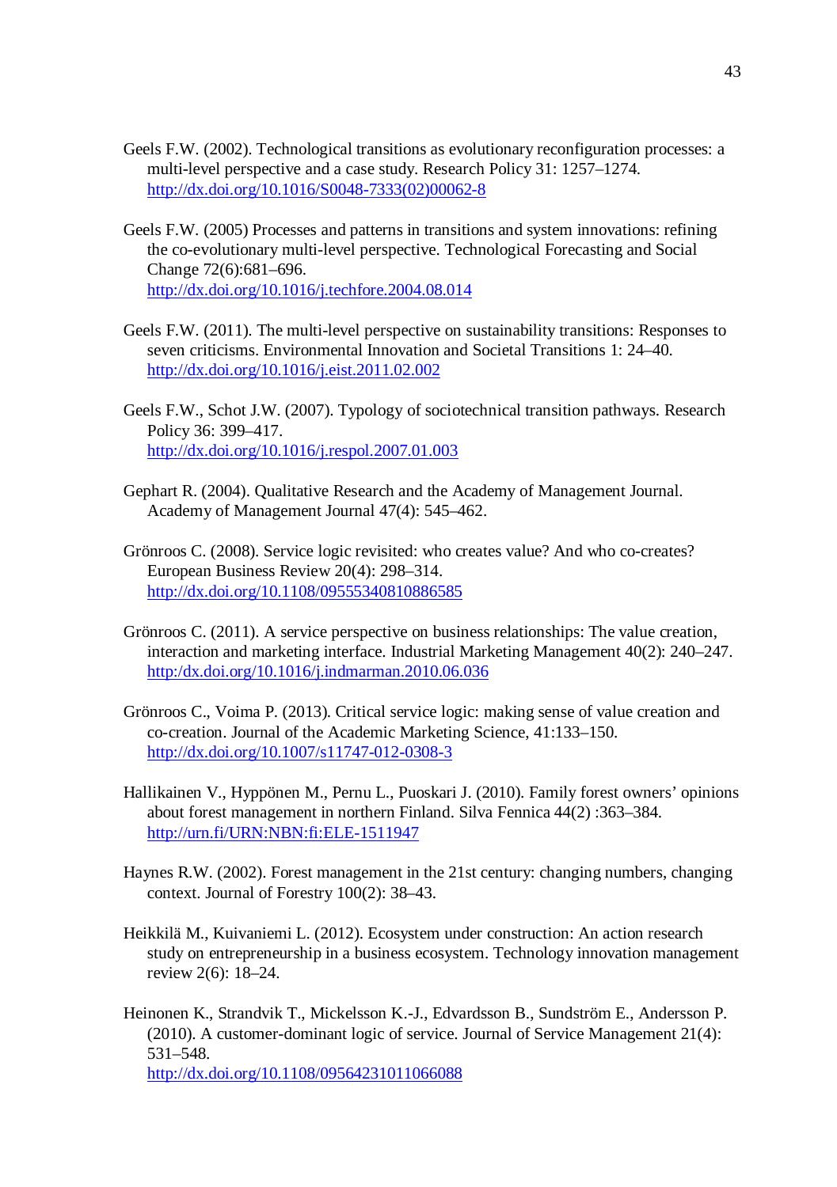Geels F.W. (2002). Technological transitions as evolutionary reconfiguration processes: a multi-level perspective and a case study. Research Policy 31: 1257–1274. http://dx.doi.org/10.1016/S0048-7333(02)00062-8

Geels F.W. (2005) Processes and patterns in transitions and system innovations: refining the co-evolutionary multi-level perspective. Technological Forecasting and Social Change 72(6):681–696. http://dx.doi.org/10.1016/j.techfore.2004.08.014

Geels F.W. (2011). The multi-level perspective on sustainability transitions: Responses to seven criticisms. Environmental Innovation and Societal Transitions 1: 24–40. http://dx.doi.org/10.1016/j.eist.2011.02.002

Geels F.W., Schot J.W. (2007). Typology of sociotechnical transition pathways. Research Policy 36: 399–417. http://dx.doi.org/10.1016/j.respol.2007.01.003

Gephart R. (2004). Qualitative Research and the Academy of Management Journal. Academy of Management Journal 47(4): 545–462.

Grönroos C. (2008). Service logic revisited: who creates value? And who co-creates? European Business Review 20(4): 298–314. http://dx.doi.org/10.1108/09555340810886585

Grönroos C. (2011). A service perspective on business relationships: The value creation, interaction and marketing interface. Industrial Marketing Management 40(2): 240–247. http:/dx.doi.org/10.1016/j.indmarman.2010.06.036

Grönroos C., Voima P. (2013). Critical service logic: making sense of value creation and co-creation. Journal of the Academic Marketing Science, 41:133–150. http://dx.doi.org/10.1007/s11747-012-0308-3

Hallikainen V., Hyppönen M., Pernu L., Puoskari J. (2010). Family forest owners' opinions about forest management in northern Finland. Silva Fennica 44(2) :363–384. http://urn.fi/URN:NBN:fi:ELE-1511947

Haynes R.W. (2002). Forest management in the 21st century: changing numbers, changing context. Journal of Forestry 100(2): 38–43.

Heikkilä M., Kuivaniemi L. (2012). Ecosystem under construction: An action research study on entrepreneurship in a business ecosystem. Technology innovation management review 2(6): 18–24.

Heinonen K., Strandvik T., Mickelsson K.-J., Edvardsson B., Sundström E., Andersson P. (2010). A customer-dominant logic of service. Journal of Service Management 21(4): 531–548. http://dx.doi.org/10.1108/09564231011066088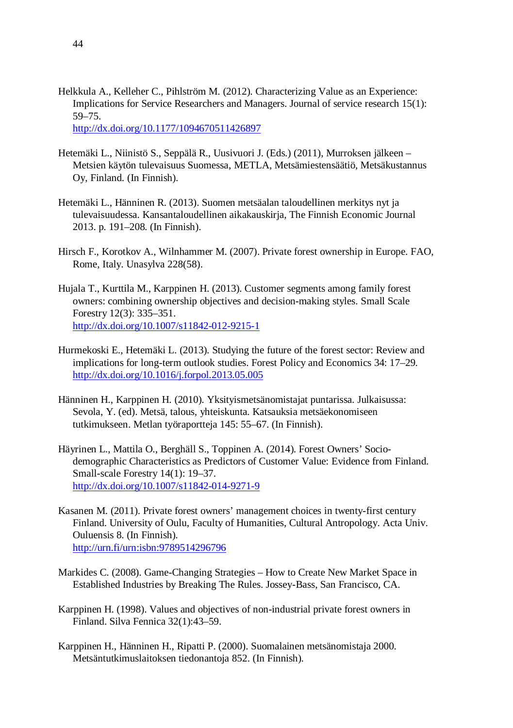Helkkula A., Kelleher C., Pihlström M. (2012). Characterizing Value as an Experience: Implications for Service Researchers and Managers. Journal of service research 15(1): 59–75.
http://dx.doi.org/10.1177/1094670511426897

Hetemäki L., Niinistö S., Seppälä R., Uusivuori J. (Eds.) (2011), Murroksen jälkeen – Metsien käytön tulevaisuus Suomessa, METLA, Metsämiestensäätiö, Metsäkustannus Oy, Finland. (In Finnish).

Hetemäki L., Hänninen R. (2013). Suomen metsäalan taloudellinen merkitys nyt ja tulevaisuudessa. Kansantaloudellinen aikakauskirja, The Finnish Economic Journal 2013. p. 191–208. (In Finnish).

Hirsch F., Korotkov A., Wilnhammer M. (2007). Private forest ownership in Europe. FAO, Rome, Italy. Unasylva 228(58).

Hujala T., Kurttila M., Karppinen H. (2013). Customer segments among family forest owners: combining ownership objectives and decision-making styles. Small Scale Forestry 12(3): 335–351.
http://dx.doi.org/10.1007/s11842-012-9215-1

Hurmekoski E., Hetemäki L. (2013). Studying the future of the forest sector: Review and implications for long-term outlook studies. Forest Policy and Economics 34: 17–29.
http://dx.doi.org/10.1016/j.forpol.2013.05.005

Hänninen H., Karppinen H. (2010). Yksityismetsänomistajat puntarissa. Julkaisussa: Sevola, Y. (ed). Metsä, talous, yhteiskunta. Katsauksia metsäekonomiseen tutkimukseen. Metlan työraportteja 145: 55–67. (In Finnish).

Häyrinen L., Mattila O., Berghäll S., Toppinen A. (2014). Forest Owners' Socio-demographic Characteristics as Predictors of Customer Value: Evidence from Finland. Small-scale Forestry 14(1): 19–37.
http://dx.doi.org/10.1007/s11842-014-9271-9

Kasanen M. (2011). Private forest owners' management choices in twenty-first century Finland. University of Oulu, Faculty of Humanities, Cultural Antropology. Acta Univ. Ouluensis 8. (In Finnish).
http://urn.fi/urn:isbn:9789514296796

Markides C. (2008). Game-Changing Strategies – How to Create New Market Space in Established Industries by Breaking The Rules. Jossey-Bass, San Francisco, CA.

Karppinen H. (1998). Values and objectives of non-industrial private forest owners in Finland. Silva Fennica 32(1):43–59.

Karppinen H., Hänninen H., Ripatti P. (2000). Suomalainen metsänomistaja 2000. Metsäntutkimuslaitoksen tiedonantoja 852. (In Finnish).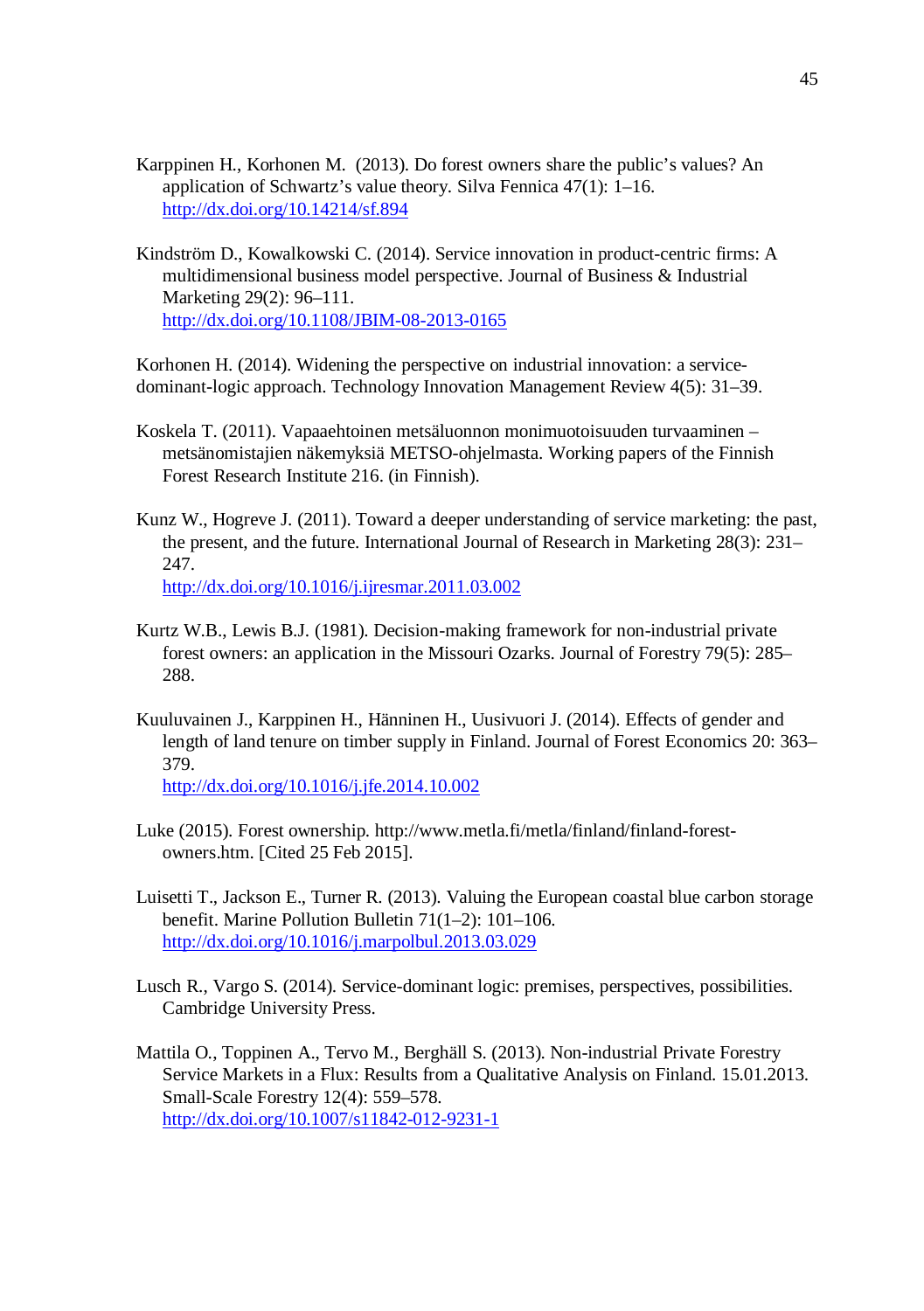Karppinen H., Korhonen M. (2013). Do forest owners share the public's values? An application of Schwartz's value theory. Silva Fennica 47(1): 1–16. http://dx.doi.org/10.14214/sf.894

Kindström D., Kowalkowski C. (2014). Service innovation in product-centric firms: A multidimensional business model perspective. Journal of Business & Industrial Marketing 29(2): 96–111. http://dx.doi.org/10.1108/JBIM-08-2013-0165

Korhonen H. (2014). Widening the perspective on industrial innovation: a service-dominant-logic approach. Technology Innovation Management Review 4(5): 31–39.

Koskela T. (2011). Vapaaehtoinen metsäluonnon monimuotoisuuden turvaaminen – metsänomistajien näkemyksiä METSO-ohjelmasta. Working papers of the Finnish Forest Research Institute 216. (in Finnish).

Kunz W., Hogreve J. (2011). Toward a deeper understanding of service marketing: the past, the present, and the future. International Journal of Research in Marketing 28(3): 231–247. http://dx.doi.org/10.1016/j.ijresmar.2011.03.002

Kurtz W.B., Lewis B.J. (1981). Decision-making framework for non-industrial private forest owners: an application in the Missouri Ozarks. Journal of Forestry 79(5): 285–288.

Kuuluvainen J., Karppinen H., Hänninen H., Uusivuori J. (2014). Effects of gender and length of land tenure on timber supply in Finland. Journal of Forest Economics 20: 363–379. http://dx.doi.org/10.1016/j.jfe.2014.10.002

Luke (2015). Forest ownership. http://www.metla.fi/metla/finland/finland-forest-owners.htm. [Cited 25 Feb 2015].

Luisetti T., Jackson E., Turner R. (2013). Valuing the European coastal blue carbon storage benefit. Marine Pollution Bulletin 71(1–2): 101–106. http://dx.doi.org/10.1016/j.marpolbul.2013.03.029

Lusch R., Vargo S. (2014). Service-dominant logic: premises, perspectives, possibilities. Cambridge University Press.

Mattila O., Toppinen A., Tervo M., Berghäll S. (2013). Non-industrial Private Forestry Service Markets in a Flux: Results from a Qualitative Analysis on Finland. 15.01.2013. Small-Scale Forestry 12(4): 559–578. http://dx.doi.org/10.1007/s11842-012-9231-1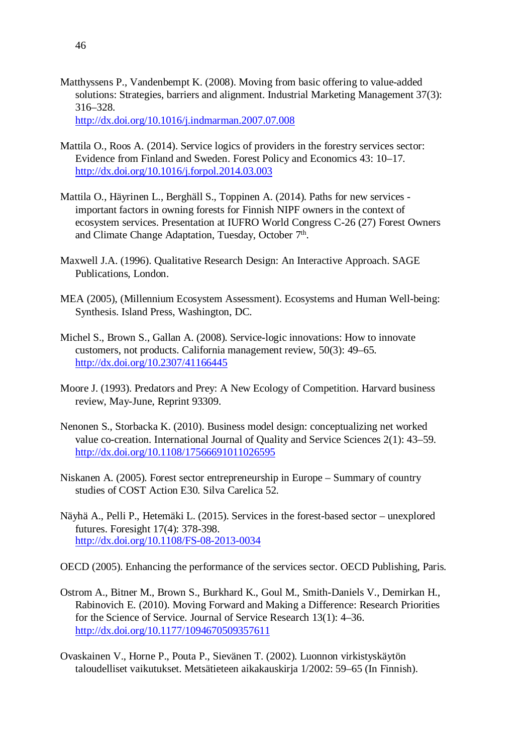Matthyssens P., Vandenbempt K. (2008). Moving from basic offering to value-added solutions: Strategies, barriers and alignment. Industrial Marketing Management 37(3): 316–328. http://dx.doi.org/10.1016/j.indmarman.2007.07.008

Mattila O., Roos A. (2014). Service logics of providers in the forestry services sector: Evidence from Finland and Sweden. Forest Policy and Economics 43: 10–17. http://dx.doi.org/10.1016/j.forpol.2014.03.003

Mattila O., Häyrinen L., Berghäll S., Toppinen A. (2014). Paths for new services - important factors in owning forests for Finnish NIPF owners in the context of ecosystem services. Presentation at IUFRO World Congress C-26 (27) Forest Owners and Climate Change Adaptation, Tuesday, October 7th.

Maxwell J.A. (1996). Qualitative Research Design: An Interactive Approach. SAGE Publications, London.

MEA (2005), (Millennium Ecosystem Assessment). Ecosystems and Human Well-being: Synthesis. Island Press, Washington, DC.

Michel S., Brown S., Gallan A. (2008). Service-logic innovations: How to innovate customers, not products. California management review, 50(3): 49–65. http://dx.doi.org/10.2307/41166445

Moore J. (1993). Predators and Prey: A New Ecology of Competition. Harvard business review, May-June, Reprint 93309.

Nenonen S., Storbacka K. (2010). Business model design: conceptualizing net worked value co-creation. International Journal of Quality and Service Sciences 2(1): 43–59. http://dx.doi.org/10.1108/17566691011026595

Niskanen A. (2005). Forest sector entrepreneurship in Europe – Summary of country studies of COST Action E30. Silva Carelica 52.

Näyhä A., Pelli P., Hetemäki L. (2015). Services in the forest-based sector – unexplored futures. Foresight 17(4): 378-398. http://dx.doi.org/10.1108/FS-08-2013-0034

OECD (2005). Enhancing the performance of the services sector. OECD Publishing, Paris.

Ostrom A., Bitner M., Brown S., Burkhard K., Goul M., Smith-Daniels V., Demirkan H., Rabinovich E. (2010). Moving Forward and Making a Difference: Research Priorities for the Science of Service. Journal of Service Research 13(1): 4–36. http://dx.doi.org/10.1177/1094670509357611

Ovaskainen V., Horne P., Pouta P., Sievänen T. (2002). Luonnon virkistyskäytön taloudelliset vaikutukset. Metsätieteen aikakauskirja 1/2002: 59–65 (In Finnish).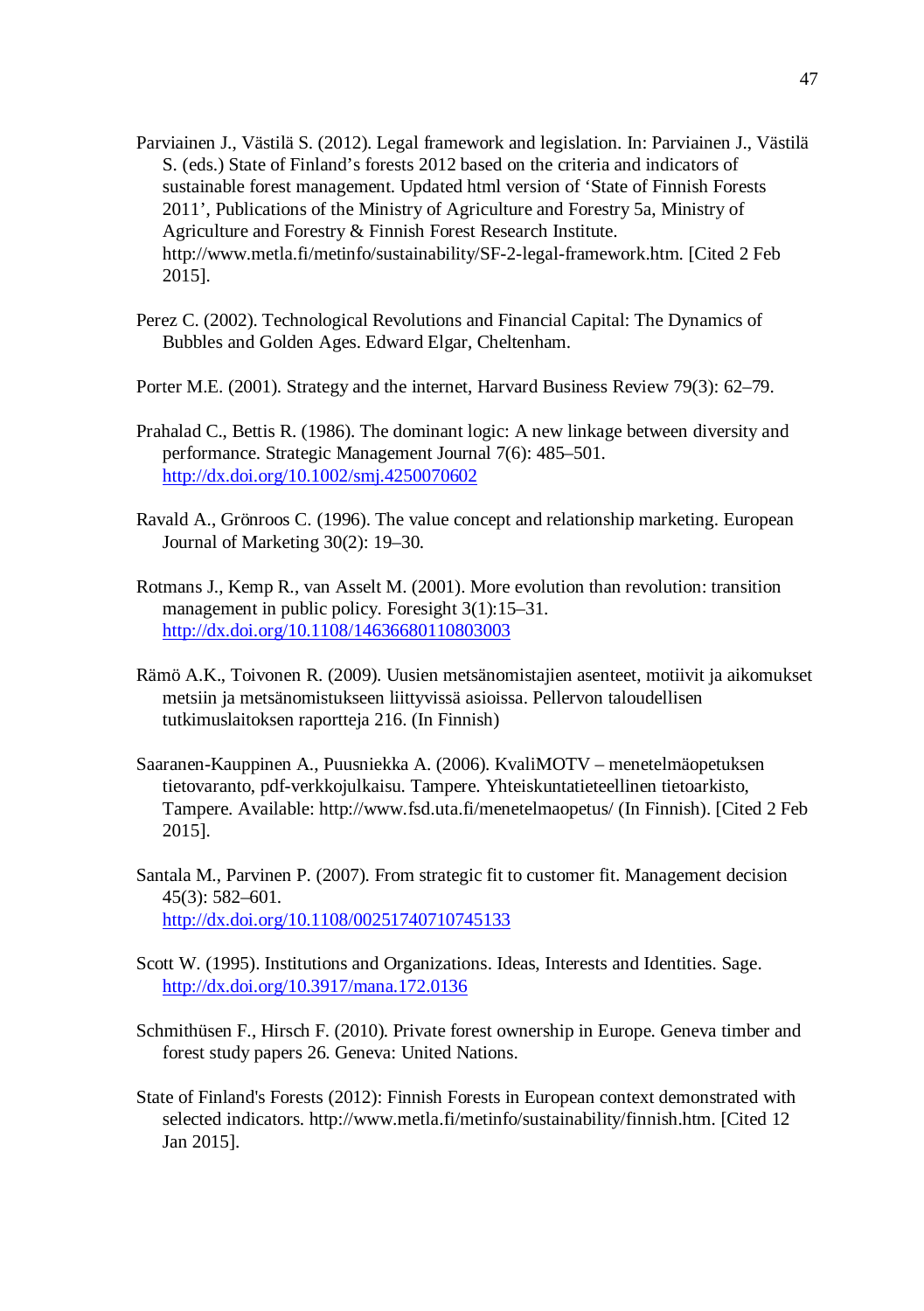Parviainen J., Västilä S. (2012). Legal framework and legislation. In: Parviainen J., Västilä S. (eds.) State of Finland's forests 2012 based on the criteria and indicators of sustainable forest management. Updated html version of 'State of Finnish Forests 2011', Publications of the Ministry of Agriculture and Forestry 5a, Ministry of Agriculture and Forestry & Finnish Forest Research Institute. http://www.metla.fi/metinfo/sustainability/SF-2-legal-framework.htm. [Cited 2 Feb 2015].

Perez C. (2002). Technological Revolutions and Financial Capital: The Dynamics of Bubbles and Golden Ages. Edward Elgar, Cheltenham.

Porter M.E. (2001). Strategy and the internet, Harvard Business Review 79(3): 62–79.

Prahalad C., Bettis R. (1986). The dominant logic: A new linkage between diversity and performance. Strategic Management Journal 7(6): 485–501. http://dx.doi.org/10.1002/smj.4250070602

Ravald A., Grönroos C. (1996). The value concept and relationship marketing. European Journal of Marketing 30(2): 19–30.

Rotmans J., Kemp R., van Asselt M. (2001). More evolution than revolution: transition management in public policy. Foresight 3(1):15–31. http://dx.doi.org/10.1108/14636680110803003

Rämö A.K., Toivonen R. (2009). Uusien metsänomistajien asenteet, motiivit ja aikomukset metsiin ja metsänomistukseen liittyvissä asioissa. Pellervon taloudellisen tutkimuslaitoksen raportteja 216. (In Finnish)

Saaranen-Kauppinen A., Puusniekka A. (2006). KvaliMOTV – menetelmäopetuksen tietovaranto, pdf-verkkojulkaisu. Tampere. Yhteiskuntatieteellinen tietoarkisto, Tampere. Available: http://www.fsd.uta.fi/menetelmaopetus/ (In Finnish). [Cited 2 Feb 2015].

Santala M., Parvinen P. (2007). From strategic fit to customer fit. Management decision 45(3): 582–601. http://dx.doi.org/10.1108/00251740710745133

Scott W. (1995). Institutions and Organizations. Ideas, Interests and Identities. Sage. http://dx.doi.org/10.3917/mana.172.0136

Schmithüsen F., Hirsch F. (2010). Private forest ownership in Europe. Geneva timber and forest study papers 26. Geneva: United Nations.

State of Finland's Forests (2012): Finnish Forests in European context demonstrated with selected indicators. http://www.metla.fi/metinfo/sustainability/finnish.htm. [Cited 12 Jan 2015].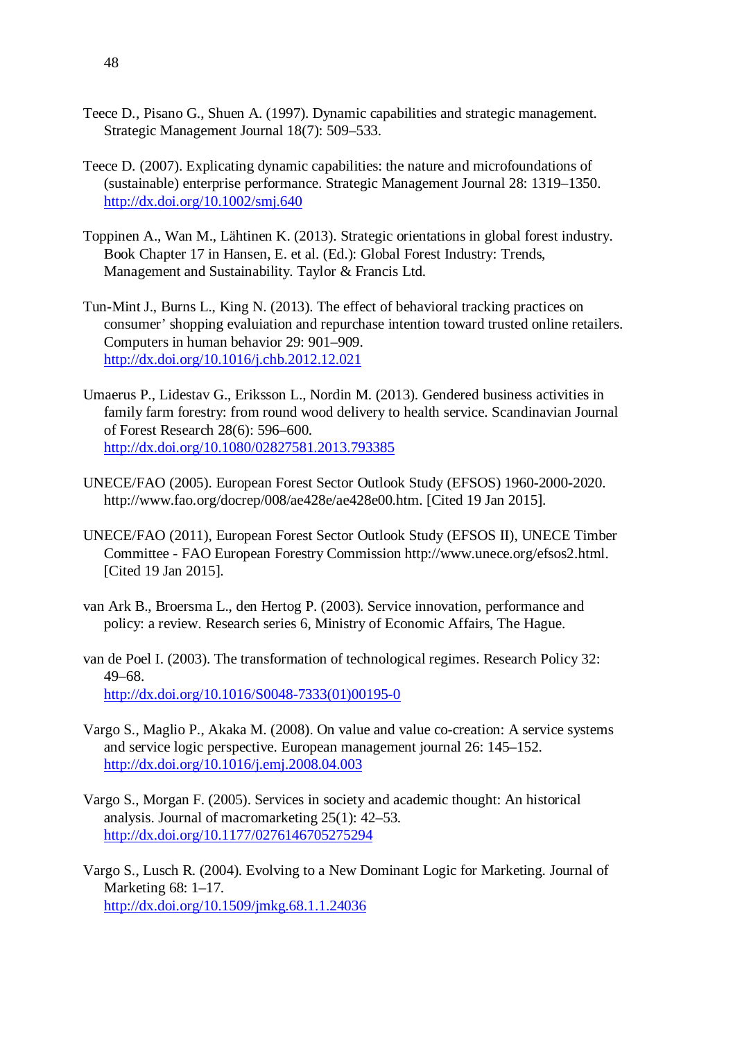Teece D., Pisano G., Shuen A. (1997). Dynamic capabilities and strategic management. Strategic Management Journal 18(7): 509–533.

Teece D. (2007). Explicating dynamic capabilities: the nature and microfoundations of (sustainable) enterprise performance. Strategic Management Journal 28: 1319–1350. http://dx.doi.org/10.1002/smj.640

Toppinen A., Wan M., Lähtinen K. (2013). Strategic orientations in global forest industry. Book Chapter 17 in Hansen, E. et al. (Ed.): Global Forest Industry: Trends, Management and Sustainability. Taylor & Francis Ltd.

Tun-Mint J., Burns L., King N. (2013). The effect of behavioral tracking practices on consumer' shopping evaluiation and repurchase intention toward trusted online retailers. Computers in human behavior 29: 901–909. http://dx.doi.org/10.1016/j.chb.2012.12.021

Umaerus P., Lidestav G., Eriksson L., Nordin M. (2013). Gendered business activities in family farm forestry: from round wood delivery to health service. Scandinavian Journal of Forest Research 28(6): 596–600. http://dx.doi.org/10.1080/02827581.2013.793385

UNECE/FAO (2005). European Forest Sector Outlook Study (EFSOS) 1960-2000-2020. http://www.fao.org/docrep/008/ae428e/ae428e00.htm. [Cited 19 Jan 2015].

UNECE/FAO (2011), European Forest Sector Outlook Study (EFSOS II), UNECE Timber Committee - FAO European Forestry Commission http://www.unece.org/efsos2.html. [Cited 19 Jan 2015].

van Ark B., Broersma L., den Hertog P. (2003). Service innovation, performance and policy: a review. Research series 6, Ministry of Economic Affairs, The Hague.

van de Poel I. (2003). The transformation of technological regimes. Research Policy 32: 49–68. http://dx.doi.org/10.1016/S0048-7333(01)00195-0

Vargo S., Maglio P., Akaka M. (2008). On value and value co-creation: A service systems and service logic perspective. European management journal 26: 145–152. http://dx.doi.org/10.1016/j.emj.2008.04.003

Vargo S., Morgan F. (2005). Services in society and academic thought: An historical analysis. Journal of macromarketing 25(1): 42–53. http://dx.doi.org/10.1177/0276146705275294

Vargo S., Lusch R. (2004). Evolving to a New Dominant Logic for Marketing. Journal of Marketing 68: 1–17. http://dx.doi.org/10.1509/jmkg.68.1.1.24036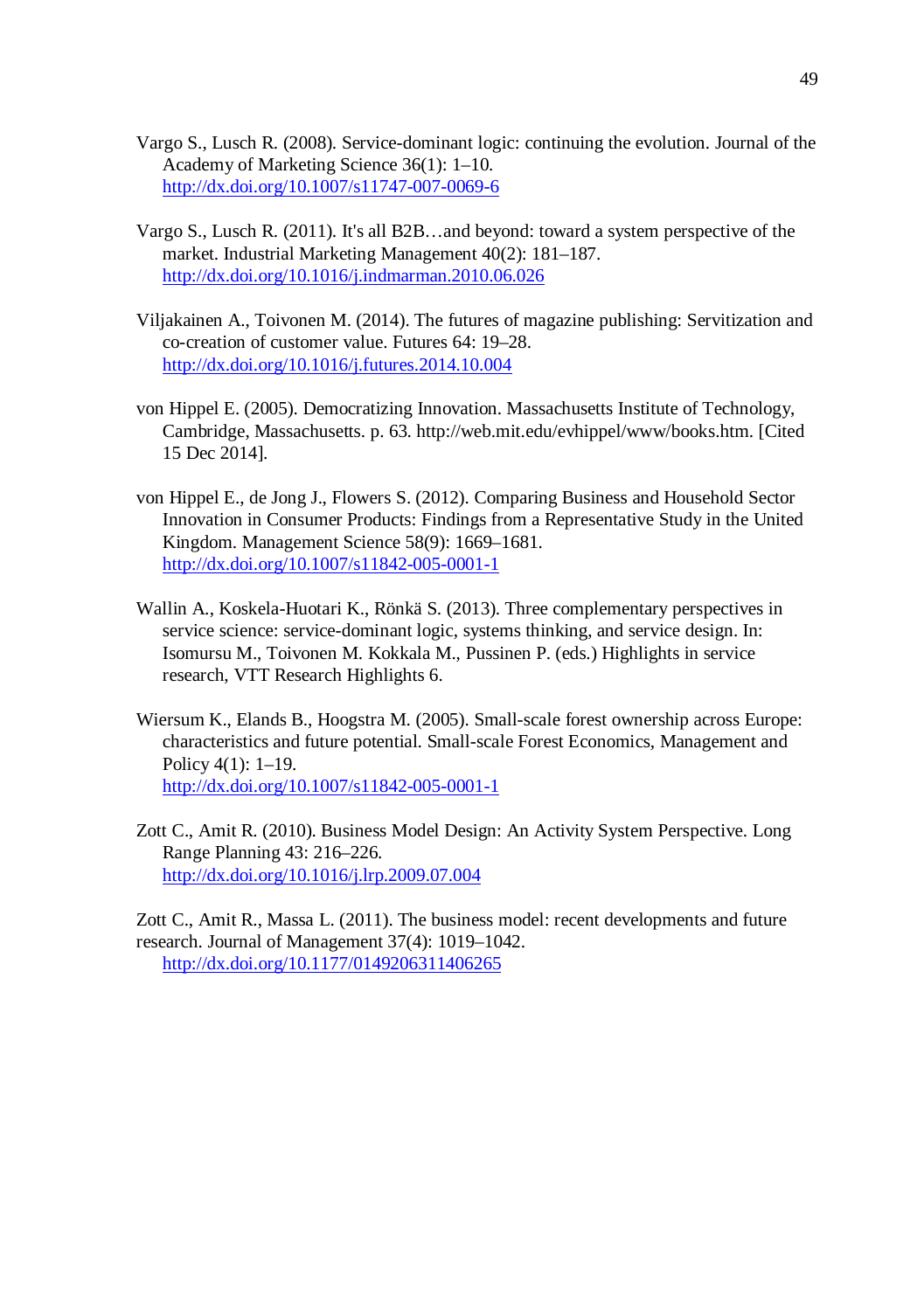Vargo S., Lusch R. (2008). Service-dominant logic: continuing the evolution. Journal of the Academy of Marketing Science 36(1): 1–10. http://dx.doi.org/10.1007/s11747-007-0069-6

Vargo S., Lusch R. (2011). It's all B2B…and beyond: toward a system perspective of the market. Industrial Marketing Management 40(2): 181–187. http://dx.doi.org/10.1016/j.indmarman.2010.06.026

Viljakainen A., Toivonen M. (2014). The futures of magazine publishing: Servitization and co-creation of customer value. Futures 64: 19–28. http://dx.doi.org/10.1016/j.futures.2014.10.004

von Hippel E. (2005). Democratizing Innovation. Massachusetts Institute of Technology, Cambridge, Massachusetts. p. 63. http://web.mit.edu/evhippel/www/books.htm. [Cited 15 Dec 2014].

von Hippel E., de Jong J., Flowers S. (2012). Comparing Business and Household Sector Innovation in Consumer Products: Findings from a Representative Study in the United Kingdom. Management Science 58(9): 1669–1681. http://dx.doi.org/10.1007/s11842-005-0001-1

Wallin A., Koskela-Huotari K., Rönkä S. (2013). Three complementary perspectives in service science: service-dominant logic, systems thinking, and service design. In: Isomursu M., Toivonen M. Kokkala M., Pussinen P. (eds.) Highlights in service research, VTT Research Highlights 6.

Wiersum K., Elands B., Hoogstra M. (2005). Small-scale forest ownership across Europe: characteristics and future potential. Small-scale Forest Economics, Management and Policy 4(1): 1–19. http://dx.doi.org/10.1007/s11842-005-0001-1

Zott C., Amit R. (2010). Business Model Design: An Activity System Perspective. Long Range Planning 43: 216–226. http://dx.doi.org/10.1016/j.lrp.2009.07.004

Zott C., Amit R., Massa L. (2011). The business model: recent developments and future research. Journal of Management 37(4): 1019–1042. http://dx.doi.org/10.1177/0149206311406265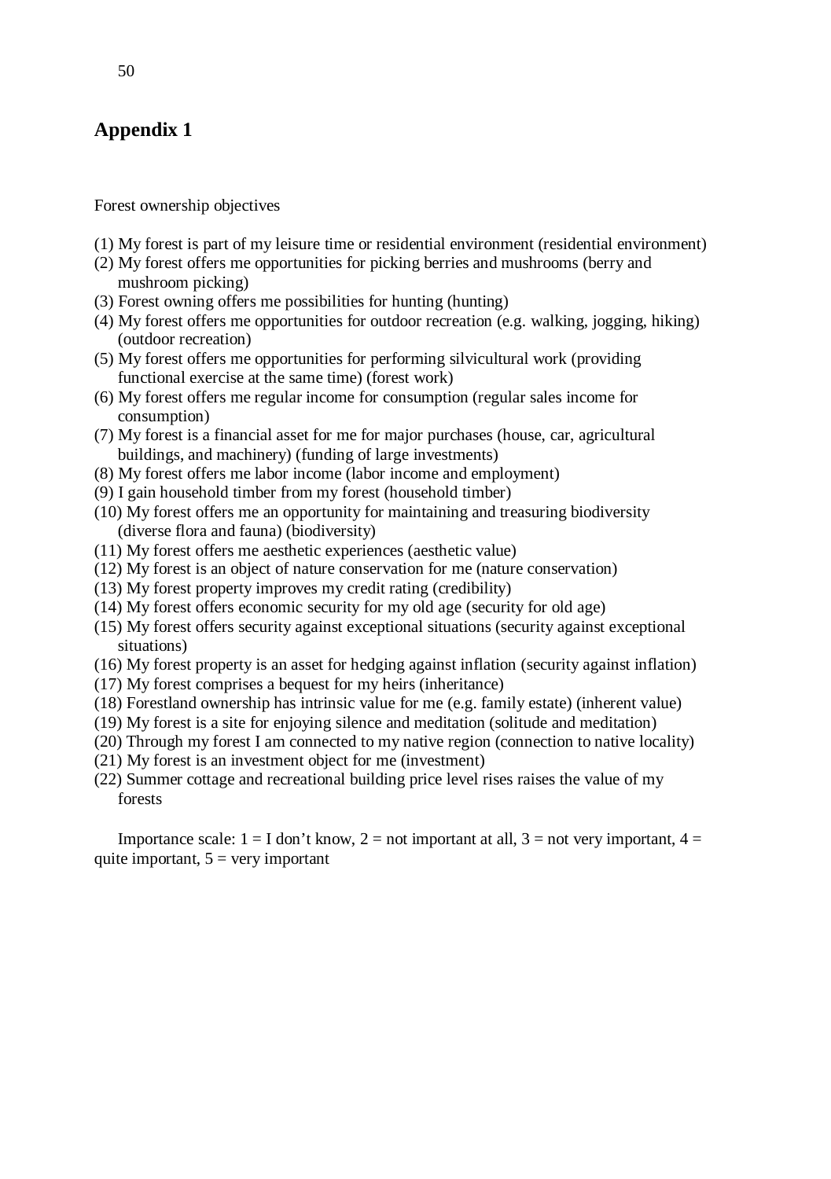# Appendix 1

Forest ownership objectives

(1) My forest is part of my leisure time or residential environment (residential environment)
(2) My forest offers me opportunities for picking berries and mushrooms (berry and mushroom picking)
(3) Forest owning offers me possibilities for hunting (hunting)
(4) My forest offers me opportunities for outdoor recreation (e.g. walking, jogging, hiking) (outdoor recreation)
(5) My forest offers me opportunities for performing silvicultural work (providing functional exercise at the same time) (forest work)
(6) My forest offers me regular income for consumption (regular sales income for consumption)
(7) My forest is a financial asset for me for major purchases (house, car, agricultural buildings, and machinery) (funding of large investments)
(8) My forest offers me labor income (labor income and employment)
(9) I gain household timber from my forest (household timber)
(10) My forest offers me an opportunity for maintaining and treasuring biodiversity (diverse flora and fauna) (biodiversity)
(11) My forest offers me aesthetic experiences (aesthetic value)
(12) My forest is an object of nature conservation for me (nature conservation)
(13) My forest property improves my credit rating (credibility)
(14) My forest offers economic security for my old age (security for old age)
(15) My forest offers security against exceptional situations (security against exceptional situations)
(16) My forest property is an asset for hedging against inflation (security against inflation)
(17) My forest comprises a bequest for my heirs (inheritance)
(18) Forestland ownership has intrinsic value for me (e.g. family estate) (inherent value)
(19) My forest is a site for enjoying silence and meditation (solitude and meditation)
(20) Through my forest I am connected to my native region (connection to native locality)
(21) My forest is an investment object for me (investment)
(22) Summer cottage and recreational building price level rises raises the value of my forests

Importance scale: 1 = I don't know, 2 = not important at all, 3 = not very important, 4 = quite important, 5 = very important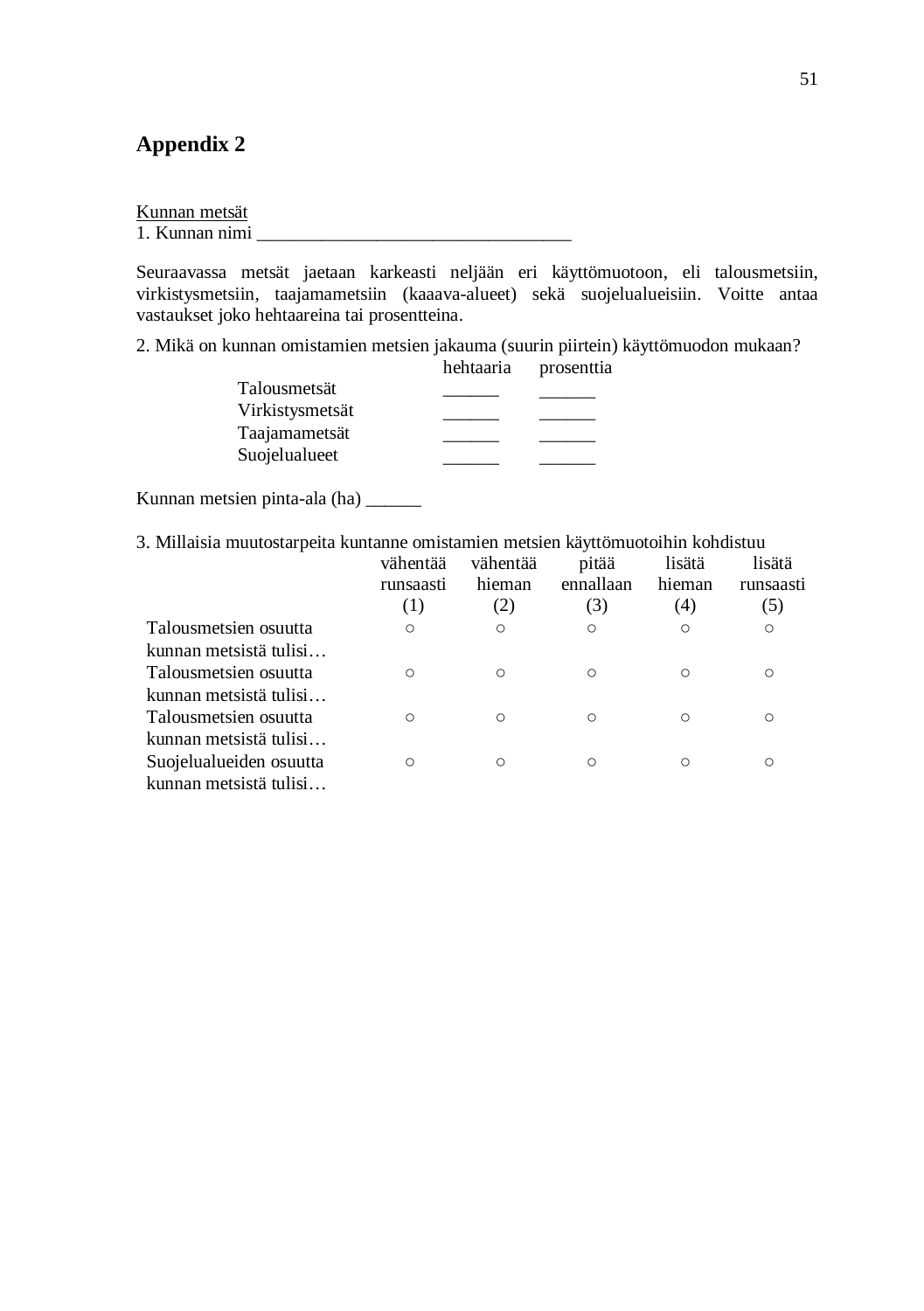# Appendix 2

<u>Kunnan metsät</u>

1. Kunnan nimi _________________________________

Seuraavassa metsät jaetaan karkeasti neljään eri käyttömuotoon, eli talousmetsiin, virkistysmetsiin, taajamametsiin (kaaava-alueet) sekä suojelualueisiin. Voitte antaa vastaukset joko hehtaareina tai prosentteina.

2. Mikä on kunnan omistamien metsien jakauma (suurin piirtein) käyttömuodon mukaan?

| | hehtaaria | prosenttia |
|---|---|---|
| Talousmetsät | ______ | ______ |
| Virkistysmetsät | ______ | ______ |
| Taajamametsät | ______ | ______ |
| Suojelualueet | ______ | ______ |

Kunnan metsien pinta-ala (ha) ______

3. Millaisia muutostarpeita kuntanne omistamien metsien käyttömuotoihin kohdistuu

| | vähentää runsaasti (1) | vähentää hieman (2) | pitää ennallaan (3) | lisätä hieman (4) | lisätä runsaasti (5) |
|---|---|---|---|---|---|
| Talousmetsien osuutta kunnan metsistä tulisi… | ○ | ○ | ○ | ○ | ○ |
| Talousmetsien osuutta kunnan metsistä tulisi… | ○ | ○ | ○ | ○ | ○ |
| Talousmetsien osuutta kunnan metsistä tulisi… | ○ | ○ | ○ | ○ | ○ |
| Suojelualueiden osuutta kunnan metsistä tulisi… | ○ | ○ | ○ | ○ | ○ |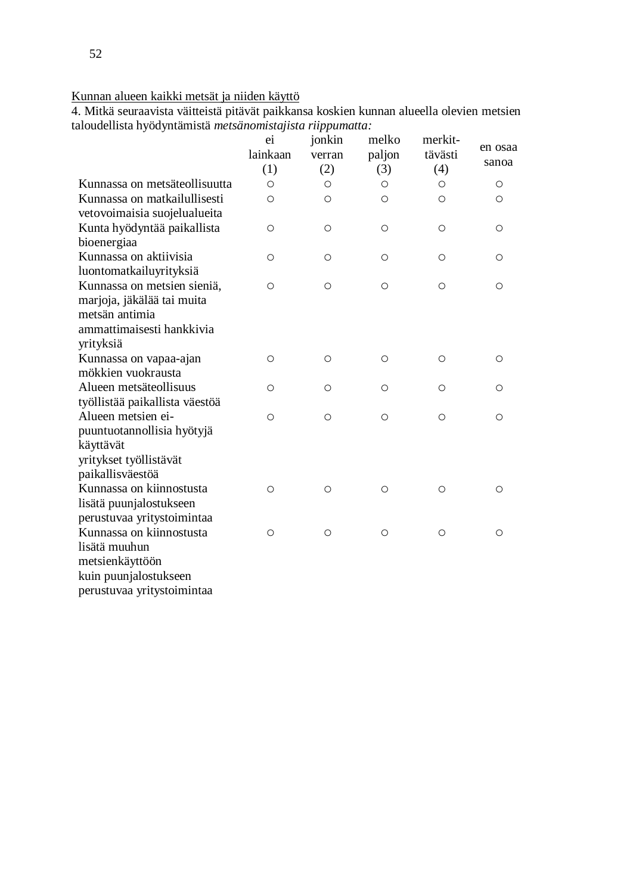<u>Kunnan alueen kaikki metsät ja niiden käyttö</u>

4. Mitkä seuraavista väitteistä pitävät paikkansa koskien kunnan alueella olevien metsien taloudellista hyödyntämistä *metsänomistajista riippumatta:*

| | ei lainkaan (1) | jonkin verran (2) | melko paljon (3) | merkit-tävästi (4) | en osaa sanoa |
|---|---|---|---|---|---|
| Kunnassa on metsäteollisuutta | ○ | ○ | ○ | ○ | ○ |
| Kunnassa on matkailullisesti vetovoimaisia suojelualueita | ○ | ○ | ○ | ○ | ○ |
| Kunta hyödyntää paikallista bioenergiaa | ○ | ○ | ○ | ○ | ○ |
| Kunnassa on aktiivisia luontomatkailuyrityksiä | ○ | ○ | ○ | ○ | ○ |
| Kunnassa on metsien sieniä, marjoja, jäkälää tai muita metsän antimia ammattimaisesti hankkivia yrityksiä | ○ | ○ | ○ | ○ | ○ |
| Kunnassa on vapaa-ajan mökkien vuokrausta | ○ | ○ | ○ | ○ | ○ |
| Alueen metsäteollisuus työllistää paikallista väestöä | ○ | ○ | ○ | ○ | ○ |
| Alueen metsien ei-puuntuotannollisia hyötyjä käyttävät yritykset työllistävät paikallisväestöä | ○ | ○ | ○ | ○ | ○ |
| Kunnassa on kiinnostusta lisätä puunjalostukseen perustuvaa yritystoimintaa | ○ | ○ | ○ | ○ | ○ |
| Kunnassa on kiinnostusta lisätä muuhun metsienkäyttöön kuin puunjalostukseen perustuvaa yritystoimintaa | ○ | ○ | ○ | ○ | ○ |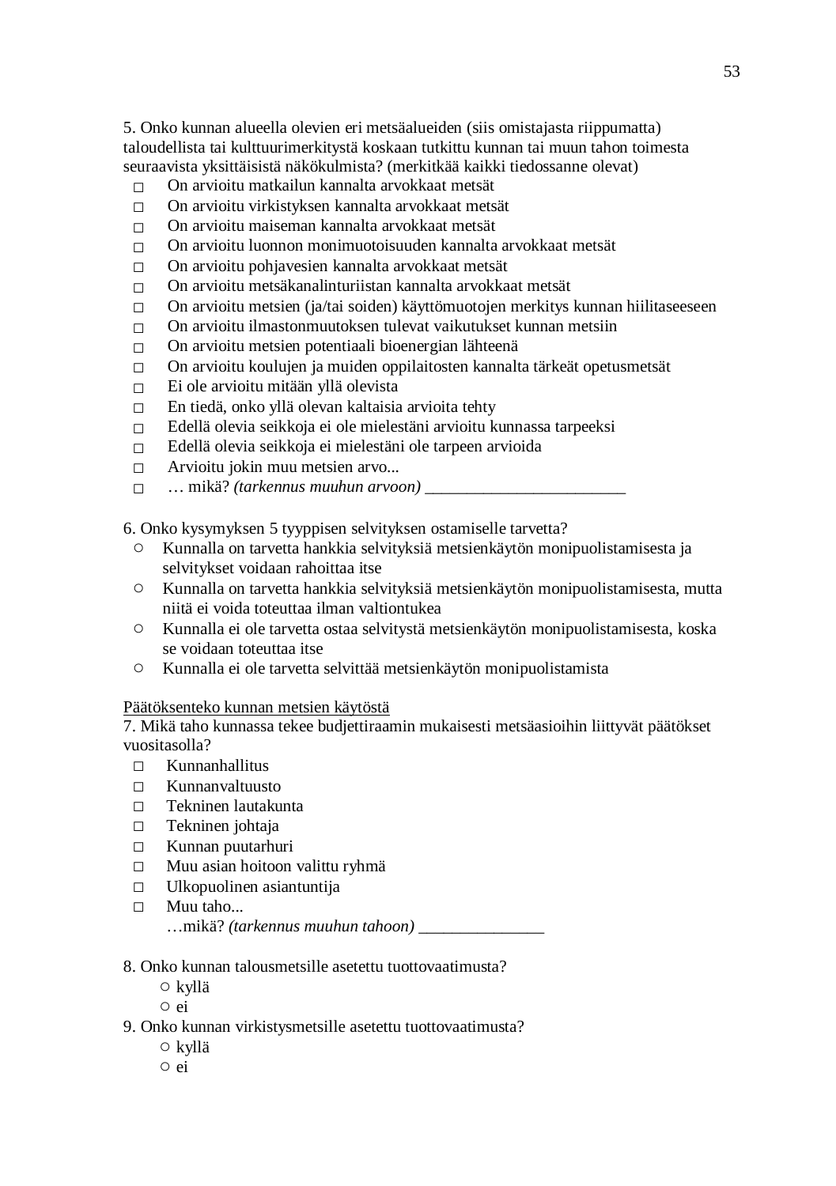5. Onko kunnan alueella olevien eri metsäalueiden (siis omistajasta riippumatta) taloudellista tai kulttuurimerkitystä koskaan tutkittu kunnan tai muun tahon toimesta seuraavista yksittäisistä näkökulmista? (merkitkää kaikki tiedossanne olevat)

- ◻ On arvioitu matkailun kannalta arvokkaat metsät
- ◻ On arvioitu virkistyksen kannalta arvokkaat metsät
- ◻ On arvioitu maiseman kannalta arvokkaat metsät
- ◻ On arvioitu luonnon monimuotoisuuden kannalta arvokkaat metsät
- ◻ On arvioitu pohjavesien kannalta arvokkaat metsät
- ◻ On arvioitu metsäkanalinturiistan kannalta arvokkaat metsät
- ◻ On arvioitu metsien (ja/tai soiden) käyttömuotojen merkitys kunnan hiilitaseeseen
- ◻ On arvioitu ilmastonmuutoksen tulevat vaikutukset kunnan metsiin
- ◻ On arvioitu metsien potentiaali bioenergian lähteenä
- ◻ On arvioitu koulujen ja muiden oppilaitosten kannalta tärkeät opetusmetsät
- ◻ Ei ole arvioitu mitään yllä olevista
- ◻ En tiedä, onko yllä olevan kaltaisia arvioita tehty
- ◻ Edellä olevia seikkoja ei ole mielestäni arvioitu kunnassa tarpeeksi
- ◻ Edellä olevia seikkoja ei mielestäni ole tarpeen arvioida
- ◻ Arvioitu jokin muu metsien arvo...
- ◻ … mikä? *(tarkennus muuhun arvoon)* ________________________

6. Onko kysymyksen 5 tyyppisen selvityksen ostamiselle tarvetta?

- ○ Kunnalla on tarvetta hankkia selvityksiä metsienkäytön monipuolistamisesta ja selvitykset voidaan rahoittaa itse
- ○ Kunnalla on tarvetta hankkia selvityksiä metsienkäytön monipuolistamisesta, mutta niitä ei voida toteuttaa ilman valtiontukea
- ○ Kunnalla ei ole tarvetta ostaa selvitystä metsienkäytön monipuolistamisesta, koska se voidaan toteuttaa itse
- ○ Kunnalla ei ole tarvetta selvittää metsienkäytön monipuolistamista

<u>Päätöksenteko kunnan metsien käytöstä</u>

7. Mikä taho kunnassa tekee budjettiraamin mukaisesti metsäasioihin liittyvät päätökset vuositasolla?

- ◻ Kunnanhallitus
- ◻ Kunnanvaltuusto
- ◻ Tekninen lautakunta
- ◻ Tekninen johtaja
- ◻ Kunnan puutarhuri
- ◻ Muu asian hoitoon valittu ryhmä
- ◻ Ulkopuolinen asiantuntija
- ◻ Muu taho...
  …mikä? *(tarkennus muuhun tahoon)* _______________

8. Onko kunnan talousmetsille asetettu tuottovaatimusta?

- ○ kyllä
- ○ ei

9. Onko kunnan virkistysmetsille asetettu tuottovaatimusta?

- ○ kyllä
- ○ ei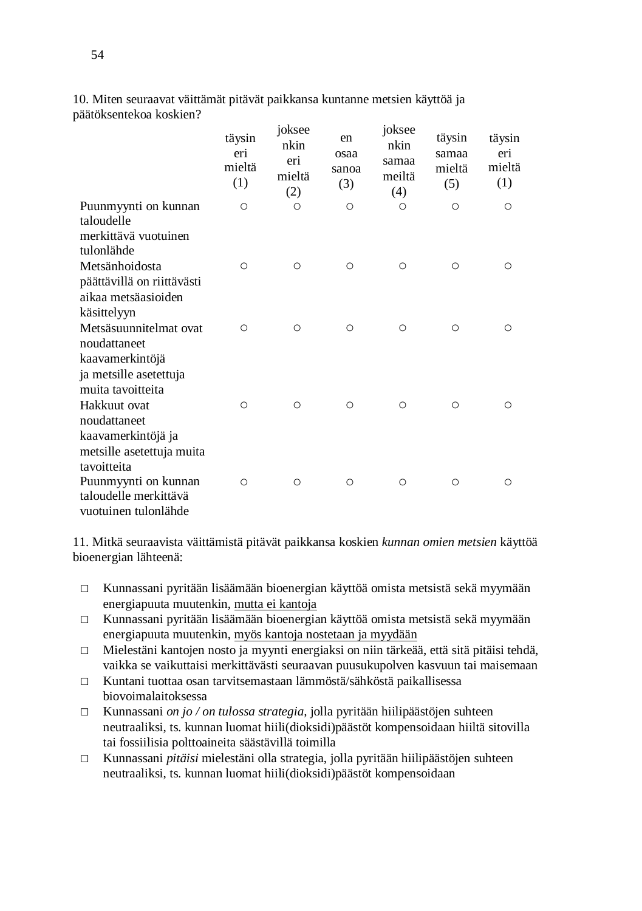10. Miten seuraavat väittämät pitävät paikkansa kuntanne metsien käyttöä ja päätöksentekoa koskien?

| | täysin eri mieltä (1) | jokseenkin eri mieltä (2) | en osaa sanoa (3) | jokseenkin samaa meiltä (4) | täysin samaa mieltä (5) | täysin eri mieltä (1) |
|---|---|---|---|---|---|---|
| Puunmyynti on kunnan taloudelle merkittävä vuotuinen tulonlähde | ○ | ○ | ○ | ○ | ○ | ○ |
| Metsänhoidosta päättävillä on riittävästi aikaa metsäasioiden käsittelyyn | ○ | ○ | ○ | ○ | ○ | ○ |
| Metsäsuunnitelmat ovat noudattaneet kaavamerkintöjä ja metsille asetettuja muita tavoitteita | ○ | ○ | ○ | ○ | ○ | ○ |
| Hakkuut ovat noudattaneet kaavamerkintöjä ja metsille asetettuja muita tavoitteita | ○ | ○ | ○ | ○ | ○ | ○ |
| Puunmyynti on kunnan taloudelle merkittävä vuotuinen tulonlähde | ○ | ○ | ○ | ○ | ○ | ○ |

11. Mitkä seuraavista väittämistä pitävät paikkansa koskien *kunnan omien metsien* käyttöä bioenergian lähteenä:

- □ Kunnassani pyritään lisäämään bioenergian käyttöä omista metsistä sekä myymään energiapuuta muutenkin, <u>mutta ei kantoja</u>
- □ Kunnassani pyritään lisäämään bioenergian käyttöä omista metsistä sekä myymään energiapuuta muutenkin, <u>myös kantoja nostetaan ja myydään</u>
- □ Mielestäni kantojen nosto ja myynti energiaksi on niin tärkeää, että sitä pitäisi tehdä, vaikka se vaikuttaisi merkittävästi seuraavan puusukupolven kasvuun tai maisemaan
- □ Kuntani tuottaa osan tarvitsemastaan lämmöstä/sähköstä paikallisessa biovoimalaitoksessa
- □ Kunnassani *on jo / on tulossa strategia*, jolla pyritään hiilipäästöjen suhteen neutraaliksi, ts. kunnan luomat hiili(dioksidi)päästöt kompensoidaan hiiltä sitovilla tai fossiilisia polttoaineita säästävillä toimilla
- □ Kunnassani *pitäisi* mielestäni olla strategia, jolla pyritään hiilipäästöjen suhteen neutraaliksi, ts. kunnan luomat hiili(dioksidi)päästöt kompensoidaan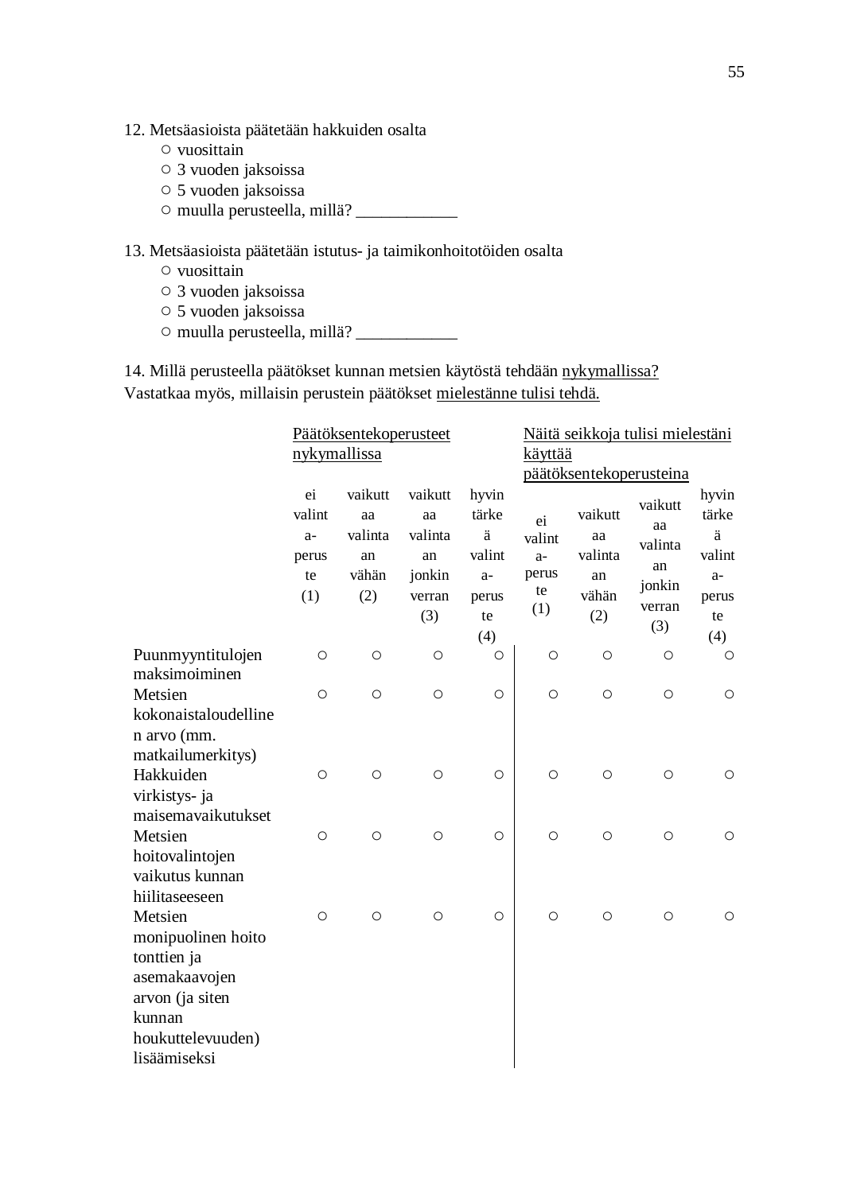12. Metsäasioista päätetään hakkuiden osalta
   - ○ vuosittain
   - ○ 3 vuoden jaksoissa
   - ○ 5 vuoden jaksoissa
   - ○ muulla perusteella, millä? ____________

13. Metsäasioista päätetään istutus- ja taimikonhoitotöiden osalta
   - ○ vuosittain
   - ○ 3 vuoden jaksoissa
   - ○ 5 vuoden jaksoissa
   - ○ muulla perusteella, millä? ____________

14. Millä perusteella päätökset kunnan metsien käytöstä tehdään nykymallissa? Vastatkaa myös, millaisin perustein päätökset mielestänne tulisi tehdä.

| | Päätöksentekoperusteet nykymallissa | | | | Näitä seikkoja tulisi mielestäni käyttää päätöksentekoperusteina | | | |
|---|---|---|---|---|---|---|---|---|
| | ei valinta-peruste (1) | vaikuttaa valintaan vähän (2) | vaikuttaa valintaan jonkin verran (3) | hyvin tärkeä valinta-peruste (4) | ei valinta-peruste (1) | vaikuttaa valintaan vähän (2) | vaikuttaa valintaan jonkin verran (3) | hyvin tärkeä valinta-peruste (4) |
| Puunmyyntitulojen maksimoiminen | ○ | ○ | ○ | ○ | ○ | ○ | ○ | ○ |
| Metsien kokonaistaloudellinen arvo (mm. matkailumerkitys) | ○ | ○ | ○ | ○ | ○ | ○ | ○ | ○ |
| Hakkuiden virkistys- ja maisemavaikutukset | ○ | ○ | ○ | ○ | ○ | ○ | ○ | ○ |
| Metsien hoitovalintojen vaikutus kunnan hiilitaseeseen | ○ | ○ | ○ | ○ | ○ | ○ | ○ | ○ |
| Metsien monipuolinen hoito tonttien ja asemakaavojen arvon (ja siten kunnan houkuttelevuuden) lisäämiseksi | ○ | ○ | ○ | ○ | ○ | ○ | ○ | ○ |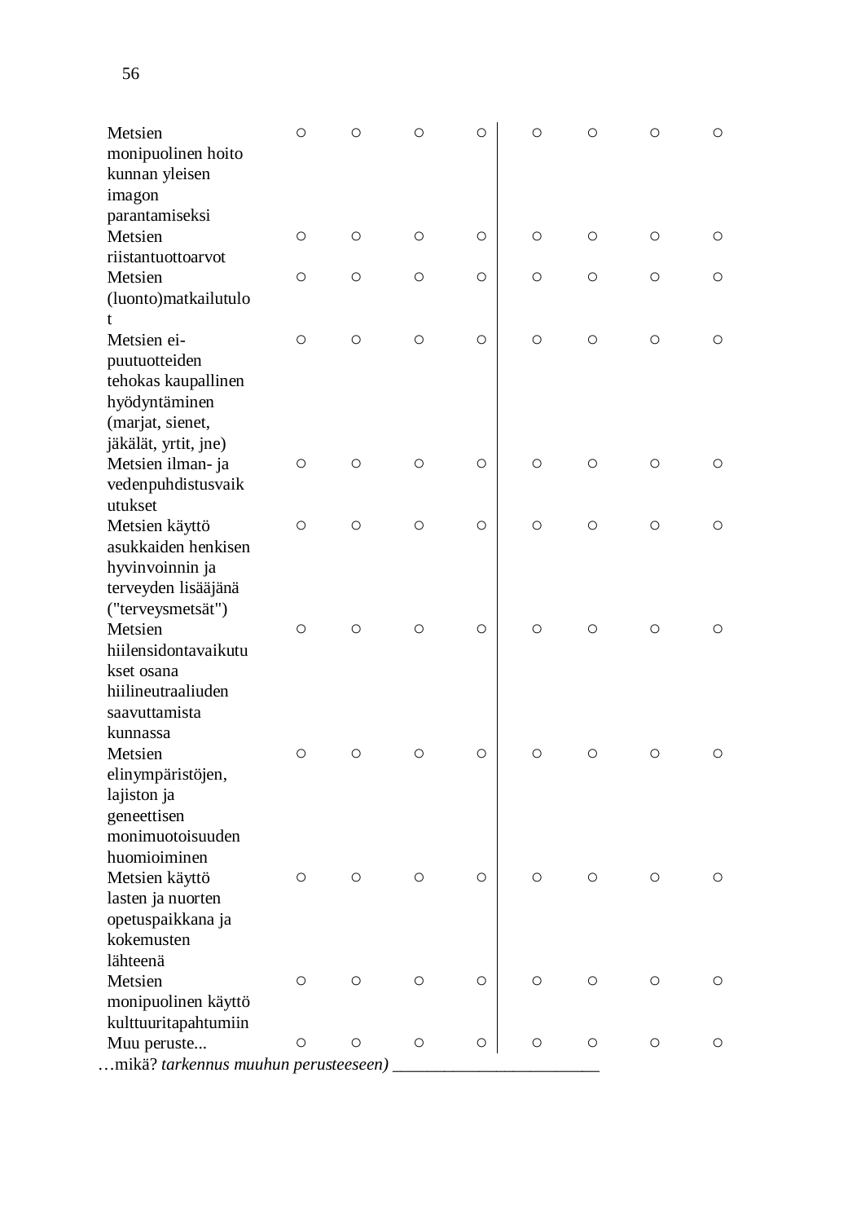| | | | | | | | | |
|---|---|---|---|---|---|---|---|---|
| Metsien monipuolinen hoito kunnan yleisen imagon parantamiseksi | ○ | ○ | ○ | ○ | ○ | ○ | ○ | ○ |
| Metsien riistantuottoarvot | ○ | ○ | ○ | ○ | ○ | ○ | ○ | ○ |
| Metsien (luonto)matkailutulot | ○ | ○ | ○ | ○ | ○ | ○ | ○ | ○ |
| Metsien ei-puutuotteiden tehokas kaupallinen hyödyntäminen (marjat, sienet, jäkälät, yrtit, jne) | ○ | ○ | ○ | ○ | ○ | ○ | ○ | ○ |
| Metsien ilman- ja vedenpuhdistusvaikutukset | ○ | ○ | ○ | ○ | ○ | ○ | ○ | ○ |
| Metsien käyttö asukkaiden henkisen hyvinvoinnin ja terveyden lisääjänä ("terveysmetsät") | ○ | ○ | ○ | ○ | ○ | ○ | ○ | ○ |
| Metsien hiilensidontavaikutukset osana hiilineutraaliuden saavuttamista kunnassa | ○ | ○ | ○ | ○ | ○ | ○ | ○ | ○ |
| Metsien elinympäristöjen, lajiston ja geneettisen monimuotoisuuden huomioiminen | ○ | ○ | ○ | ○ | ○ | ○ | ○ | ○ |
| Metsien käyttö lasten ja nuorten opetuspaikkana ja kokemusten lähteenä | ○ | ○ | ○ | ○ | ○ | ○ | ○ | ○ |
| Metsien monipuolinen käyttö kulttuuritapahtumiin | ○ | ○ | ○ | ○ | ○ | ○ | ○ | ○ |
| Muu peruste... | ○ | ○ | ○ | ○ | ○ | ○ | ○ | ○ |

…mikä? *tarkennus muuhun perusteeseen)* ________________________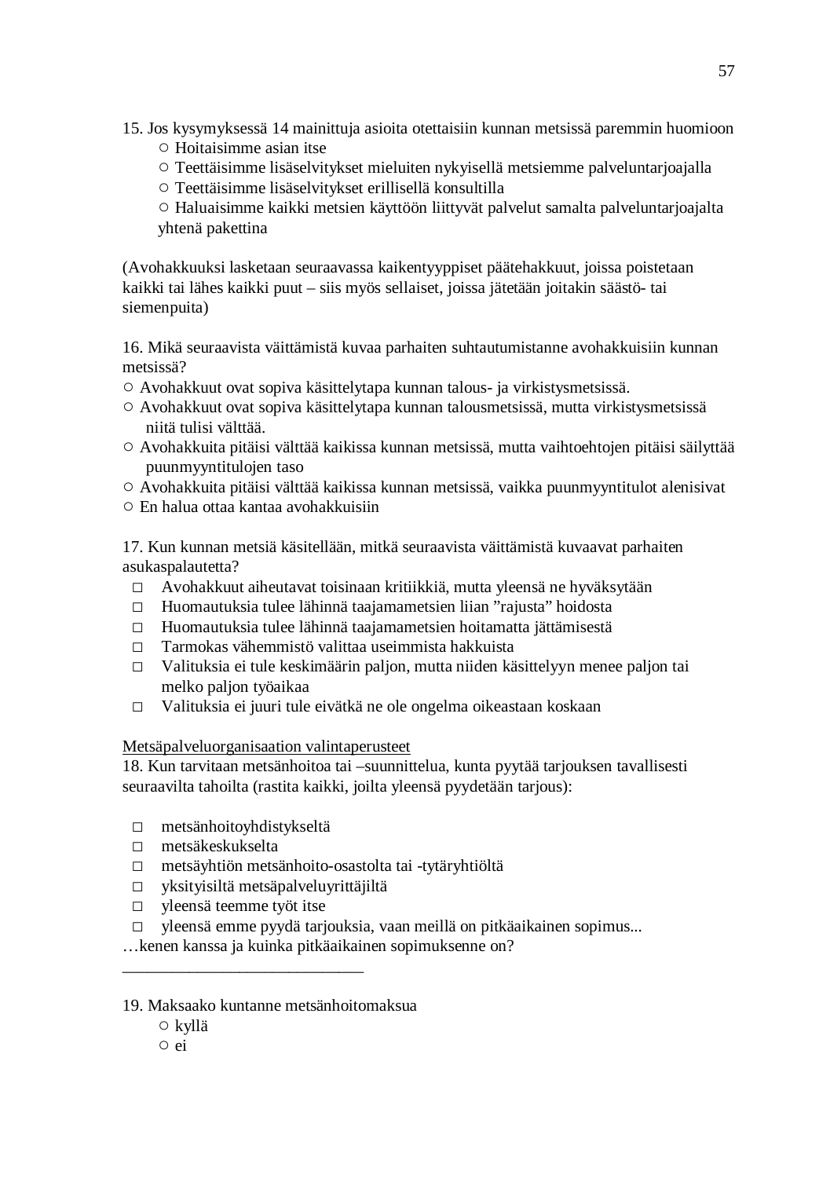15. Jos kysymyksessä 14 mainittuja asioita otettaisiin kunnan metsissä paremmin huomioon

- ○ Hoitaisimme asian itse
- ○ Teettäisimme lisäselvitykset mieluiten nykyisellä metsiemme palveluntarjoajalla
- ○ Teettäisimme lisäselvitykset erillisellä konsultilla
- ○ Haluaisimme kaikki metsien käyttöön liittyvät palvelut samalta palveluntarjoajalta yhtenä pakettina

(Avohakkuuksi lasketaan seuraavassa kaikentyyppiset päätehakkuut, joissa poistetaan kaikki tai lähes kaikki puut – siis myös sellaiset, joissa jätetään joitakin säästö- tai siemenpuita)

16. Mikä seuraavista väittämistä kuvaa parhaiten suhtautumistanne avohakkuisiin kunnan metsissä?

- ○ Avohakkuut ovat sopiva käsittelytapa kunnan talous- ja virkistysmetsissä.
- ○ Avohakkuut ovat sopiva käsittelytapa kunnan talousmetsissä, mutta virkistysmetsissä niitä tulisi välttää.
- ○ Avohakkuita pitäisi välttää kaikissa kunnan metsissä, mutta vaihtoehtojen pitäisi säilyttää puunmyyntitulojen taso
- ○ Avohakkuita pitäisi välttää kaikissa kunnan metsissä, vaikka puunmyyntitulot alenisivat
- ○ En halua ottaa kantaa avohakkuisiin

17. Kun kunnan metsiä käsitellään, mitkä seuraavista väittämistä kuvaavat parhaiten asukaspalautetta?

- □ Avohakkuut aiheutavat toisinaan kritiikkiä, mutta yleensä ne hyväksytään
- □ Huomautuksia tulee lähinnä taajamametsien liian ”rajusta” hoidosta
- □ Huomautuksia tulee lähinnä taajamametsien hoitamatta jättämisestä
- □ Tarmokas vähemmistö valittaa useimmista hakkuista
- □ Valituksia ei tule keskimäärin paljon, mutta niiden käsittelyyn menee paljon tai melko paljon työaikaa
- □ Valituksia ei juuri tule eivätkä ne ole ongelma oikeastaan koskaan

<u>Metsäpalveluorganisaation valintaperusteet</u>

18. Kun tarvitaan metsänhoitoa tai –suunnittelua, kunta pyytää tarjouksen tavallisesti seuraavilta tahoilta (rastita kaikki, joilta yleensä pyydetään tarjous):

- □ metsänhoitoyhdistykseltä
- □ metsäkeskukselta
- □ metsäyhtiön metsänhoito-osastolta tai -tytäryhtiöltä
- □ yksityisiltä metsäpalveluyrittäjiltä
- □ yleensä teemme työt itse
- □ yleensä emme pyydä tarjouksia, vaan meillä on pitkäaikainen sopimus...

…kenen kanssa ja kuinka pitkäaikainen sopimuksenne on?

\_\_\_\_\_\_\_\_\_\_\_\_\_\_\_\_\_\_\_\_\_\_\_\_\_\_\_\_\_\_

19. Maksaako kuntanne metsänhoitomaksua

- ○ kyllä
- ○ ei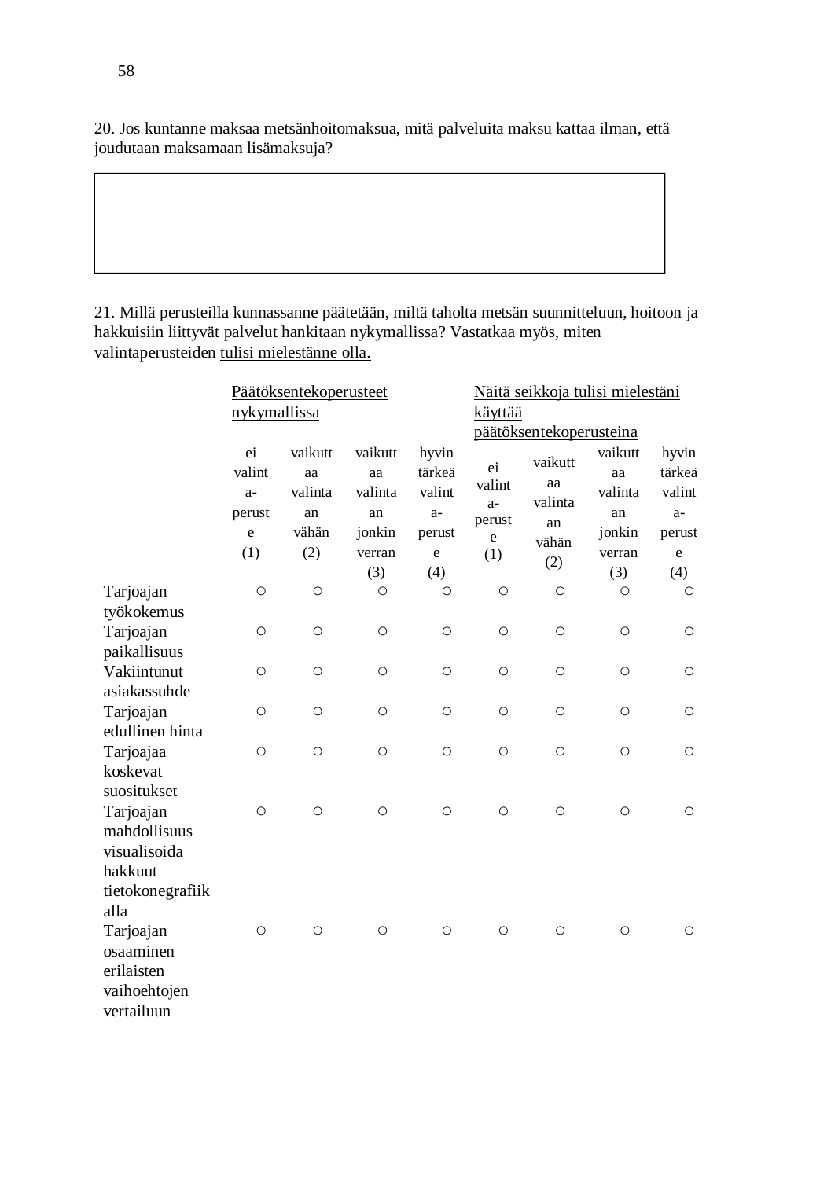20. Jos kuntanne maksaa metsänhoitomaksua, mitä palveluita maksu kattaa ilman, että joudutaan maksamaan lisämaksuja?

| |
|---|
| |

21. Millä perusteilla kunnassanne päätetään, miltä taholta metsän suunnitteluun, hoitoon ja hakkuisiin liittyvät palvelut hankitaan nykymallissa? Vastatkaa myös, miten valintaperusteiden tulisi mielestänne olla.

| | Päätöksentekoperusteet nykymallissa | | | | Näitä seikkoja tulisi mielestäni käyttää päätöksentekoperusteina | | | |
|---|---|---|---|---|---|---|---|---|
| | ei valinta-peruste (1) | vaikuttaa valintaan vähän (2) | vaikuttaa valintaan jonkin verran (3) | hyvin tärkeä valinta-peruste (4) | ei valinta-peruste (1) | vaikuttaa valintaan vähän (2) | vaikuttaa valintaan jonkin verran (3) | hyvin tärkeä valinta-peruste (4) |
| Tarjoajan työkokemus | ○ | ○ | ○ | ○ | ○ | ○ | ○ | ○ |
| Tarjoajan paikallisuus | ○ | ○ | ○ | ○ | ○ | ○ | ○ | ○ |
| Vakiintunut asiakassuhde | ○ | ○ | ○ | ○ | ○ | ○ | ○ | ○ |
| Tarjoajan edullinen hinta | ○ | ○ | ○ | ○ | ○ | ○ | ○ | ○ |
| Tarjoajaa koskevat suositukset | ○ | ○ | ○ | ○ | ○ | ○ | ○ | ○ |
| Tarjoajan mahdollisuus visualisoida hakkuut tietokonegrafiikalla | ○ | ○ | ○ | ○ | ○ | ○ | ○ | ○ |
| Tarjoajan osaaminen erilaisten vaihoehtojen vertailuun | ○ | ○ | ○ | ○ | ○ | ○ | ○ | ○ |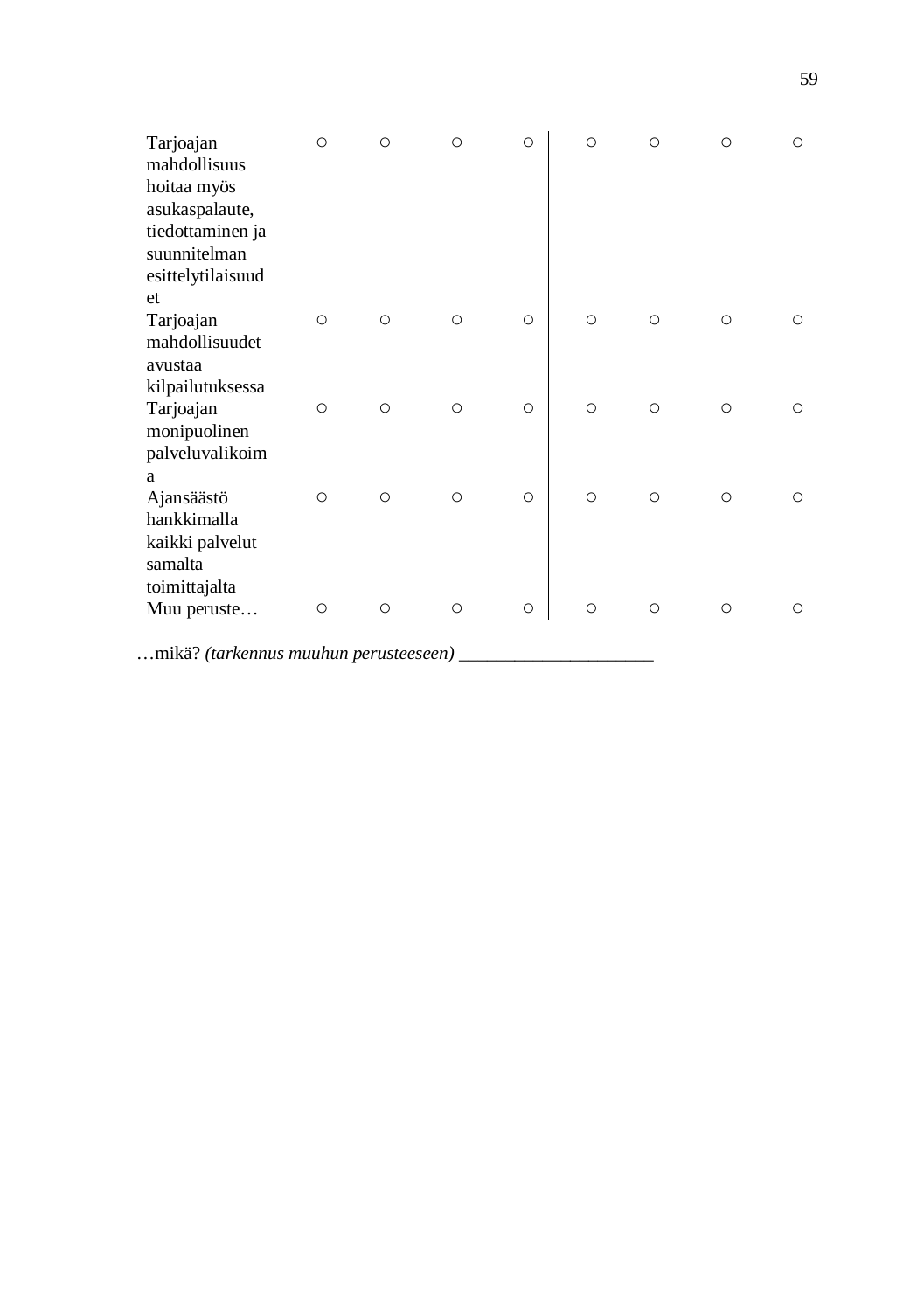| | | | | | | | | |
|---|---|---|---|---|---|---|---|---|
| Tarjoajan mahdollisuus hoitaa myös asukaspalaute, tiedottaminen ja suunnitelman esittelytilaisuudet | ○ | ○ | ○ | ○ | ○ | ○ | ○ | ○ |
| Tarjoajan mahdollisuudet avustaa kilpailutuksessa | ○ | ○ | ○ | ○ | ○ | ○ | ○ | ○ |
| Tarjoajan monipuolinen palveluvalikoima | ○ | ○ | ○ | ○ | ○ | ○ | ○ | ○ |
| Ajansäästö hankkimalla kaikki palvelut samalta toimittajalta | ○ | ○ | ○ | ○ | ○ | ○ | ○ | ○ |
| Muu peruste… | ○ | ○ | ○ | ○ | ○ | ○ | ○ | ○ |

…mikä? *(tarkennus muuhun perusteeseen)* ____________________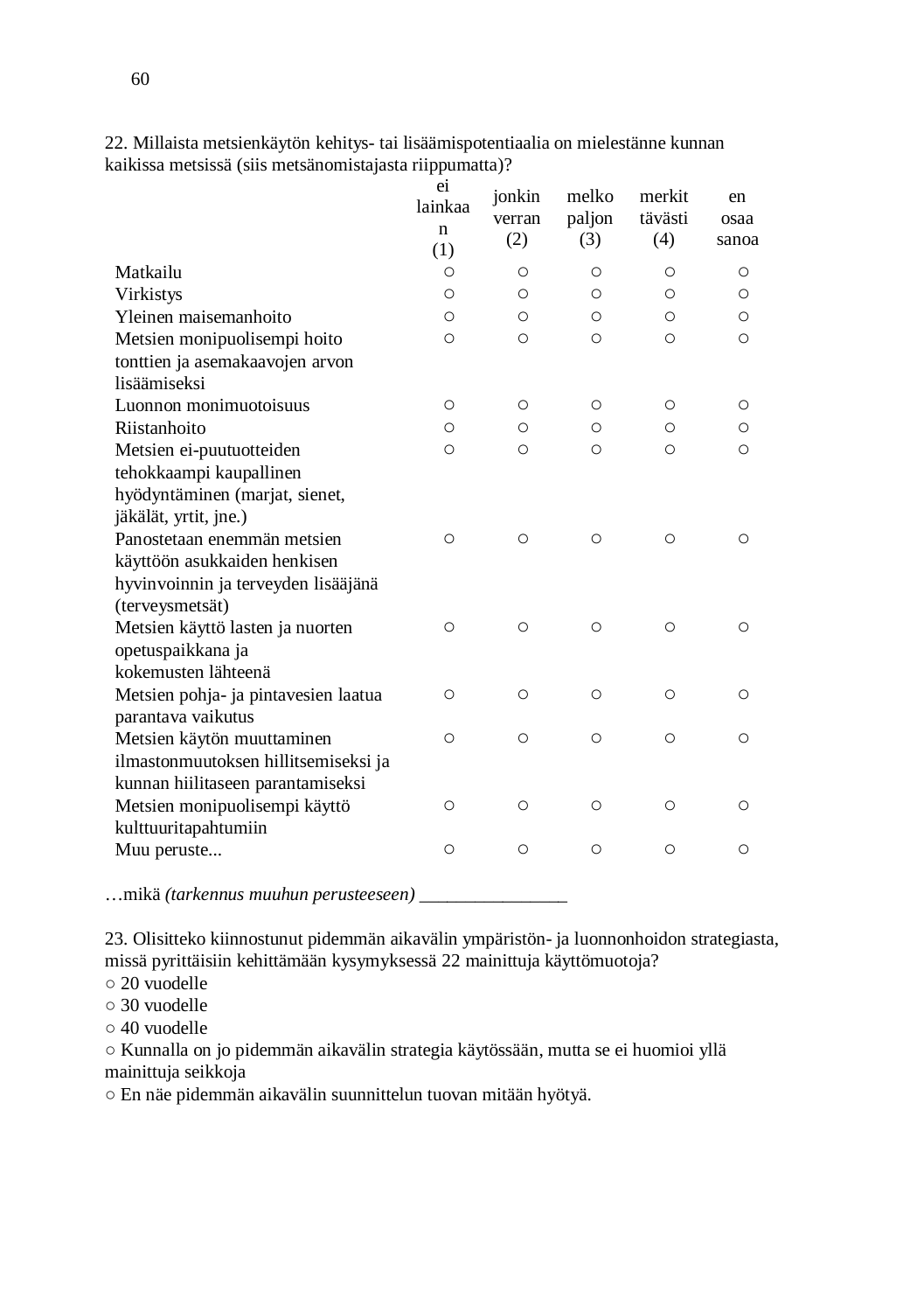22. Millaista metsienkäytön kehitys- tai lisäämispotentiaalia on mielestänne kunnan kaikissa metsissä (siis metsänomistajasta riippumatta)?

| | ei lainkaan (1) | jonkin verran (2) | melko paljon (3) | merkittävästi (4) | en osaa sanoa |
|---|---|---|---|---|---|
| Matkailu | ○ | ○ | ○ | ○ | ○ |
| Virkistys | ○ | ○ | ○ | ○ | ○ |
| Yleinen maisemanhoito | ○ | ○ | ○ | ○ | ○ |
| Metsien monipuolisempi hoito tonttien ja asemakaavojen arvon lisäämiseksi | ○ | ○ | ○ | ○ | ○ |
| Luonnon monimuotoisuus | ○ | ○ | ○ | ○ | ○ |
| Riistanhoito | ○ | ○ | ○ | ○ | ○ |
| Metsien ei-puutuotteiden tehokkaampi kaupallinen hyödyntäminen (marjat, sienet, jäkälät, yrtit, jne.) | ○ | ○ | ○ | ○ | ○ |
| Panostetaan enemmän metsien käyttöön asukkaiden henkisen hyvinvoinnin ja terveyden lisääjänä (terveysmetsät) | ○ | ○ | ○ | ○ | ○ |
| Metsien käyttö lasten ja nuorten opetuspaikkana ja kokemusten lähteenä | ○ | ○ | ○ | ○ | ○ |
| Metsien pohja- ja pintavesien laatua parantava vaikutus | ○ | ○ | ○ | ○ | ○ |
| Metsien käytön muuttaminen ilmastonmuutoksen hillitsemiseksi ja kunnan hiilitaseen parantamiseksi | ○ | ○ | ○ | ○ | ○ |
| Metsien monipuolisempi käyttö kulttuuritapahtumiin | ○ | ○ | ○ | ○ | ○ |
| Muu peruste... | ○ | ○ | ○ | ○ | ○ |

…mikä *(tarkennus muuhun perusteeseen)* _______________

23. Olisitteko kiinnostunut pidemmän aikavälin ympäristön- ja luonnonhoidon strategiasta, missä pyrittäisiin kehittämään kysymyksessä 22 mainittuja käyttömuotoja?

○ 20 vuodelle
○ 30 vuodelle
○ 40 vuodelle
○ Kunnalla on jo pidemmän aikavälin strategia käytössään, mutta se ei huomioi yllä mainittuja seikkoja
○ En näe pidemmän aikavälin suunnittelun tuovan mitään hyötyä.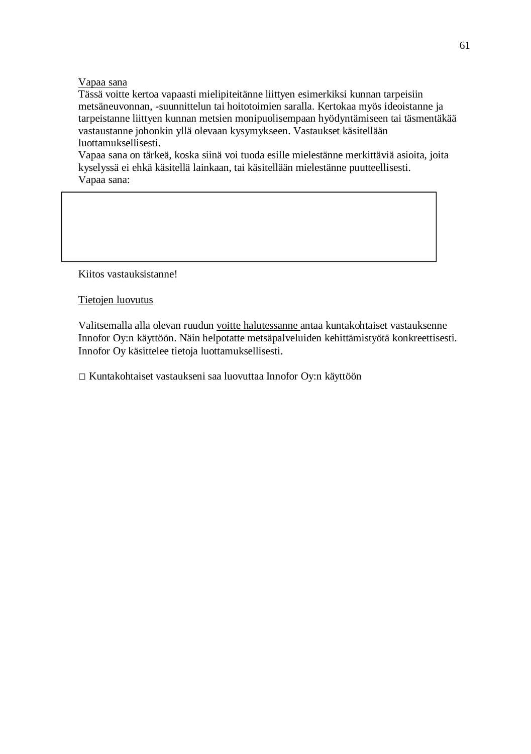Vapaa sana

Tässä voitte kertoa vapaasti mielipiteitänne liittyen esimerkiksi kunnan tarpeisiin metsäneuvonnan, -suunnittelun tai hoitotoimien saralla. Kertokaa myös ideoistanne ja tarpeistanne liittyen kunnan metsien monipuolisempaan hyödyntämiseen tai täsmentäkää vastaustanne johonkin yllä olevaan kysymykseen. Vastaukset käsitellään luottamuksellisesti.

Vapaa sana on tärkeä, koska siinä voi tuoda esille mielestänne merkittäviä asioita, joita kyselyssä ei ehkä käsitellä lainkaan, tai käsitellään mielestänne puutteellisesti.

Vapaa sana:

Kiitos vastauksistanne!

Tietojen luovutus

Valitsemalla alla olevan ruudun voitte halutessanne antaa kuntakohtaiset vastauksenne Innofor Oy:n käyttöön. Näin helpotatte metsäpalveluiden kehittämistyötä konkreettisesti. Innofor Oy käsittelee tietoja luottamuksellisesti.

□ Kuntakohtaiset vastaukseni saa luovuttaa Innofor Oy:n käyttöön